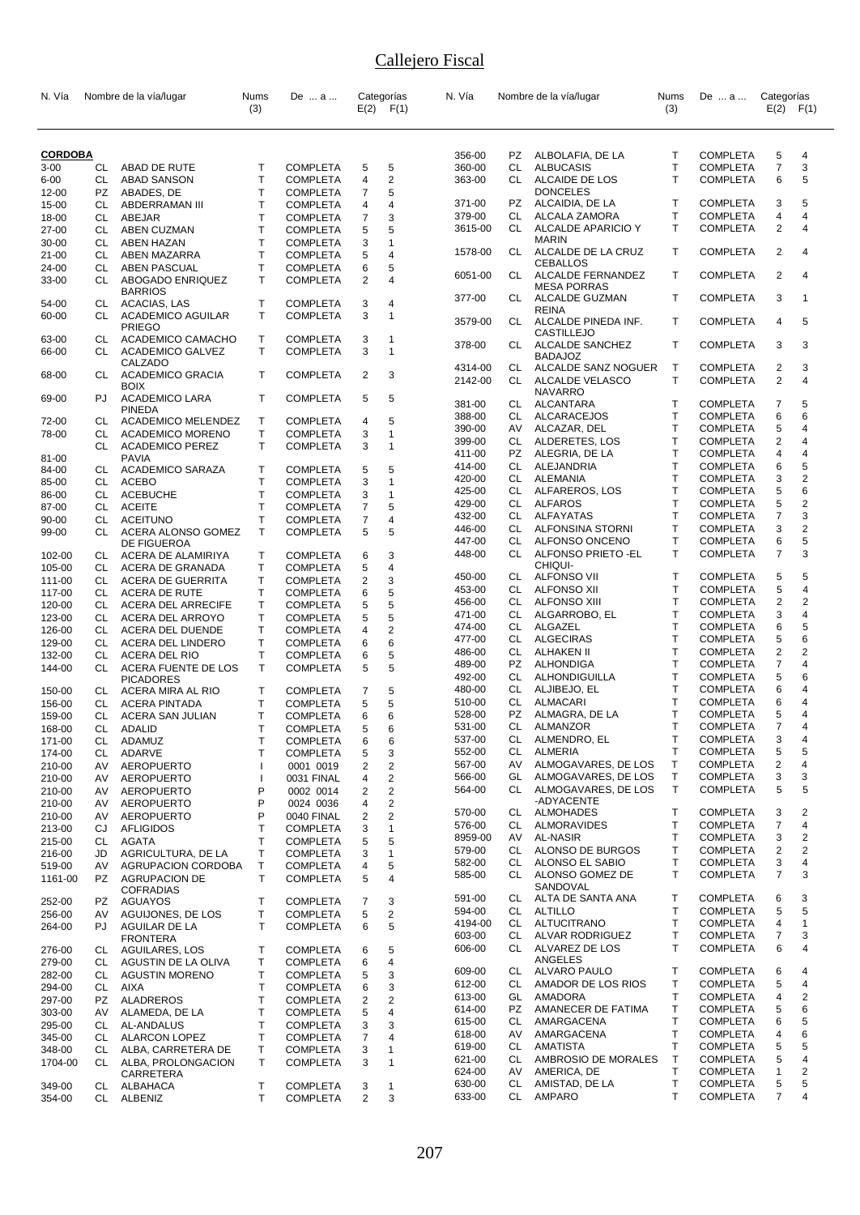# Callejero Fiscal

| N. Vía | | Nombre de la vía/lugar | Nums (3) | De ... a ... | Categorías E(2) | F(1) |
|---|---|---|---|---|---|---|
| **CORDOBA** | | | | | | |
| 3-00 | CL | ABAD DE RUTE | T | COMPLETA | 5 | 5 |
| 6-00 | CL | ABAD SANSON | T | COMPLETA | 4 | 2 |
| 12-00 | PZ | ABADES, DE | T | COMPLETA | 7 | 5 |
| 15-00 | CL | ABDERRAMAN III | T | COMPLETA | 4 | 4 |
| 18-00 | CL | ABEJAR | T | COMPLETA | 7 | 3 |
| 27-00 | CL | ABEN CUZMAN | T | COMPLETA | 5 | 5 |
| 30-00 | CL | ABEN HAZAN | T | COMPLETA | 3 | 1 |
| 21-00 | CL | ABEN MAZARRA | T | COMPLETA | 5 | 4 |
| 24-00 | CL | ABEN PASCUAL | T | COMPLETA | 6 | 5 |
| 33-00 | CL | ABOGADO ENRIQUEZ BARRIOS | T | COMPLETA | 2 | 4 |
| 54-00 | CL | ACACIAS, LAS | T | COMPLETA | 3 | 4 |
| 60-00 | CL | ACADEMICO AGUILAR PRIEGO | T | COMPLETA | 3 | 1 |
| 63-00 | CL | ACADEMICO CAMACHO | T | COMPLETA | 3 | 1 |
| 66-00 | CL | ACADEMICO GALVEZ CALZADO | T | COMPLETA | 3 | 1 |
| 68-00 | CL | ACADEMICO GRACIA BOIX | T | COMPLETA | 2 | 3 |
| 69-00 | PJ | ACADEMICO LARA PINEDA | T | COMPLETA | 5 | 5 |
| 72-00 | CL | ACADEMICO MELENDEZ | T | COMPLETA | 4 | 5 |
| 78-00 | CL | ACADEMICO MORENO | T | COMPLETA | 3 | 1 |
| 81-00 | CL | ACADEMICO PEREZ PAVIA | T | COMPLETA | 3 | 1 |
| 84-00 | CL | ACADEMICO SARAZA | T | COMPLETA | 5 | 5 |
| 85-00 | CL | ACEBO | T | COMPLETA | 3 | 1 |
| 86-00 | CL | ACEBUCHE | T | COMPLETA | 3 | 1 |
| 87-00 | CL | ACEITE | T | COMPLETA | 7 | 5 |
| 90-00 | CL | ACEITUNO | T | COMPLETA | 7 | 4 |
| 99-00 | CL | ACERA ALONSO GOMEZ DE FIGUEROA | T | COMPLETA | 5 | 5 |
| 102-00 | CL | ACERA DE ALAMIRIYA | T | COMPLETA | 6 | 3 |
| 105-00 | CL | ACERA DE GRANADA | T | COMPLETA | 5 | 4 |
| 111-00 | CL | ACERA DE GUERRITA | T | COMPLETA | 2 | 3 |
| 117-00 | CL | ACERA DE RUTE | T | COMPLETA | 6 | 5 |
| 120-00 | CL | ACERA DEL ARRECIFE | T | COMPLETA | 5 | 5 |
| 123-00 | CL | ACERA DEL ARROYO | T | COMPLETA | 5 | 5 |
| 126-00 | CL | ACERA DEL DUENDE | T | COMPLETA | 4 | 2 |
| 129-00 | CL | ACERA DEL LINDERO | T | COMPLETA | 6 | 6 |
| 132-00 | CL | ACERA DEL RIO | T | COMPLETA | 6 | 5 |
| 144-00 | CL | ACERA FUENTE DE LOS PICADORES | T | COMPLETA | 5 | 5 |
| 150-00 | CL | ACERA MIRA AL RIO | T | COMPLETA | 7 | 5 |
| 156-00 | CL | ACERA PINTADA | T | COMPLETA | 5 | 5 |
| 159-00 | CL | ACERA SAN JULIAN | T | COMPLETA | 6 | 6 |
| 168-00 | CL | ADALID | T | COMPLETA | 5 | 6 |
| 171-00 | CL | ADAMUZ | T | COMPLETA | 6 | 6 |
| 174-00 | CL | ADARVE | T | COMPLETA | 5 | 3 |
| 210-00 | AV | AEROPUERTO | I | 0001 0019 | 2 | 2 |
| 210-00 | AV | AEROPUERTO | I | 0031 FINAL | 4 | 2 |
| 210-00 | AV | AEROPUERTO | P | 0002 0014 | 2 | 2 |
| 210-00 | AV | AEROPUERTO | P | 0024 0036 | 4 | 2 |
| 210-00 | AV | AEROPUERTO | P | 0040 FINAL | 2 | 2 |
| 213-00 | CJ | AFLIGIDOS | T | COMPLETA | 3 | 1 |
| 215-00 | CL | AGATA | T | COMPLETA | 5 | 5 |
| 216-00 | JD | AGRICULTURA, DE LA | T | COMPLETA | 3 | 1 |
| 519-00 | AV | AGRUPACION CORDOBA | T | COMPLETA | 4 | 5 |
| 1161-00 | PZ | AGRUPACION DE COFRADIAS | T | COMPLETA | 5 | 4 |
| 252-00 | PZ | AGUAYOS | T | COMPLETA | 7 | 3 |
| 256-00 | AV | AGUIJONES, DE LOS | T | COMPLETA | 5 | 2 |
| 264-00 | PJ | AGUILAR DE LA FRONTERA | T | COMPLETA | 6 | 5 |
| 276-00 | CL | AGUILARES, LOS | T | COMPLETA | 6 | 5 |
| 279-00 | CL | AGUSTIN DE LA OLIVA | T | COMPLETA | 6 | 4 |
| 282-00 | CL | AGUSTIN MORENO | T | COMPLETA | 5 | 3 |
| 294-00 | CL | AIXA | T | COMPLETA | 6 | 3 |
| 297-00 | PZ | ALADREROS | T | COMPLETA | 2 | 2 |
| 303-00 | AV | ALAMEDA, DE LA | T | COMPLETA | 5 | 4 |
| 295-00 | CL | AL-ANDALUS | T | COMPLETA | 3 | 3 |
| 345-00 | CL | ALARCON LOPEZ | T | COMPLETA | 7 | 4 |
| 348-00 | CL | ALBA, CARRETERA DE | T | COMPLETA | 3 | 1 |
| 1704-00 | CL | ALBA, PROLONGACION CARRETERA | T | COMPLETA | 3 | 1 |
| 349-00 | CL | ALBAHACA | T | COMPLETA | 3 | 1 |
| 354-00 | CL | ALBENIZ | T | COMPLETA | 2 | 3 |
| 356-00 | PZ | ALBOLAFIA, DE LA | T | COMPLETA | 5 | 4 |
| 360-00 | CL | ALBUCASIS | T | COMPLETA | 7 | 3 |
| 363-00 | CL | ALCAIDE DE LOS DONCELES | T | COMPLETA | 6 | 5 |
| 371-00 | PZ | ALCAIDIA, DE LA | T | COMPLETA | 3 | 5 |
| 379-00 | CL | ALCALA ZAMORA | T | COMPLETA | 4 | 4 |
| 3615-00 | CL | ALCALDE APARICIO Y MARIN | T | COMPLETA | 2 | 4 |
| 1578-00 | CL | ALCALDE DE LA CRUZ CEBALLOS | T | COMPLETA | 2 | 4 |
| 6051-00 | CL | ALCALDE FERNANDEZ MESA PORRAS | T | COMPLETA | 2 | 4 |
| 377-00 | CL | ALCALDE GUZMAN REINA | T | COMPLETA | 3 | 1 |
| 3579-00 | CL | ALCALDE PINEDA INF. CASTILLEJO | T | COMPLETA | 4 | 5 |
| 378-00 | CL | ALCALDE SANCHEZ BADAJOZ | T | COMPLETA | 3 | 3 |
| 4314-00 | CL | ALCALDE SANZ NOGUER | T | COMPLETA | 2 | 3 |
| 2142-00 | CL | ALCALDE VELASCO NAVARRO | T | COMPLETA | 2 | 4 |
| 381-00 | CL | ALCANTARA | T | COMPLETA | 7 | 5 |
| 388-00 | CL | ALCARACEJOS | T | COMPLETA | 6 | 6 |
| 390-00 | AV | ALCAZAR, DEL | T | COMPLETA | 5 | 4 |
| 399-00 | CL | ALDERETES, LOS | T | COMPLETA | 2 | 4 |
| 411-00 | PZ | ALEGRIA, DE LA | T | COMPLETA | 4 | 4 |
| 414-00 | CL | ALEJANDRIA | T | COMPLETA | 6 | 5 |
| 420-00 | CL | ALEMANIA | T | COMPLETA | 3 | 2 |
| 425-00 | CL | ALFAREROS, LOS | T | COMPLETA | 5 | 6 |
| 429-00 | CL | ALFAROS | T | COMPLETA | 5 | 2 |
| 432-00 | CL | ALFAYATAS | T | COMPLETA | 7 | 3 |
| 446-00 | CL | ALFONSINA STORNI | T | COMPLETA | 3 | 2 |
| 447-00 | CL | ALFONSO ONCENO | T | COMPLETA | 6 | 5 |
| 448-00 | CL | ALFONSO PRIETO -EL CHIQUI- | T | COMPLETA | 7 | 3 |
| 450-00 | CL | ALFONSO VII | T | COMPLETA | 5 | 5 |
| 453-00 | CL | ALFONSO XII | T | COMPLETA | 5 | 4 |
| 456-00 | CL | ALFONSO XIII | T | COMPLETA | 2 | 2 |
| 471-00 | CL | ALGARROBO, EL | T | COMPLETA | 3 | 4 |
| 474-00 | CL | ALGAZEL | T | COMPLETA | 6 | 5 |
| 477-00 | CL | ALGECIRAS | T | COMPLETA | 5 | 6 |
| 486-00 | CL | ALHAKEN II | T | COMPLETA | 2 | 2 |
| 489-00 | PZ | ALHONDIGA | T | COMPLETA | 7 | 4 |
| 492-00 | CL | ALHONDIGUILLA | T | COMPLETA | 5 | 6 |
| 480-00 | CL | ALJIBEJO, EL | T | COMPLETA | 6 | 4 |
| 510-00 | CL | ALMACARI | T | COMPLETA | 6 | 4 |
| 528-00 | PZ | ALMAGRA, DE LA | T | COMPLETA | 5 | 4 |
| 531-00 | CL | ALMANZOR | T | COMPLETA | 7 | 4 |
| 537-00 | CL | ALMENDRO, EL | T | COMPLETA | 3 | 4 |
| 552-00 | CL | ALMERIA | T | COMPLETA | 5 | 5 |
| 567-00 | AV | ALMOGAVARES, DE LOS | T | COMPLETA | 2 | 4 |
| 566-00 | GL | ALMOGAVARES, DE LOS | T | COMPLETA | 3 | 3 |
| 564-00 | CL | ALMOGAVARES, DE LOS -ADYACENTE | T | COMPLETA | 5 | 5 |
| 570-00 | CL | ALMOHADES | T | COMPLETA | 3 | 2 |
| 576-00 | CL | ALMORAVIDES | T | COMPLETA | 7 | 4 |
| 8959-00 | AV | AL-NASIR | T | COMPLETA | 3 | 2 |
| 579-00 | CL | ALONSO DE BURGOS | T | COMPLETA | 2 | 2 |
| 582-00 | CL | ALONSO EL SABIO | T | COMPLETA | 3 | 4 |
| 585-00 | CL | ALONSO GOMEZ DE SANDOVAL | T | COMPLETA | 7 | 3 |
| 591-00 | CL | ALTA DE SANTA ANA | T | COMPLETA | 6 | 3 |
| 594-00 | CL | ALTILLO | T | COMPLETA | 5 | 5 |
| 4194-00 | CL | ALTUCITRANO | T | COMPLETA | 4 | 1 |
| 603-00 | CL | ALVAR RODRIGUEZ | T | COMPLETA | 7 | 3 |
| 606-00 | CL | ALVAREZ DE LOS ANGELES | T | COMPLETA | 6 | 4 |
| 609-00 | CL | ALVARO PAULO | T | COMPLETA | 6 | 4 |
| 612-00 | CL | AMADOR DE LOS RIOS | T | COMPLETA | 5 | 4 |
| 613-00 | GL | AMADORA | T | COMPLETA | 4 | 2 |
| 614-00 | PZ | AMANECER DE FATIMA | T | COMPLETA | 5 | 6 |
| 615-00 | CL | AMARGACENA | T | COMPLETA | 6 | 5 |
| 618-00 | AV | AMARGACENA | T | COMPLETA | 4 | 6 |
| 619-00 | CL | AMATISTA | T | COMPLETA | 5 | 5 |
| 621-00 | CL | AMBROSIO DE MORALES | T | COMPLETA | 5 | 4 |
| 624-00 | AV | AMERICA, DE | T | COMPLETA | 1 | 2 |
| 630-00 | CL | AMISTAD, DE LA | T | COMPLETA | 5 | 5 |
| 633-00 | CL | AMPARO | T | COMPLETA | 7 | 4 |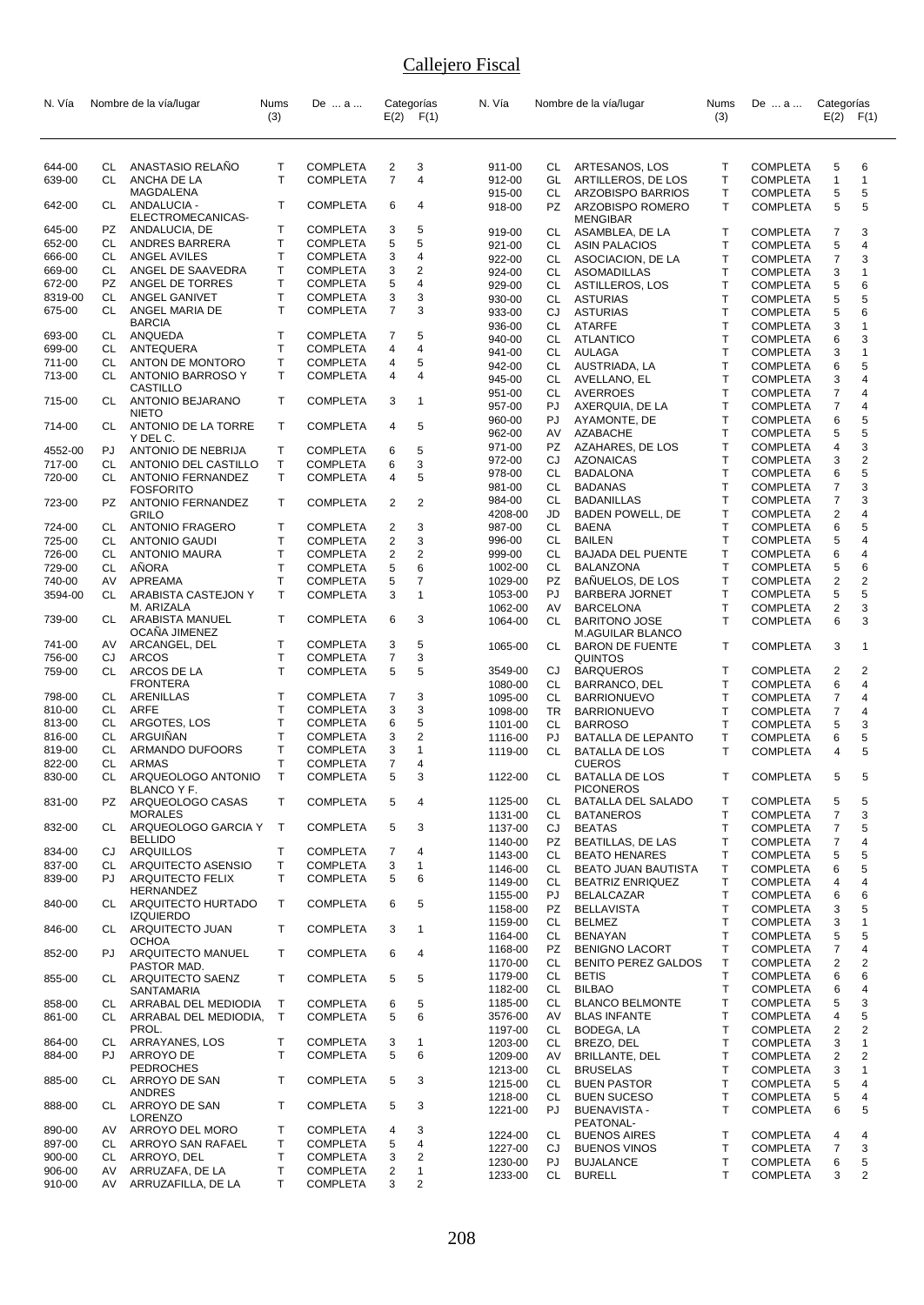# Callejero Fiscal

| N. Vía | | Nombre de la vía/lugar | Nums (3) | De ... a ... | Categorías E(2) | F(1) |
|---|---|---|---|---|---|---|
| 644-00 | CL | ANASTASIO RELAÑO | T | COMPLETA | 2 | 3 |
| 639-00 | CL | ANCHA DE LA MAGDALENA | T | COMPLETA | 7 | 4 |
| 642-00 | CL | ANDALUCIA - ELECTROMECANICAS- | T | COMPLETA | 6 | 4 |
| 645-00 | PZ | ANDALUCIA, DE | T | COMPLETA | 3 | 5 |
| 652-00 | CL | ANDRES BARRERA | T | COMPLETA | 5 | 5 |
| 666-00 | CL | ANGEL AVILES | T | COMPLETA | 3 | 4 |
| 669-00 | CL | ANGEL DE SAAVEDRA | T | COMPLETA | 3 | 2 |
| 672-00 | PZ | ANGEL DE TORRES | T | COMPLETA | 5 | 4 |
| 8319-00 | CL | ANGEL GANIVET | T | COMPLETA | 3 | 3 |
| 675-00 | CL | ANGEL MARIA DE BARCIA | T | COMPLETA | 7 | 3 |
| 693-00 | CL | ANQUEDA | T | COMPLETA | 7 | 5 |
| 699-00 | CL | ANTEQUERA | T | COMPLETA | 4 | 4 |
| 711-00 | CL | ANTON DE MONTORO | T | COMPLETA | 4 | 5 |
| 713-00 | CL | ANTONIO BARROSO Y CASTILLO | T | COMPLETA | 4 | 4 |
| 715-00 | CL | ANTONIO BEJARANO NIETO | T | COMPLETA | 3 | 1 |
| 714-00 | CL | ANTONIO DE LA TORRE Y DEL C. | T | COMPLETA | 4 | 5 |
| 4552-00 | PJ | ANTONIO DE NEBRIJA | T | COMPLETA | 6 | 5 |
| 717-00 | CL | ANTONIO DEL CASTILLO | T | COMPLETA | 6 | 3 |
| 720-00 | CL | ANTONIO FERNANDEZ FOSFORITO | T | COMPLETA | 4 | 5 |
| 723-00 | PZ | ANTONIO FERNANDEZ GRILO | T | COMPLETA | 2 | 2 |
| 724-00 | CL | ANTONIO FRAGERO | T | COMPLETA | 2 | 3 |
| 725-00 | CL | ANTONIO GAUDI | T | COMPLETA | 2 | 3 |
| 726-00 | CL | ANTONIO MAURA | T | COMPLETA | 2 | 2 |
| 729-00 | CL | AÑORA | T | COMPLETA | 5 | 6 |
| 740-00 | AV | APREAMA | T | COMPLETA | 5 | 7 |
| 3594-00 | CL | ARABISTA CASTEJON Y M. ARIZALA | T | COMPLETA | 3 | 1 |
| 739-00 | CL | ARABISTA MANUEL OCAÑA JIMENEZ | T | COMPLETA | 6 | 3 |
| 741-00 | AV | ARCANGEL, DEL | T | COMPLETA | 3 | 5 |
| 756-00 | CJ | ARCOS | T | COMPLETA | 7 | 3 |
| 759-00 | CL | ARCOS DE LA FRONTERA | T | COMPLETA | 5 | 5 |
| 798-00 | CL | ARENILLAS | T | COMPLETA | 7 | 3 |
| 810-00 | CL | ARFE | T | COMPLETA | 3 | 3 |
| 813-00 | CL | ARGOTES, LOS | T | COMPLETA | 6 | 5 |
| 816-00 | CL | ARGUIÑAN | T | COMPLETA | 3 | 2 |
| 819-00 | CL | ARMANDO DUFOORS | T | COMPLETA | 3 | 1 |
| 822-00 | CL | ARMAS | T | COMPLETA | 7 | 4 |
| 830-00 | CL | ARQUEOLOGO ANTONIO BLANCO Y F. | T | COMPLETA | 5 | 3 |
| 831-00 | PZ | ARQUEOLOGO CASAS MORALES | T | COMPLETA | 5 | 4 |
| 832-00 | CL | ARQUEOLOGO GARCIA Y BELLIDO | T | COMPLETA | 5 | 3 |
| 834-00 | CJ | ARQUILLOS | T | COMPLETA | 7 | 4 |
| 837-00 | CL | ARQUITECTO ASENSIO | T | COMPLETA | 3 | 1 |
| 839-00 | PJ | ARQUITECTO FELIX HERNANDEZ | T | COMPLETA | 5 | 6 |
| 840-00 | CL | ARQUITECTO HURTADO IZQUIERDO | T | COMPLETA | 6 | 5 |
| 846-00 | CL | ARQUITECTO JUAN OCHOA | T | COMPLETA | 3 | 1 |
| 852-00 | PJ | ARQUITECTO MANUEL PASTOR MAD. | T | COMPLETA | 6 | 4 |
| 855-00 | CL | ARQUITECTO SAENZ SANTAMARIA | T | COMPLETA | 5 | 5 |
| 858-00 | CL | ARRABAL DEL MEDIODIA | T | COMPLETA | 6 | 5 |
| 861-00 | CL | ARRABAL DEL MEDIODIA, PROL. | T | COMPLETA | 5 | 6 |
| 864-00 | CL | ARRAYANES, LOS | T | COMPLETA | 3 | 1 |
| 884-00 | PJ | ARROYO DE PEDROCHES | T | COMPLETA | 5 | 6 |
| 885-00 | CL | ARROYO DE SAN ANDRES | T | COMPLETA | 5 | 3 |
| 888-00 | CL | ARROYO DE SAN LORENZO | T | COMPLETA | 5 | 3 |
| 890-00 | AV | ARROYO DEL MORO | T | COMPLETA | 4 | 3 |
| 897-00 | CL | ARROYO SAN RAFAEL | T | COMPLETA | 5 | 4 |
| 900-00 | CL | ARROYO, DEL | T | COMPLETA | 3 | 2 |
| 906-00 | AV | ARRUZAFA, DE LA | T | COMPLETA | 2 | 1 |
| 910-00 | AV | ARRUZAFILLA, DE LA | T | COMPLETA | 3 | 2 |
| 911-00 | CL | ARTESANOS, LOS | T | COMPLETA | 5 | 6 |
| 912-00 | GL | ARTILLEROS, DE LOS | T | COMPLETA | 1 | 1 |
| 915-00 | CL | ARZOBISPO BARRIOS | T | COMPLETA | 5 | 5 |
| 918-00 | PZ | ARZOBISPO ROMERO MENGIBAR | T | COMPLETA | 5 | 5 |
| 919-00 | CL | ASAMBLEA, DE LA | T | COMPLETA | 7 | 3 |
| 921-00 | CL | ASIN PALACIOS | T | COMPLETA | 5 | 4 |
| 922-00 | CL | ASOCIACION, DE LA | T | COMPLETA | 7 | 3 |
| 924-00 | CL | ASOMADILLAS | T | COMPLETA | 3 | 1 |
| 929-00 | CL | ASTILLEROS, LOS | T | COMPLETA | 5 | 6 |
| 930-00 | CL | ASTURIAS | T | COMPLETA | 5 | 5 |
| 933-00 | CJ | ASTURIAS | T | COMPLETA | 5 | 6 |
| 936-00 | CL | ATARFE | T | COMPLETA | 3 | 1 |
| 940-00 | CL | ATLANTICO | T | COMPLETA | 6 | 3 |
| 941-00 | CL | AULAGA | T | COMPLETA | 3 | 1 |
| 942-00 | CL | AUSTRIADA, LA | T | COMPLETA | 6 | 5 |
| 945-00 | CL | AVELLANO, EL | T | COMPLETA | 3 | 4 |
| 951-00 | CL | AVERROES | T | COMPLETA | 7 | 4 |
| 957-00 | PJ | AXERQUIA, DE LA | T | COMPLETA | 7 | 4 |
| 960-00 | PJ | AYAMONTE, DE | T | COMPLETA | 6 | 5 |
| 962-00 | AV | AZABACHE | T | COMPLETA | 5 | 5 |
| 971-00 | PZ | AZAHARES, DE LOS | T | COMPLETA | 4 | 3 |
| 972-00 | CJ | AZONAICAS | T | COMPLETA | 3 | 2 |
| 978-00 | CL | BADALONA | T | COMPLETA | 6 | 5 |
| 981-00 | CL | BADANAS | T | COMPLETA | 7 | 3 |
| 984-00 | CL | BADANILLAS | T | COMPLETA | 7 | 3 |
| 4208-00 | JD | BADEN POWELL, DE | T | COMPLETA | 2 | 4 |
| 987-00 | CL | BAENA | T | COMPLETA | 6 | 5 |
| 996-00 | CL | BAILEN | T | COMPLETA | 5 | 4 |
| 999-00 | CL | BAJADA DEL PUENTE | T | COMPLETA | 6 | 4 |
| 1002-00 | CL | BALANZONA | T | COMPLETA | 5 | 6 |
| 1029-00 | PZ | BAÑUELOS, DE LOS | T | COMPLETA | 2 | 2 |
| 1053-00 | PJ | BARBERA JORNET | T | COMPLETA | 5 | 5 |
| 1062-00 | AV | BARCELONA | T | COMPLETA | 2 | 3 |
| 1064-00 | CL | BARITONO JOSE M.AGUILAR BLANCO | T | COMPLETA | 6 | 3 |
| 1065-00 | CL | BARON DE FUENTE QUINTOS | T | COMPLETA | 3 | 1 |
| 3549-00 | CJ | BARQUEROS | T | COMPLETA | 2 | 2 |
| 1080-00 | CL | BARRANCO, DEL | T | COMPLETA | 6 | 4 |
| 1095-00 | CL | BARRIONUEVO | T | COMPLETA | 7 | 4 |
| 1098-00 | TR | BARRIONUEVO | T | COMPLETA | 7 | 4 |
| 1101-00 | CL | BARROSO | T | COMPLETA | 5 | 3 |
| 1116-00 | PJ | BATALLA DE LEPANTO | T | COMPLETA | 6 | 5 |
| 1119-00 | CL | BATALLA DE LOS CUEROS | T | COMPLETA | 4 | 5 |
| 1122-00 | CL | BATALLA DE LOS PICONEROS | T | COMPLETA | 5 | 5 |
| 1125-00 | CL | BATALLA DEL SALADO | T | COMPLETA | 5 | 5 |
| 1131-00 | CL | BATANEROS | T | COMPLETA | 7 | 3 |
| 1137-00 | CJ | BEATAS | T | COMPLETA | 7 | 5 |
| 1140-00 | PZ | BEATILLAS, DE LAS | T | COMPLETA | 7 | 4 |
| 1143-00 | CL | BEATO HENARES | T | COMPLETA | 5 | 5 |
| 1146-00 | CL | BEATO JUAN BAUTISTA | T | COMPLETA | 6 | 5 |
| 1149-00 | CL | BEATRIZ ENRIQUEZ | T | COMPLETA | 4 | 4 |
| 1155-00 | PJ | BELALCAZAR | T | COMPLETA | 6 | 6 |
| 1158-00 | PZ | BELLAVISTA | T | COMPLETA | 3 | 5 |
| 1159-00 | CL | BELMEZ | T | COMPLETA | 3 | 1 |
| 1164-00 | CL | BENAYAN | T | COMPLETA | 5 | 5 |
| 1168-00 | PZ | BENIGNO LACORT | T | COMPLETA | 7 | 4 |
| 1170-00 | CL | BENITO PEREZ GALDOS | T | COMPLETA | 2 | 2 |
| 1179-00 | CL | BETIS | T | COMPLETA | 6 | 6 |
| 1182-00 | CL | BILBAO | T | COMPLETA | 6 | 4 |
| 1185-00 | CL | BLANCO BELMONTE | T | COMPLETA | 5 | 3 |
| 3576-00 | AV | BLAS INFANTE | T | COMPLETA | 4 | 5 |
| 1197-00 | CL | BODEGA, LA | T | COMPLETA | 2 | 2 |
| 1203-00 | CL | BREZO, DEL | T | COMPLETA | 3 | 1 |
| 1209-00 | AV | BRILLANTE, DEL | T | COMPLETA | 2 | 2 |
| 1213-00 | CL | BRUSELAS | T | COMPLETA | 3 | 1 |
| 1215-00 | CL | BUEN PASTOR | T | COMPLETA | 5 | 4 |
| 1218-00 | CL | BUEN SUCESO | T | COMPLETA | 5 | 4 |
| 1221-00 | PJ | BUENAVISTA - PEATONAL- | T | COMPLETA | 6 | 5 |
| 1224-00 | CL | BUENOS AIRES | T | COMPLETA | 4 | 4 |
| 1227-00 | CJ | BUENOS VINOS | T | COMPLETA | 7 | 3 |
| 1230-00 | PJ | BUJALANCE | T | COMPLETA | 6 | 5 |
| 1233-00 | CL | BURELL | T | COMPLETA | 3 | 2 |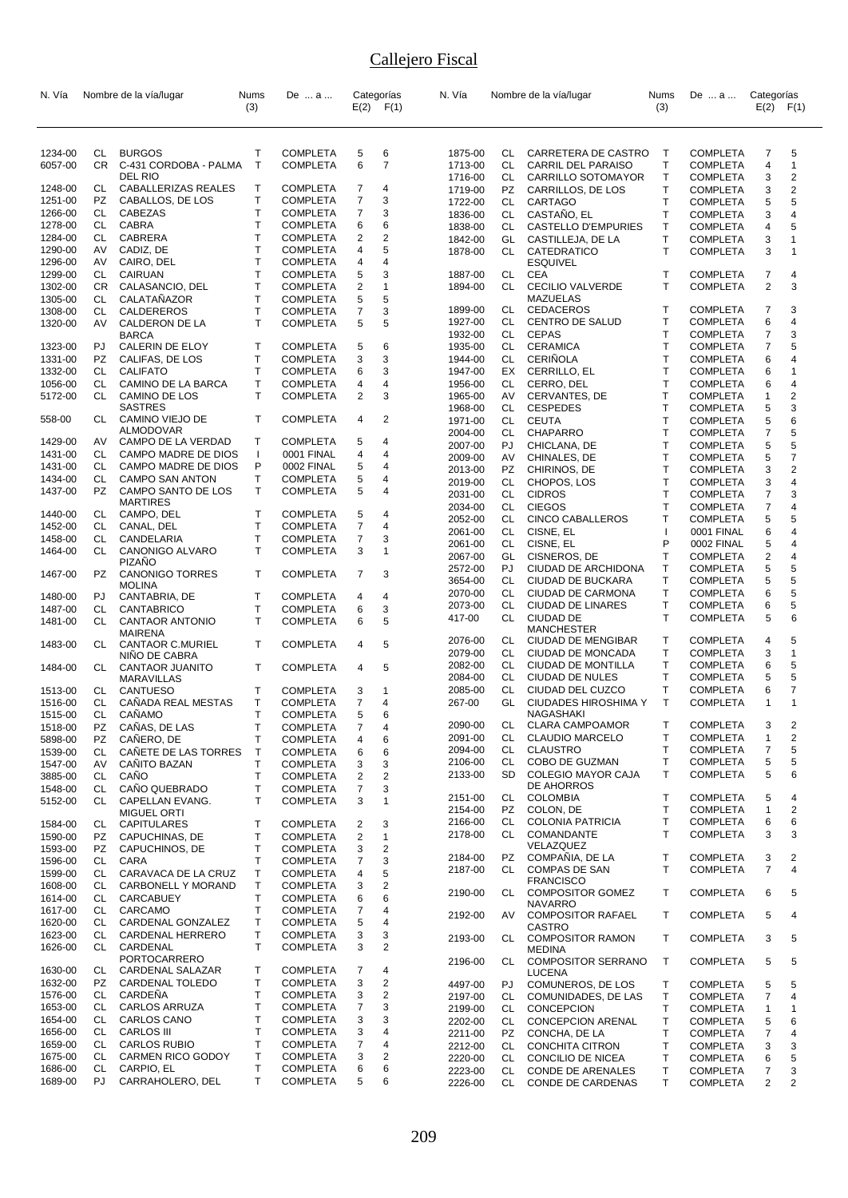# Callejero Fiscal

| N. Vía | | Nombre de la vía/lugar | Nums (3) | De ... a ... | Categorías E(2) | F(1) |
|---|---|---|---|---|---|---|
| 1234-00 | CL | BURGOS | T | COMPLETA | 5 | 6 |
| 6057-00 | CR | C-431 CORDOBA - PALMA DEL RIO | T | COMPLETA | 6 | 7 |
| 1248-00 | CL | CABALLERIZAS REALES | T | COMPLETA | 7 | 4 |
| 1251-00 | PZ | CABALLOS, DE LOS | T | COMPLETA | 7 | 3 |
| 1266-00 | CL | CABEZAS | T | COMPLETA | 7 | 3 |
| 1278-00 | CL | CABRA | T | COMPLETA | 6 | 6 |
| 1284-00 | CL | CABRERA | T | COMPLETA | 2 | 2 |
| 1290-00 | AV | CADIZ, DE | T | COMPLETA | 4 | 5 |
| 1296-00 | AV | CAIRO, DEL | T | COMPLETA | 4 | 4 |
| 1299-00 | CL | CAIRUAN | T | COMPLETA | 5 | 3 |
| 1302-00 | CR | CALASANCIO, DEL | T | COMPLETA | 2 | 1 |
| 1305-00 | CL | CALATAÑAZOR | T | COMPLETA | 5 | 5 |
| 1308-00 | CL | CALDEREROS | T | COMPLETA | 7 | 3 |
| 1320-00 | AV | CALDERON DE LA BARCA | T | COMPLETA | 5 | 5 |
| 1323-00 | PJ | CALERIN DE ELOY | T | COMPLETA | 5 | 6 |
| 1331-00 | PZ | CALIFAS, DE LOS | T | COMPLETA | 3 | 3 |
| 1332-00 | CL | CALIFATO | T | COMPLETA | 6 | 3 |
| 1056-00 | CL | CAMINO DE LA BARCA | T | COMPLETA | 4 | 4 |
| 5172-00 | CL | CAMINO DE LOS SASTRES | T | COMPLETA | 2 | 3 |
| 558-00 | CL | CAMINO VIEJO DE ALMODOVAR | T | COMPLETA | 4 | 2 |
| 1429-00 | AV | CAMPO DE LA VERDAD | T | COMPLETA | 5 | 4 |
| 1431-00 | CL | CAMPO MADRE DE DIOS | I | 0001 FINAL | 4 | 4 |
| 1431-00 | CL | CAMPO MADRE DE DIOS | P | 0002 FINAL | 5 | 4 |
| 1434-00 | CL | CAMPO SAN ANTON | T | COMPLETA | 5 | 4 |
| 1437-00 | PZ | CAMPO SANTO DE LOS MARTIRES | T | COMPLETA | 5 | 4 |
| 1440-00 | CL | CAMPO, DEL | T | COMPLETA | 5 | 4 |
| 1452-00 | CL | CANAL, DEL | T | COMPLETA | 7 | 4 |
| 1458-00 | CL | CANDELARIA | T | COMPLETA | 7 | 3 |
| 1464-00 | CL | CANONIGO ALVARO PIZAÑO | T | COMPLETA | 3 | 1 |
| 1467-00 | PZ | CANONIGO TORRES MOLINA | T | COMPLETA | 7 | 3 |
| 1480-00 | PJ | CANTABRIA, DE | T | COMPLETA | 4 | 4 |
| 1487-00 | CL | CANTABRICO | T | COMPLETA | 6 | 3 |
| 1481-00 | CL | CANTAOR ANTONIO MAIRENA | T | COMPLETA | 6 | 5 |
| 1483-00 | CL | CANTAOR C.MURIEL NIÑO DE CABRA | T | COMPLETA | 4 | 5 |
| 1484-00 | CL | CANTAOR JUANITO MARAVILLAS | T | COMPLETA | 4 | 5 |
| 1513-00 | CL | CANTUESO | T | COMPLETA | 3 | 1 |
| 1516-00 | CL | CAÑADA REAL MESTAS | T | COMPLETA | 7 | 4 |
| 1515-00 | CL | CAÑAMO | T | COMPLETA | 5 | 6 |
| 1518-00 | PZ | CAÑAS, DE LAS | T | COMPLETA | 7 | 4 |
| 5898-00 | PZ | CAÑERO, DE | T | COMPLETA | 4 | 6 |
| 1539-00 | CL | CAÑETE DE LAS TORRES | T | COMPLETA | 6 | 6 |
| 1547-00 | AV | CAÑITO BAZAN | T | COMPLETA | 3 | 3 |
| 3885-00 | CL | CAÑO | T | COMPLETA | 2 | 2 |
| 1548-00 | CL | CAÑO QUEBRADO | T | COMPLETA | 7 | 3 |
| 5152-00 | CL | CAPELLAN EVANG. MIGUEL ORTI | T | COMPLETA | 3 | 1 |
| 1584-00 | CL | CAPITULARES | T | COMPLETA | 2 | 3 |
| 1590-00 | PZ | CAPUCHINAS, DE | T | COMPLETA | 2 | 1 |
| 1593-00 | PZ | CAPUCHINOS, DE | T | COMPLETA | 3 | 2 |
| 1596-00 | CL | CARA | T | COMPLETA | 7 | 3 |
| 1599-00 | CL | CARAVACA DE LA CRUZ | T | COMPLETA | 4 | 5 |
| 1608-00 | CL | CARBONELL Y MORAND | T | COMPLETA | 3 | 2 |
| 1614-00 | CL | CARCABUEY | T | COMPLETA | 6 | 6 |
| 1617-00 | CL | CARCAMO | T | COMPLETA | 7 | 4 |
| 1620-00 | CL | CARDENAL GONZALEZ | T | COMPLETA | 5 | 4 |
| 1623-00 | CL | CARDENAL HERRERO | T | COMPLETA | 3 | 3 |
| 1626-00 | CL | CARDENAL PORTOCARRERO | T | COMPLETA | 3 | 2 |
| 1630-00 | CL | CARDENAL SALAZAR | T | COMPLETA | 7 | 4 |
| 1632-00 | PZ | CARDENAL TOLEDO | T | COMPLETA | 3 | 2 |
| 1576-00 | CL | CARDEÑA | T | COMPLETA | 3 | 2 |
| 1653-00 | CL | CARLOS ARRUZA | T | COMPLETA | 7 | 3 |
| 1654-00 | CL | CARLOS CANO | T | COMPLETA | 3 | 3 |
| 1656-00 | CL | CARLOS III | T | COMPLETA | 3 | 4 |
| 1659-00 | CL | CARLOS RUBIO | T | COMPLETA | 7 | 4 |
| 1675-00 | CL | CARMEN RICO GODOY | T | COMPLETA | 3 | 2 |
| 1686-00 | CL | CARPIO, EL | T | COMPLETA | 6 | 6 |
| 1689-00 | PJ | CARRAHOLERO, DEL | T | COMPLETA | 5 | 6 |
| 1875-00 | CL | CARRETERA DE CASTRO | T | COMPLETA | 7 | 5 |
| 1713-00 | CL | CARRIL DEL PARAISO | T | COMPLETA | 4 | 1 |
| 1716-00 | CL | CARRILLO SOTOMAYOR | T | COMPLETA | 3 | 2 |
| 1719-00 | PZ | CARRILLOS, DE LOS | T | COMPLETA | 3 | 2 |
| 1722-00 | CL | CARTAGO | T | COMPLETA | 5 | 5 |
| 1836-00 | CL | CASTAÑO, EL | T | COMPLETA | 3 | 4 |
| 1838-00 | CL | CASTELLO D'EMPURIES | T | COMPLETA | 4 | 5 |
| 1842-00 | GL | CASTILLEJA, DE LA | T | COMPLETA | 3 | 1 |
| 1878-00 | CL | CATEDRATICO ESQUIVEL | T | COMPLETA | 3 | 1 |
| 1887-00 | CL | CEA | T | COMPLETA | 7 | 4 |
| 1894-00 | CL | CECILIO VALVERDE MAZUELAS | T | COMPLETA | 2 | 3 |
| 1899-00 | CL | CEDACEROS | T | COMPLETA | 7 | 3 |
| 1927-00 | CL | CENTRO DE SALUD | T | COMPLETA | 6 | 4 |
| 1932-00 | CL | CEPAS | T | COMPLETA | 7 | 3 |
| 1935-00 | CL | CERAMICA | T | COMPLETA | 7 | 5 |
| 1944-00 | CL | CERIÑOLA | T | COMPLETA | 6 | 4 |
| 1947-00 | EX | CERRILLO, EL | T | COMPLETA | 6 | 1 |
| 1956-00 | CL | CERRO, DEL | T | COMPLETA | 6 | 4 |
| 1965-00 | AV | CERVANTES, DE | T | COMPLETA | 1 | 2 |
| 1968-00 | CL | CESPEDES | T | COMPLETA | 5 | 3 |
| 1971-00 | CL | CEUTA | T | COMPLETA | 5 | 6 |
| 2004-00 | CL | CHAPARRO | T | COMPLETA | 7 | 5 |
| 2007-00 | PJ | CHICLANA, DE | T | COMPLETA | 5 | 5 |
| 2009-00 | AV | CHINALES, DE | T | COMPLETA | 5 | 7 |
| 2013-00 | PZ | CHIRINOS, DE | T | COMPLETA | 3 | 2 |
| 2019-00 | CL | CHOPOS, LOS | T | COMPLETA | 3 | 4 |
| 2031-00 | CL | CIDROS | T | COMPLETA | 7 | 3 |
| 2034-00 | CL | CIEGOS | T | COMPLETA | 7 | 4 |
| 2052-00 | CL | CINCO CABALLEROS | T | COMPLETA | 5 | 5 |
| 2061-00 | CL | CISNE, EL | I | 0001 FINAL | 6 | 4 |
| 2061-00 | CL | CISNE, EL | P | 0002 FINAL | 5 | 4 |
| 2067-00 | GL | CISNEROS, DE | T | COMPLETA | 2 | 4 |
| 2572-00 | PJ | CIUDAD DE ARCHIDONA | T | COMPLETA | 5 | 5 |
| 3654-00 | CL | CIUDAD DE BUCKARA | T | COMPLETA | 5 | 5 |
| 2070-00 | CL | CIUDAD DE CARMONA | T | COMPLETA | 6 | 5 |
| 2073-00 | CL | CIUDAD DE LINARES | T | COMPLETA | 6 | 5 |
| 417-00 | CL | CIUDAD DE MANCHESTER | T | COMPLETA | 5 | 6 |
| 2076-00 | CL | CIUDAD DE MENGIBAR | T | COMPLETA | 4 | 5 |
| 2079-00 | CL | CIUDAD DE MONCADA | T | COMPLETA | 3 | 1 |
| 2082-00 | CL | CIUDAD DE MONTILLA | T | COMPLETA | 6 | 5 |
| 2084-00 | CL | CIUDAD DE NULES | T | COMPLETA | 5 | 5 |
| 2085-00 | CL | CIUDAD DEL CUZCO | T | COMPLETA | 6 | 7 |
| 267-00 | GL | CIUDADES HIROSHIMA Y NAGASHAKI | T | COMPLETA | 1 | 1 |
| 2090-00 | CL | CLARA CAMPOAMOR | T | COMPLETA | 3 | 2 |
| 2091-00 | CL | CLAUDIO MARCELO | T | COMPLETA | 1 | 2 |
| 2094-00 | CL | CLAUSTRO | T | COMPLETA | 7 | 5 |
| 2106-00 | CL | COBO DE GUZMAN | T | COMPLETA | 5 | 5 |
| 2133-00 | SD | COLEGIO MAYOR CAJA DE AHORROS | T | COMPLETA | 5 | 6 |
| 2151-00 | CL | COLOMBIA | T | COMPLETA | 5 | 4 |
| 2154-00 | PZ | COLON, DE | T | COMPLETA | 1 | 2 |
| 2166-00 | CL | COLONIA PATRICIA | T | COMPLETA | 6 | 6 |
| 2178-00 | CL | COMANDANTE VELAZQUEZ | T | COMPLETA | 3 | 3 |
| 2184-00 | PZ | COMPAÑIA, DE LA | T | COMPLETA | 3 | 2 |
| 2187-00 | CL | COMPAS DE SAN FRANCISCO | T | COMPLETA | 7 | 4 |
| 2190-00 | CL | COMPOSITOR GOMEZ NAVARRO | T | COMPLETA | 6 | 5 |
| 2192-00 | AV | COMPOSITOR RAFAEL CASTRO | T | COMPLETA | 5 | 4 |
| 2193-00 | CL | COMPOSITOR RAMON MEDINA | T | COMPLETA | 3 | 5 |
| 2196-00 | CL | COMPOSITOR SERRANO LUCENA | T | COMPLETA | 5 | 5 |
| 4497-00 | PJ | COMUNEROS, DE LOS | T | COMPLETA | 5 | 5 |
| 2197-00 | CL | COMUNIDADES, DE LAS | T | COMPLETA | 7 | 4 |
| 2199-00 | CL | CONCEPCION | T | COMPLETA | 1 | 1 |
| 2202-00 | CL | CONCEPCION ARENAL | T | COMPLETA | 5 | 6 |
| 2211-00 | PZ | CONCHA, DE LA | T | COMPLETA | 7 | 4 |
| 2212-00 | CL | CONCHITA CITRON | T | COMPLETA | 3 | 3 |
| 2220-00 | CL | CONCILIO DE NICEA | T | COMPLETA | 6 | 5 |
| 2223-00 | CL | CONDE DE ARENALES | T | COMPLETA | 7 | 3 |
| 2226-00 | CL | CONDE DE CARDENAS | T | COMPLETA | 2 | 2 |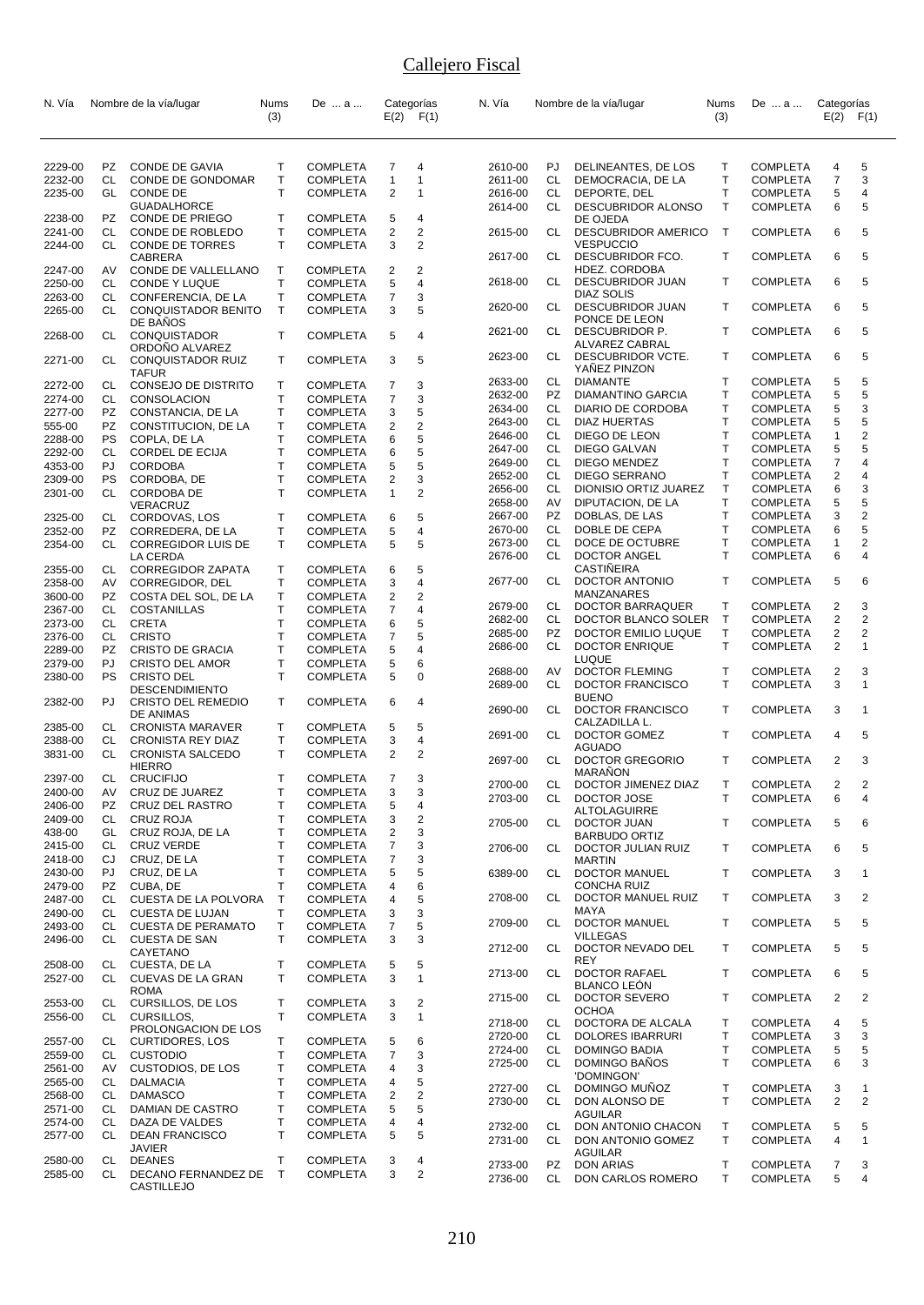# Callejero Fiscal

| N. Vía | | Nombre de la vía/lugar | Nums (3) | De ... a ... | Categorías E(2) | F(1) |
|---|---|---|---|---|---|---|
| 2229-00 | PZ | CONDE DE GAVIA | T | COMPLETA | 7 | 4 |
| 2232-00 | CL | CONDE DE GONDOMAR | T | COMPLETA | 1 | 1 |
| 2235-00 | GL | CONDE DE GUADALHORCE | T | COMPLETA | 2 | 1 |
| 2238-00 | PZ | CONDE DE PRIEGO | T | COMPLETA | 5 | 4 |
| 2241-00 | CL | CONDE DE ROBLEDO | T | COMPLETA | 2 | 2 |
| 2244-00 | CL | CONDE DE TORRES CABRERA | T | COMPLETA | 3 | 2 |
| 2247-00 | AV | CONDE DE VALLELLANO | T | COMPLETA | 2 | 2 |
| 2250-00 | CL | CONDE Y LUQUE | T | COMPLETA | 5 | 4 |
| 2263-00 | CL | CONFERENCIA, DE LA | T | COMPLETA | 7 | 3 |
| 2265-00 | CL | CONQUISTADOR BENITO DE BAÑOS | T | COMPLETA | 3 | 5 |
| 2268-00 | CL | CONQUISTADOR ORDOÑO ALVAREZ | T | COMPLETA | 5 | 4 |
| 2271-00 | CL | CONQUISTADOR RUIZ TAFUR | T | COMPLETA | 3 | 5 |
| 2272-00 | CL | CONSEJO DE DISTRITO | T | COMPLETA | 7 | 3 |
| 2274-00 | CL | CONSOLACION | T | COMPLETA | 7 | 3 |
| 2277-00 | PZ | CONSTANCIA, DE LA | T | COMPLETA | 3 | 5 |
| 555-00 | PZ | CONSTITUCION, DE LA | T | COMPLETA | 2 | 2 |
| 2288-00 | PS | COPLA, DE LA | T | COMPLETA | 6 | 5 |
| 2292-00 | CL | CORDEL DE ECIJA | T | COMPLETA | 6 | 5 |
| 4353-00 | PJ | CORDOBA | T | COMPLETA | 5 | 5 |
| 2309-00 | PS | CORDOBA, DE | T | COMPLETA | 2 | 3 |
| 2301-00 | CL | CORDOBA DE VERACRUZ | T | COMPLETA | 1 | 2 |
| 2325-00 | CL | CORDOVAS, LOS | T | COMPLETA | 6 | 5 |
| 2352-00 | PZ | CORREDERA, DE LA | T | COMPLETA | 5 | 4 |
| 2354-00 | CL | CORREGIDOR LUIS DE LA CERDA | T | COMPLETA | 5 | 5 |
| 2355-00 | CL | CORREGIDOR ZAPATA | T | COMPLETA | 6 | 5 |
| 2358-00 | AV | CORREGIDOR, DEL | T | COMPLETA | 3 | 4 |
| 3600-00 | PZ | COSTA DEL SOL, DE LA | T | COMPLETA | 2 | 2 |
| 2367-00 | CL | COSTANILLAS | T | COMPLETA | 7 | 4 |
| 2373-00 | CL | CRETA | T | COMPLETA | 6 | 5 |
| 2376-00 | CL | CRISTO | T | COMPLETA | 7 | 5 |
| 2289-00 | PZ | CRISTO DE GRACIA | T | COMPLETA | 5 | 4 |
| 2379-00 | PJ | CRISTO DEL AMOR | T | COMPLETA | 5 | 6 |
| 2380-00 | PS | CRISTO DEL DESCENDIMIENTO | T | COMPLETA | 5 | 0 |
| 2382-00 | PJ | CRISTO DEL REMEDIO DE ANIMAS | T | COMPLETA | 6 | 4 |
| 2385-00 | CL | CRONISTA MARAVER | T | COMPLETA | 5 | 5 |
| 2388-00 | CL | CRONISTA REY DIAZ | T | COMPLETA | 3 | 4 |
| 3831-00 | CL | CRONISTA SALCEDO HIERRO | T | COMPLETA | 2 | 2 |
| 2397-00 | CL | CRUCIFIJO | T | COMPLETA | 7 | 3 |
| 2400-00 | AV | CRUZ DE JUAREZ | T | COMPLETA | 3 | 3 |
| 2406-00 | PZ | CRUZ DEL RASTRO | T | COMPLETA | 5 | 4 |
| 2409-00 | CL | CRUZ ROJA | T | COMPLETA | 3 | 2 |
| 438-00 | GL | CRUZ ROJA, DE LA | T | COMPLETA | 2 | 3 |
| 2415-00 | CL | CRUZ VERDE | T | COMPLETA | 7 | 3 |
| 2418-00 | CJ | CRUZ, DE LA | T | COMPLETA | 7 | 3 |
| 2430-00 | PJ | CRUZ, DE LA | T | COMPLETA | 5 | 5 |
| 2479-00 | PZ | CUBA, DE | T | COMPLETA | 4 | 6 |
| 2487-00 | CL | CUESTA DE LA POLVORA | T | COMPLETA | 4 | 5 |
| 2490-00 | CL | CUESTA DE LUJAN | T | COMPLETA | 3 | 3 |
| 2493-00 | CL | CUESTA DE PERAMATO | T | COMPLETA | 7 | 5 |
| 2496-00 | CL | CUESTA DE SAN CAYETANO | T | COMPLETA | 3 | 3 |
| 2508-00 | CL | CUESTA, DE LA | T | COMPLETA | 5 | 5 |
| 2527-00 | CL | CUEVAS DE LA GRAN ROMA | T | COMPLETA | 3 | 1 |
| 2553-00 | CL | CURSILLOS, DE LOS | T | COMPLETA | 3 | 2 |
| 2556-00 | CL | CURSILLOS, PROLONGACION DE LOS | T | COMPLETA | 3 | 1 |
| 2557-00 | CL | CURTIDORES, LOS | T | COMPLETA | 5 | 6 |
| 2559-00 | CL | CUSTODIO | T | COMPLETA | 7 | 3 |
| 2561-00 | AV | CUSTODIOS, DE LOS | T | COMPLETA | 4 | 3 |
| 2565-00 | CL | DALMACIA | T | COMPLETA | 4 | 5 |
| 2568-00 | CL | DAMASCO | T | COMPLETA | 2 | 2 |
| 2571-00 | CL | DAMIAN DE CASTRO | T | COMPLETA | 5 | 5 |
| 2574-00 | CL | DAZA DE VALDES | T | COMPLETA | 4 | 4 |
| 2577-00 | CL | DEAN FRANCISCO JAVIER | T | COMPLETA | 5 | 5 |
| 2580-00 | CL | DEANES | T | COMPLETA | 3 | 4 |
| 2585-00 | CL | DECANO FERNANDEZ DE CASTILLEJO | T | COMPLETA | 3 | 2 |
| 2610-00 | PJ | DELINEANTES, DE LOS | T | COMPLETA | 4 | 5 |
| 2611-00 | CL | DEMOCRACIA, DE LA | T | COMPLETA | 7 | 3 |
| 2616-00 | CL | DEPORTE, DEL | T | COMPLETA | 5 | 4 |
| 2614-00 | CL | DESCUBRIDOR ALONSO DE OJEDA | T | COMPLETA | 6 | 5 |
| 2615-00 | CL | DESCUBRIDOR AMERICO VESPUCCIO | T | COMPLETA | 6 | 5 |
| 2617-00 | CL | DESCUBRIDOR FCO. HDEZ. CORDOBA | T | COMPLETA | 6 | 5 |
| 2618-00 | CL | DESCUBRIDOR JUAN DIAZ SOLIS | T | COMPLETA | 6 | 5 |
| 2620-00 | CL | DESCUBRIDOR JUAN PONCE DE LEON | T | COMPLETA | 6 | 5 |
| 2621-00 | CL | DESCUBRIDOR P. ALVAREZ CABRAL | T | COMPLETA | 6 | 5 |
| 2623-00 | CL | DESCUBRIDOR VCTE. YAÑEZ PINZON | T | COMPLETA | 6 | 5 |
| 2633-00 | CL | DIAMANTE | T | COMPLETA | 5 | 5 |
| 2632-00 | PZ | DIAMANTINO GARCIA | T | COMPLETA | 5 | 5 |
| 2634-00 | CL | DIARIO DE CORDOBA | T | COMPLETA | 5 | 3 |
| 2643-00 | CL | DIAZ HUERTAS | T | COMPLETA | 5 | 5 |
| 2646-00 | CL | DIEGO DE LEON | T | COMPLETA | 1 | 2 |
| 2647-00 | CL | DIEGO GALVAN | T | COMPLETA | 5 | 5 |
| 2649-00 | CL | DIEGO MENDEZ | T | COMPLETA | 7 | 4 |
| 2652-00 | CL | DIEGO SERRANO | T | COMPLETA | 2 | 4 |
| 2656-00 | CL | DIONISIO ORTIZ JUAREZ | T | COMPLETA | 6 | 3 |
| 2658-00 | AV | DIPUTACION, DE LA | T | COMPLETA | 5 | 5 |
| 2667-00 | PZ | DOBLAS, DE LAS | T | COMPLETA | 3 | 2 |
| 2670-00 | CL | DOBLE DE CEPA | T | COMPLETA | 6 | 5 |
| 2673-00 | CL | DOCE DE OCTUBRE | T | COMPLETA | 1 | 2 |
| 2676-00 | CL | DOCTOR ANGEL CASTIÑEIRA | T | COMPLETA | 6 | 4 |
| 2677-00 | CL | DOCTOR ANTONIO MANZANARES | T | COMPLETA | 5 | 6 |
| 2679-00 | CL | DOCTOR BARRAQUER | T | COMPLETA | 2 | 3 |
| 2682-00 | CL | DOCTOR BLANCO SOLER | T | COMPLETA | 2 | 2 |
| 2685-00 | PZ | DOCTOR EMILIO LUQUE | T | COMPLETA | 2 | 2 |
| 2686-00 | CL | DOCTOR ENRIQUE LUQUE | T | COMPLETA | 2 | 1 |
| 2688-00 | AV | DOCTOR FLEMING | T | COMPLETA | 2 | 3 |
| 2689-00 | CL | DOCTOR FRANCISCO BUENO | T | COMPLETA | 3 | 1 |
| 2690-00 | CL | DOCTOR FRANCISCO CALZADILLA L. | T | COMPLETA | 3 | 1 |
| 2691-00 | CL | DOCTOR GOMEZ AGUADO | T | COMPLETA | 4 | 5 |
| 2697-00 | CL | DOCTOR GREGORIO MARAÑON | T | COMPLETA | 2 | 3 |
| 2700-00 | CL | DOCTOR JIMENEZ DIAZ | T | COMPLETA | 2 | 2 |
| 2703-00 | CL | DOCTOR JOSE ALTOLAGUIRRE | T | COMPLETA | 6 | 4 |
| 2705-00 | CL | DOCTOR JUAN BARBUDO ORTIZ | T | COMPLETA | 5 | 6 |
| 2706-00 | CL | DOCTOR JULIAN RUIZ MARTIN | T | COMPLETA | 6 | 5 |
| 6389-00 | CL | DOCTOR MANUEL CONCHA RUIZ | T | COMPLETA | 3 | 1 |
| 2708-00 | CL | DOCTOR MANUEL RUIZ MAYA | T | COMPLETA | 3 | 2 |
| 2709-00 | CL | DOCTOR MANUEL VILLEGAS | T | COMPLETA | 5 | 5 |
| 2712-00 | CL | DOCTOR NEVADO DEL REY | T | COMPLETA | 5 | 5 |
| 2713-00 | CL | DOCTOR RAFAEL BLANCO LEÓN | T | COMPLETA | 6 | 5 |
| 2715-00 | CL | DOCTOR SEVERO OCHOA | T | COMPLETA | 2 | 2 |
| 2718-00 | CL | DOCTORA DE ALCALA | T | COMPLETA | 4 | 5 |
| 2720-00 | CL | DOLORES IBARRURI | T | COMPLETA | 3 | 3 |
| 2724-00 | CL | DOMINGO BADIA | T | COMPLETA | 5 | 5 |
| 2725-00 | CL | DOMINGO BAÑOS 'DOMINGON' | T | COMPLETA | 6 | 3 |
| 2727-00 | CL | DOMINGO MUÑOZ | T | COMPLETA | 3 | 1 |
| 2730-00 | CL | DON ALONSO DE AGUILAR | T | COMPLETA | 2 | 2 |
| 2732-00 | CL | DON ANTONIO CHACON | T | COMPLETA | 5 | 5 |
| 2731-00 | CL | DON ANTONIO GOMEZ AGUILAR | T | COMPLETA | 4 | 1 |
| 2733-00 | PZ | DON ARIAS | T | COMPLETA | 7 | 3 |
| 2736-00 | CL | DON CARLOS ROMERO | T | COMPLETA | 5 | 4 |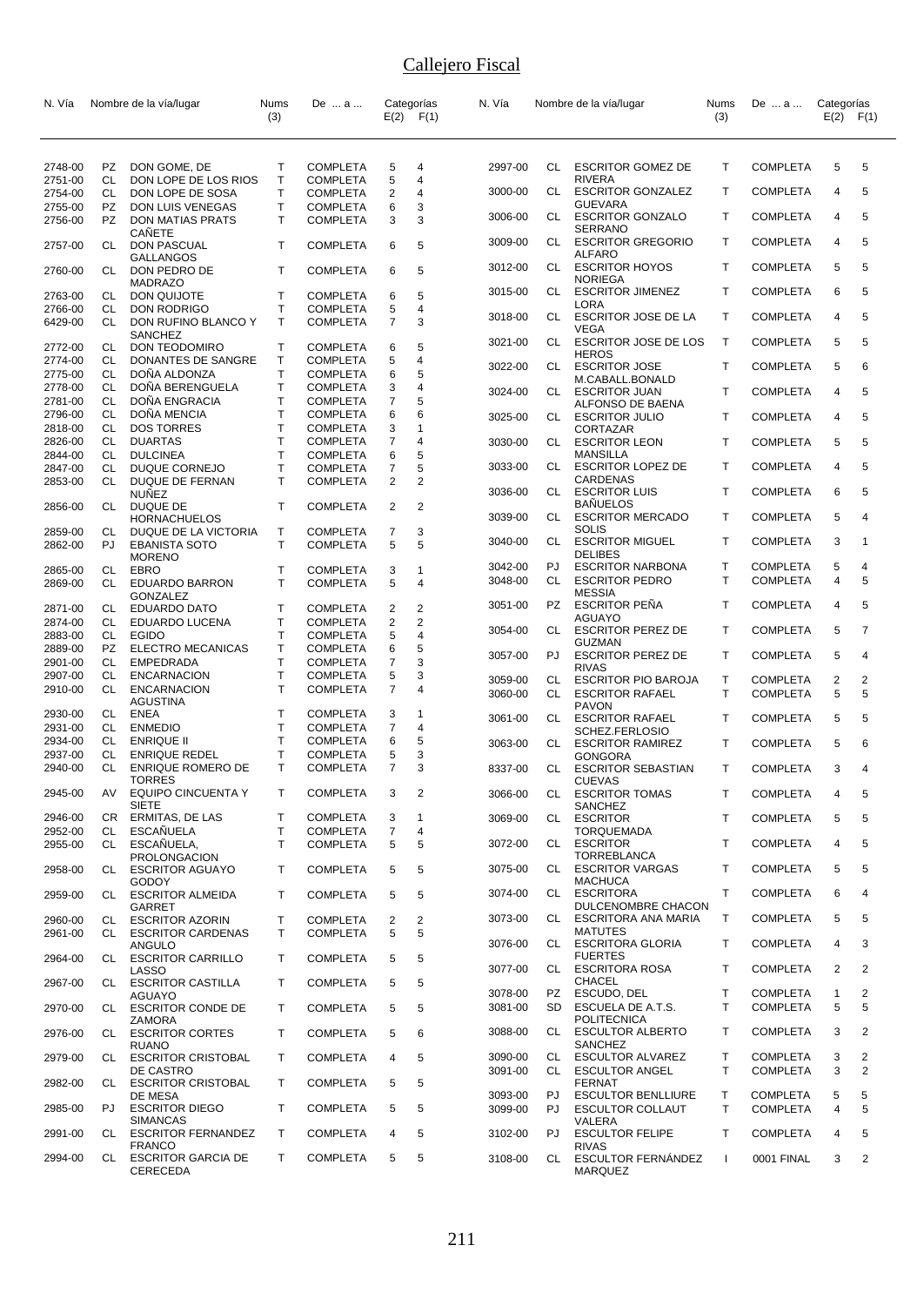# Callejero Fiscal

| N. Vía | | Nombre de la vía/lugar | Nums (3) | De ... a ... | Categorías E(2) | F(1) |
|---|---|---|---|---|---|---|
| 2748-00 | PZ | DON GOME, DE | T | COMPLETA | 5 | 4 |
| 2751-00 | CL | DON LOPE DE LOS RIOS | T | COMPLETA | 5 | 4 |
| 2754-00 | CL | DON LOPE DE SOSA | T | COMPLETA | 2 | 4 |
| 2755-00 | PZ | DON LUIS VENEGAS | T | COMPLETA | 6 | 3 |
| 2756-00 | PZ | DON MATIAS PRATS CAÑETE | T | COMPLETA | 3 | 3 |
| 2757-00 | CL | DON PASCUAL GALLANGOS | T | COMPLETA | 6 | 5 |
| 2760-00 | CL | DON PEDRO DE MADRAZO | T | COMPLETA | 6 | 5 |
| 2763-00 | CL | DON QUIJOTE | T | COMPLETA | 6 | 5 |
| 2766-00 | CL | DON RODRIGO | T | COMPLETA | 5 | 4 |
| 6429-00 | CL | DON RUFINO BLANCO Y SANCHEZ | T | COMPLETA | 7 | 3 |
| 2772-00 | CL | DON TEODOMIRO | T | COMPLETA | 6 | 5 |
| 2774-00 | CL | DONANTES DE SANGRE | T | COMPLETA | 5 | 4 |
| 2775-00 | CL | DOÑA ALDONZA | T | COMPLETA | 6 | 5 |
| 2778-00 | CL | DOÑA BERENGUELA | T | COMPLETA | 3 | 4 |
| 2781-00 | CL | DOÑA ENGRACIA | T | COMPLETA | 7 | 5 |
| 2796-00 | CL | DOÑA MENCIA | T | COMPLETA | 6 | 6 |
| 2818-00 | CL | DOS TORRES | T | COMPLETA | 3 | 1 |
| 2826-00 | CL | DUARTAS | T | COMPLETA | 7 | 4 |
| 2844-00 | CL | DULCINEA | T | COMPLETA | 6 | 5 |
| 2847-00 | CL | DUQUE CORNEJO | T | COMPLETA | 7 | 5 |
| 2853-00 | CL | DUQUE DE FERNAN NUÑEZ | T | COMPLETA | 2 | 2 |
| 2856-00 | CL | DUQUE DE HORNACHUELOS | T | COMPLETA | 2 | 2 |
| 2859-00 | CL | DUQUE DE LA VICTORIA | T | COMPLETA | 7 | 3 |
| 2862-00 | PJ | EBANISTA SOTO MORENO | T | COMPLETA | 5 | 5 |
| 2865-00 | CL | EBRO | T | COMPLETA | 3 | 1 |
| 2869-00 | CL | EDUARDO BARRON GONZALEZ | T | COMPLETA | 5 | 4 |
| 2871-00 | CL | EDUARDO DATO | T | COMPLETA | 2 | 2 |
| 2874-00 | CL | EDUARDO LUCENA | T | COMPLETA | 2 | 2 |
| 2883-00 | CL | EGIDO | T | COMPLETA | 5 | 4 |
| 2889-00 | PZ | ELECTRO MECANICAS | T | COMPLETA | 6 | 5 |
| 2901-00 | CL | EMPEDRADA | T | COMPLETA | 7 | 3 |
| 2907-00 | CL | ENCARNACION | T | COMPLETA | 5 | 3 |
| 2910-00 | CL | ENCARNACION AGUSTINA | T | COMPLETA | 7 | 4 |
| 2930-00 | CL | ENEA | T | COMPLETA | 3 | 1 |
| 2931-00 | CL | ENMEDIO | T | COMPLETA | 7 | 4 |
| 2934-00 | CL | ENRIQUE II | T | COMPLETA | 6 | 5 |
| 2937-00 | CL | ENRIQUE REDEL | T | COMPLETA | 5 | 3 |
| 2940-00 | CL | ENRIQUE ROMERO DE TORRES | T | COMPLETA | 7 | 3 |
| 2945-00 | AV | EQUIPO CINCUENTA Y SIETE | T | COMPLETA | 3 | 2 |
| 2946-00 | CR | ERMITAS, DE LAS | T | COMPLETA | 3 | 1 |
| 2952-00 | CL | ESCAÑUELA | T | COMPLETA | 7 | 4 |
| 2955-00 | CL | ESCAÑUELA, PROLONGACION | T | COMPLETA | 5 | 5 |
| 2958-00 | CL | ESCRITOR AGUAYO GODOY | T | COMPLETA | 5 | 5 |
| 2959-00 | CL | ESCRITOR ALMEIDA GARRET | T | COMPLETA | 5 | 5 |
| 2960-00 | CL | ESCRITOR AZORIN | T | COMPLETA | 2 | 2 |
| 2961-00 | CL | ESCRITOR CARDENAS ANGULO | T | COMPLETA | 5 | 5 |
| 2964-00 | CL | ESCRITOR CARRILLO LASSO | T | COMPLETA | 5 | 5 |
| 2967-00 | CL | ESCRITOR CASTILLA AGUAYO | T | COMPLETA | 5 | 5 |
| 2970-00 | CL | ESCRITOR CONDE DE ZAMORA | T | COMPLETA | 5 | 5 |
| 2976-00 | CL | ESCRITOR CORTES RUANO | T | COMPLETA | 5 | 6 |
| 2979-00 | CL | ESCRITOR CRISTOBAL DE CASTRO | T | COMPLETA | 4 | 5 |
| 2982-00 | CL | ESCRITOR CRISTOBAL DE MESA | T | COMPLETA | 5 | 5 |
| 2985-00 | PJ | ESCRITOR DIEGO SIMANCAS | T | COMPLETA | 5 | 5 |
| 2991-00 | CL | ESCRITOR FERNANDEZ FRANCO | T | COMPLETA | 4 | 5 |
| 2994-00 | CL | ESCRITOR GARCIA DE CERECEDA | T | COMPLETA | 5 | 5 |
| 2997-00 | CL | ESCRITOR GOMEZ DE RIVERA | T | COMPLETA | 5 | 5 |
| 3000-00 | CL | ESCRITOR GONZALEZ GUEVARA | T | COMPLETA | 4 | 5 |
| 3006-00 | CL | ESCRITOR GONZALO SERRANO | T | COMPLETA | 4 | 5 |
| 3009-00 | CL | ESCRITOR GREGORIO ALFARO | T | COMPLETA | 4 | 5 |
| 3012-00 | CL | ESCRITOR HOYOS NORIEGA | T | COMPLETA | 5 | 5 |
| 3015-00 | CL | ESCRITOR JIMENEZ LORA | T | COMPLETA | 6 | 5 |
| 3018-00 | CL | ESCRITOR JOSE DE LA VEGA | T | COMPLETA | 4 | 5 |
| 3021-00 | CL | ESCRITOR JOSE DE LOS HEROS | T | COMPLETA | 5 | 5 |
| 3022-00 | CL | ESCRITOR JOSE M.CABALL.BONALD | T | COMPLETA | 5 | 6 |
| 3024-00 | CL | ESCRITOR JUAN ALFONSO DE BAENA | T | COMPLETA | 4 | 5 |
| 3025-00 | CL | ESCRITOR JULIO CORTAZAR | T | COMPLETA | 4 | 5 |
| 3030-00 | CL | ESCRITOR LEON MANSILLA | T | COMPLETA | 5 | 5 |
| 3033-00 | CL | ESCRITOR LOPEZ DE CARDENAS | T | COMPLETA | 4 | 5 |
| 3036-00 | CL | ESCRITOR LUIS BAÑUELOS | T | COMPLETA | 6 | 5 |
| 3039-00 | CL | ESCRITOR MERCADO SOLIS | T | COMPLETA | 5 | 4 |
| 3040-00 | CL | ESCRITOR MIGUEL DELIBES | T | COMPLETA | 3 | 1 |
| 3042-00 | PJ | ESCRITOR NARBONA | T | COMPLETA | 5 | 4 |
| 3048-00 | CL | ESCRITOR PEDRO MESSIA | T | COMPLETA | 4 | 5 |
| 3051-00 | PZ | ESCRITOR PEÑA AGUAYO | T | COMPLETA | 4 | 5 |
| 3054-00 | CL | ESCRITOR PEREZ DE GUZMAN | T | COMPLETA | 5 | 7 |
| 3057-00 | PJ | ESCRITOR PEREZ DE RIVAS | T | COMPLETA | 5 | 4 |
| 3059-00 | CL | ESCRITOR PIO BAROJA | T | COMPLETA | 2 | 2 |
| 3060-00 | CL | ESCRITOR RAFAEL PAVON | T | COMPLETA | 5 | 5 |
| 3061-00 | CL | ESCRITOR RAFAEL SCHEZ.FERLOSIO | T | COMPLETA | 5 | 5 |
| 3063-00 | CL | ESCRITOR RAMIREZ GONGORA | T | COMPLETA | 5 | 6 |
| 8337-00 | CL | ESCRITOR SEBASTIAN CUEVAS | T | COMPLETA | 3 | 4 |
| 3066-00 | CL | ESCRITOR TOMAS SANCHEZ | T | COMPLETA | 4 | 5 |
| 3069-00 | CL | ESCRITOR TORQUEMADA | T | COMPLETA | 5 | 5 |
| 3072-00 | CL | ESCRITOR TORREBLANCA | T | COMPLETA | 4 | 5 |
| 3075-00 | CL | ESCRITOR VARGAS MACHUCA | T | COMPLETA | 5 | 5 |
| 3074-00 | CL | ESCRITORA DULCENOMBRE CHACON | T | COMPLETA | 6 | 4 |
| 3073-00 | CL | ESCRITORA ANA MARIA MATUTES | T | COMPLETA | 5 | 5 |
| 3076-00 | CL | ESCRITORA GLORIA FUERTES | T | COMPLETA | 4 | 3 |
| 3077-00 | CL | ESCRITORA ROSA CHACEL | T | COMPLETA | 2 | 2 |
| 3078-00 | PZ | ESCUDO, DEL | T | COMPLETA | 1 | 2 |
| 3081-00 | SD | ESCUELA DE A.T.S. POLITECNICA | T | COMPLETA | 5 | 5 |
| 3088-00 | CL | ESCULTOR ALBERTO SANCHEZ | T | COMPLETA | 3 | 2 |
| 3090-00 | CL | ESCULTOR ALVAREZ | T | COMPLETA | 3 | 2 |
| 3091-00 | CL | ESCULTOR ANGEL FERNAT | T | COMPLETA | 3 | 2 |
| 3093-00 | PJ | ESCULTOR BENLLIURE | T | COMPLETA | 5 | 5 |
| 3099-00 | PJ | ESCULTOR COLLAUT VALERA | T | COMPLETA | 4 | 5 |
| 3102-00 | PJ | ESCULTOR FELIPE RIVAS | T | COMPLETA | 4 | 5 |
| 3108-00 | CL | ESCULTOR FERNÁNDEZ MARQUEZ | I | 0001 FINAL | 3 | 2 |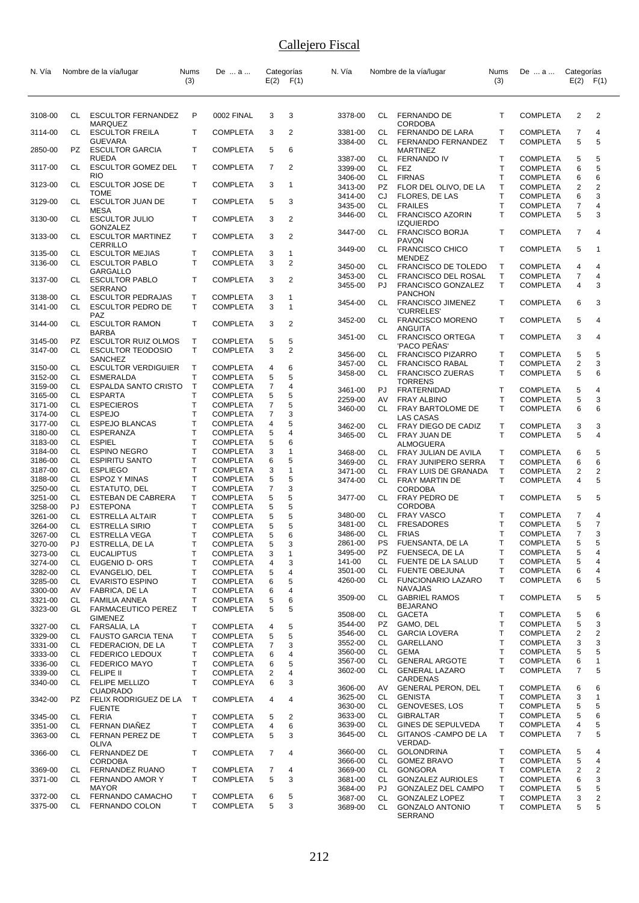# Callejero Fiscal

| N. Vía | | Nombre de la vía/lugar | Nums (3) | De ... a ... | Categorías E(2) | F(1) |
|---|---|---|---|---|---|---|
| 3108-00 | CL | ESCULTOR FERNANDEZ MARQUEZ | P | 0002 FINAL | 3 | 3 |
| 3114-00 | CL | ESCULTOR FREILA GUEVARA | T | COMPLETA | 3 | 2 |
| 2850-00 | PZ | ESCULTOR GARCIA RUEDA | T | COMPLETA | 5 | 6 |
| 3117-00 | CL | ESCULTOR GOMEZ DEL RIO | T | COMPLETA | 7 | 2 |
| 3123-00 | CL | ESCULTOR JOSE DE TOME | T | COMPLETA | 3 | 1 |
| 3129-00 | CL | ESCULTOR JUAN DE MESA | T | COMPLETA | 5 | 3 |
| 3130-00 | CL | ESCULTOR JULIO GONZALEZ | T | COMPLETA | 3 | 2 |
| 3133-00 | CL | ESCULTOR MARTINEZ CERRILLO | T | COMPLETA | 3 | 2 |
| 3135-00 | CL | ESCULTOR MEJIAS | T | COMPLETA | 3 | 1 |
| 3136-00 | CL | ESCULTOR PABLO GARGALLO | T | COMPLETA | 3 | 2 |
| 3137-00 | CL | ESCULTOR PABLO SERRANO | T | COMPLETA | 3 | 2 |
| 3138-00 | CL | ESCULTOR PEDRAJAS | T | COMPLETA | 3 | 1 |
| 3141-00 | CL | ESCULTOR PEDRO DE PAZ | T | COMPLETA | 3 | 1 |
| 3144-00 | CL | ESCULTOR RAMON BARBA | T | COMPLETA | 3 | 2 |
| 3145-00 | PZ | ESCULTOR RUIZ OLMOS | T | COMPLETA | 5 | 5 |
| 3147-00 | CL | ESCULTOR TEODOSIO SANCHEZ | T | COMPLETA | 3 | 2 |
| 3150-00 | CL | ESCULTOR VERDIGUIER | T | COMPLETA | 4 | 6 |
| 3152-00 | CL | ESMERALDA | T | COMPLETA | 5 | 5 |
| 3159-00 | CL | ESPALDA SANTO CRISTO | T | COMPLETA | 7 | 4 |
| 3165-00 | CL | ESPARTA | T | COMPLETA | 5 | 5 |
| 3171-00 | CL | ESPECIEROS | T | COMPLETA | 7 | 5 |
| 3174-00 | CL | ESPEJO | T | COMPLETA | 7 | 3 |
| 3177-00 | CL | ESPEJO BLANCAS | T | COMPLETA | 4 | 5 |
| 3180-00 | CL | ESPERANZA | T | COMPLETA | 5 | 4 |
| 3183-00 | CL | ESPIEL | T | COMPLETA | 5 | 6 |
| 3184-00 | CL | ESPINO NEGRO | T | COMPLETA | 3 | 1 |
| 3186-00 | CL | ESPIRITU SANTO | T | COMPLETA | 6 | 5 |
| 3187-00 | CL | ESPLIEGO | T | COMPLETA | 3 | 1 |
| 3188-00 | CL | ESPOZ Y MINAS | T | COMPLETA | 5 | 5 |
| 3250-00 | CL | ESTATUTO, DEL | T | COMPLETA | 7 | 3 |
| 3251-00 | CL | ESTEBAN DE CABRERA | T | COMPLETA | 5 | 5 |
| 3258-00 | PJ | ESTEPONA | T | COMPLETA | 5 | 5 |
| 3261-00 | CL | ESTRELLA ALTAIR | T | COMPLETA | 5 | 5 |
| 3264-00 | CL | ESTRELLA SIRIO | T | COMPLETA | 5 | 5 |
| 3267-00 | CL | ESTRELLA VEGA | T | COMPLETA | 5 | 6 |
| 3270-00 | PJ | ESTRELLA, DE LA | T | COMPLETA | 5 | 3 |
| 3273-00 | CL | EUCALIPTUS | T | COMPLETA | 3 | 1 |
| 3274-00 | CL | EUGENIO D- ORS | T | COMPLETA | 4 | 3 |
| 3282-00 | CL | EVANGELIO, DEL | T | COMPLETA | 5 | 4 |
| 3285-00 | CL | EVARISTO ESPINO | T | COMPLETA | 6 | 5 |
| 3300-00 | AV | FABRICA, DE LA | T | COMPLETA | 6 | 4 |
| 3321-00 | CL | FAMILIA ANNEA | T | COMPLETA | 5 | 6 |
| 3323-00 | GL | FARMACEUTICO PEREZ GIMENEZ | T | COMPLETA | 5 | 5 |
| 3327-00 | CL | FARSALIA, LA | T | COMPLETA | 4 | 5 |
| 3329-00 | CL | FAUSTO GARCIA TENA | T | COMPLETA | 5 | 5 |
| 3331-00 | CL | FEDERACION, DE LA | T | COMPLETA | 7 | 3 |
| 3333-00 | CL | FEDERICO LEDOUX | T | COMPLETA | 6 | 4 |
| 3336-00 | CL | FEDERICO MAYO | T | COMPLETA | 6 | 5 |
| 3339-00 | CL | FELIPE II | T | COMPLETA | 2 | 4 |
| 3340-00 | CL | FELIPE MELLIZO CUADRADO | T | COMPLEYA | 6 | 3 |
| 3342-00 | PZ | FELIX RODRIGUEZ DE LA FUENTE | T | COMPLETA | 4 | 4 |
| 3345-00 | CL | FERIA | T | COMPLETA | 5 | 2 |
| 3351-00 | CL | FERNAN DIAÑEZ | T | COMPLETA | 4 | 6 |
| 3363-00 | CL | FERNAN PEREZ DE OLIVA | T | COMPLETA | 5 | 3 |
| 3366-00 | CL | FERNANDEZ DE CORDOBA | T | COMPLETA | 7 | 4 |
| 3369-00 | CL | FERNANDEZ RUANO | T | COMPLETA | 7 | 4 |
| 3371-00 | CL | FERNANDO AMOR Y MAYOR | T | COMPLETA | 5 | 3 |
| 3372-00 | CL | FERNANDO CAMACHO | T | COMPLETA | 6 | 5 |
| 3375-00 | CL | FERNANDO COLON | T | COMPLETA | 5 | 3 |
| 3378-00 | CL | FERNANDO DE CORDOBA | T | COMPLETA | 2 | 2 |
| 3381-00 | CL | FERNANDO DE LARA | T | COMPLETA | 7 | 4 |
| 3384-00 | CL | FERNANDO FERNANDEZ MARTINEZ | T | COMPLETA | 5 | 5 |
| 3387-00 | CL | FERNANDO IV | T | COMPLETA | 5 | 5 |
| 3399-00 | CL | FEZ | T | COMPLETA | 6 | 5 |
| 3406-00 | CL | FIRNAS | T | COMPLETA | 6 | 6 |
| 3413-00 | PZ | FLOR DEL OLIVO, DE LA | T | COMPLETA | 2 | 2 |
| 3414-00 | CJ | FLORES, DE LAS | T | COMPLETA | 6 | 3 |
| 3435-00 | CL | FRAILES | T | COMPLETA | 7 | 4 |
| 3446-00 | CL | FRANCISCO AZORIN IZQUIERDO | T | COMPLETA | 5 | 3 |
| 3447-00 | CL | FRANCISCO BORJA PAVON | T | COMPLETA | 7 | 4 |
| 3449-00 | CL | FRANCISCO CHICO MENDEZ | T | COMPLETA | 5 | 1 |
| 3450-00 | CL | FRANCISCO DE TOLEDO | T | COMPLETA | 4 | 4 |
| 3453-00 | CL | FRANCISCO DEL ROSAL | T | COMPLETA | 7 | 4 |
| 3455-00 | PJ | FRANCISCO GONZALEZ PANCHON | T | COMPLETA | 4 | 3 |
| 3454-00 | CL | FRANCISCO JIMENEZ 'CURRELES' | T | COMPLETA | 6 | 3 |
| 3452-00 | CL | FRANCISCO MORENO ANGUITA | T | COMPLETA | 5 | 4 |
| 3451-00 | CL | FRANCISCO ORTEGA 'PACO PEÑAS' | T | COMPLETA | 3 | 4 |
| 3456-00 | CL | FRANCISCO PIZARRO | T | COMPLETA | 5 | 5 |
| 3457-00 | CL | FRANCISCO RABAL | T | COMPLETA | 2 | 3 |
| 3458-00 | CL | FRANCISCO ZUERAS TORRENS | T | COMPLETA | 5 | 6 |
| 3461-00 | PJ | FRATERNIDAD | T | COMPLETA | 5 | 4 |
| 2259-00 | AV | FRAY ALBINO | T | COMPLETA | 5 | 3 |
| 3460-00 | CL | FRAY BARTOLOME DE LAS CASAS | T | COMPLETA | 6 | 6 |
| 3462-00 | CL | FRAY DIEGO DE CADIZ | T | COMPLETA | 3 | 3 |
| 3465-00 | CL | FRAY JUAN DE ALMOGUERA | T | COMPLETA | 5 | 4 |
| 3468-00 | CL | FRAY JULIAN DE AVILA | T | COMPLETA | 6 | 5 |
| 3469-00 | CL | FRAY JUNIPERO SERRA | T | COMPLETA | 6 | 6 |
| 3471-00 | CL | FRAY LUIS DE GRANADA | T | COMPLETA | 2 | 2 |
| 3474-00 | CL | FRAY MARTIN DE CORDOBA | T | COMPLETA | 4 | 5 |
| 3477-00 | CL | FRAY PEDRO DE CORDOBA | T | COMPLETA | 5 | 5 |
| 3480-00 | CL | FRAY VASCO | T | COMPLETA | 7 | 4 |
| 3481-00 | CL | FRESADORES | T | COMPLETA | 5 | 7 |
| 3486-00 | CL | FRIAS | T | COMPLETA | 7 | 3 |
| 2861-00 | PS | FUENSANTA, DE LA | T | COMPLETA | 5 | 5 |
| 3495-00 | PZ | FUENSECA, DE LA | T | COMPLETA | 5 | 4 |
| 141-00 | CL | FUENTE DE LA SALUD | T | COMPLETA | 5 | 4 |
| 3501-00 | CL | FUENTE OBEJUNA | T | COMPLETA | 6 | 4 |
| 4260-00 | CL | FUNCIONARIO LAZARO NAVAJAS | T | COMPLETA | 6 | 5 |
| 3509-00 | CL | GABRIEL RAMOS BEJARANO | T | COMPLETA | 5 | 5 |
| 3508-00 | CL | GACETA | T | COMPLETA | 5 | 6 |
| 3544-00 | PZ | GAMO, DEL | T | COMPLETA | 5 | 3 |
| 3546-00 | CL | GARCIA LOVERA | T | COMPLETA | 2 | 2 |
| 3552-00 | CL | GARELLANO | T | COMPLETA | 3 | 3 |
| 3560-00 | CL | GEMA | T | COMPLETA | 5 | 5 |
| 3567-00 | CL | GENERAL ARGOTE | T | COMPLETA | 6 | 1 |
| 3602-00 | CL | GENERAL LAZARO CARDENAS | T | COMPLETA | 7 | 5 |
| 3606-00 | AV | GENERAL PERON, DEL | T | COMPLETA | 6 | 6 |
| 3625-00 | CL | GENISTA | T | COMPLETA | 3 | 1 |
| 3630-00 | CL | GENOVESES, LOS | T | COMPLETA | 5 | 5 |
| 3633-00 | CL | GIBRALTAR | T | COMPLETA | 5 | 6 |
| 3639-00 | CL | GINES DE SEPULVEDA | T | COMPLETA | 4 | 5 |
| 3645-00 | CL | GITANOS -CAMPO DE LA VERDAD- | T | COMPLETA | 7 | 5 |
| 3660-00 | CL | GOLONDRINA | T | COMPLETA | 5 | 4 |
| 3666-00 | CL | GOMEZ BRAVO | T | COMPLETA | 5 | 4 |
| 3669-00 | CL | GONGORA | T | COMPLETA | 2 | 2 |
| 3681-00 | CL | GONZALEZ AURIOLES | T | COMPLETA | 6 | 3 |
| 3684-00 | PJ | GONZALEZ DEL CAMPO | T | COMPLETA | 5 | 5 |
| 3687-00 | CL | GONZALEZ LOPEZ | T | COMPLETA | 3 | 2 |
| 3689-00 | CL | GONZALO ANTONIO SERRANO | T | COMPLETA | 5 | 5 |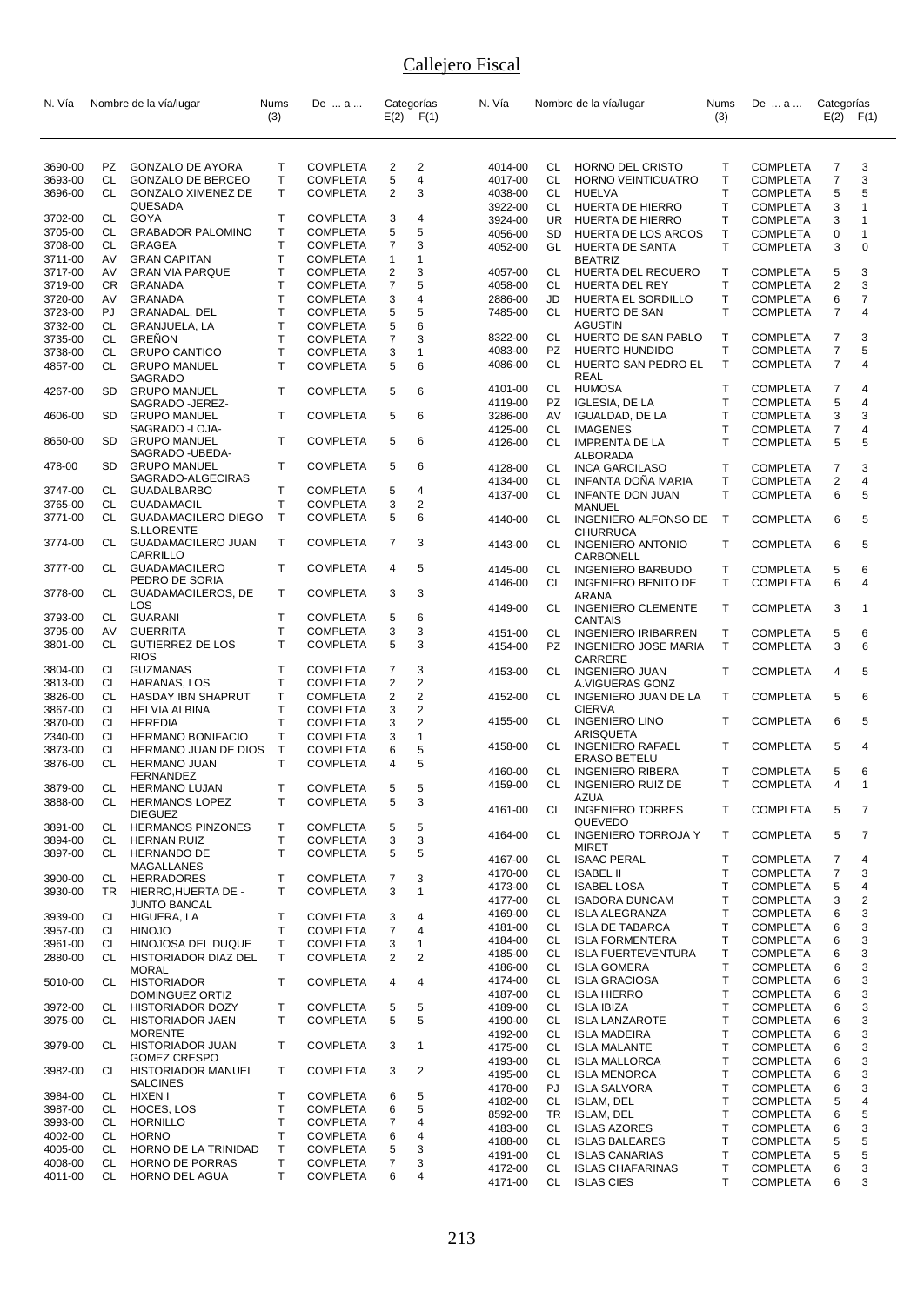# Callejero Fiscal

| N. Vía | | Nombre de la vía/lugar | Nums (3) | De ... a ... | Categorías E(2) | F(1) |
|---|---|---|---|---|---|---|
| 3690-00 | PZ | GONZALO DE AYORA | T | COMPLETA | 2 | 2 |
| 3693-00 | CL | GONZALO DE BERCEO | T | COMPLETA | 5 | 4 |
| 3696-00 | CL | GONZALO XIMENEZ DE QUESADA | T | COMPLETA | 2 | 3 |
| 3702-00 | CL | GOYA | T | COMPLETA | 3 | 4 |
| 3705-00 | CL | GRABADOR PALOMINO | T | COMPLETA | 5 | 5 |
| 3708-00 | CL | GRAGEA | T | COMPLETA | 7 | 3 |
| 3711-00 | AV | GRAN CAPITAN | T | COMPLETA | 1 | 1 |
| 3717-00 | AV | GRAN VIA PARQUE | T | COMPLETA | 2 | 3 |
| 3719-00 | CR | GRANADA | T | COMPLETA | 7 | 5 |
| 3720-00 | AV | GRANADA | T | COMPLETA | 3 | 4 |
| 3723-00 | PJ | GRANADAL, DEL | T | COMPLETA | 5 | 5 |
| 3732-00 | CL | GRANJUELA, LA | T | COMPLETA | 5 | 6 |
| 3735-00 | CL | GREÑON | T | COMPLETA | 7 | 3 |
| 3738-00 | CL | GRUPO CANTICO | T | COMPLETA | 3 | 1 |
| 4857-00 | CL | GRUPO MANUEL SAGRADO | T | COMPLETA | 5 | 6 |
| 4267-00 | SD | GRUPO MANUEL SAGRADO -JEREZ- | T | COMPLETA | 5 | 6 |
| 4606-00 | SD | GRUPO MANUEL SAGRADO -LOJA- | T | COMPLETA | 5 | 6 |
| 8650-00 | SD | GRUPO MANUEL SAGRADO -UBEDA- | T | COMPLETA | 5 | 6 |
| 478-00 | SD | GRUPO MANUEL SAGRADO-ALGECIRAS | T | COMPLETA | 5 | 6 |
| 3747-00 | CL | GUADALBARBO | T | COMPLETA | 5 | 4 |
| 3765-00 | CL | GUADAMACIL | T | COMPLETA | 3 | 2 |
| 3771-00 | CL | GUADAMACILERO DIEGO S.LLORENTE | T | COMPLETA | 5 | 6 |
| 3774-00 | CL | GUADAMACILERO JUAN CARRILLO | T | COMPLETA | 7 | 3 |
| 3777-00 | CL | GUADAMACILERO PEDRO DE SORIA | T | COMPLETA | 4 | 5 |
| 3778-00 | CL | GUADAMACILEROS, DE LOS | T | COMPLETA | 3 | 3 |
| 3793-00 | CL | GUARANI | T | COMPLETA | 5 | 6 |
| 3795-00 | AV | GUERRITA | T | COMPLETA | 3 | 3 |
| 3801-00 | CL | GUTIERREZ DE LOS RIOS | T | COMPLETA | 5 | 3 |
| 3804-00 | CL | GUZMANAS | T | COMPLETA | 7 | 3 |
| 3813-00 | CL | HARANAS, LOS | T | COMPLETA | 2 | 2 |
| 3826-00 | CL | HASDAY IBN SHAPRUT | T | COMPLETA | 2 | 2 |
| 3867-00 | CL | HELVIA ALBINA | T | COMPLETA | 3 | 2 |
| 3870-00 | CL | HEREDIA | T | COMPLETA | 3 | 2 |
| 2340-00 | CL | HERMANO BONIFACIO | T | COMPLETA | 3 | 1 |
| 3873-00 | CL | HERMANO JUAN DE DIOS | T | COMPLETA | 6 | 5 |
| 3876-00 | CL | HERMANO JUAN FERNANDEZ | T | COMPLETA | 4 | 5 |
| 3879-00 | CL | HERMANO LUJAN | T | COMPLETA | 5 | 5 |
| 3888-00 | CL | HERMANOS LOPEZ DIEGUEZ | T | COMPLETA | 5 | 3 |
| 3891-00 | CL | HERMANOS PINZONES | T | COMPLETA | 5 | 5 |
| 3894-00 | CL | HERNAN RUIZ | T | COMPLETA | 3 | 3 |
| 3897-00 | CL | HERNANDO DE MAGALLANES | T | COMPLETA | 5 | 5 |
| 3900-00 | CL | HERRADORES | T | COMPLETA | 7 | 3 |
| 3930-00 | TR | HIERRO,HUERTA DE -JUNTO BANCAL | T | COMPLETA | 3 | 1 |
| 3939-00 | CL | HIGUERA, LA | T | COMPLETA | 3 | 4 |
| 3957-00 | CL | HINOJO | T | COMPLETA | 7 | 4 |
| 3961-00 | CL | HINOJOSA DEL DUQUE | T | COMPLETA | 3 | 1 |
| 2880-00 | CL | HISTORIADOR DIAZ DEL MORAL | T | COMPLETA | 2 | 2 |
| 5010-00 | CL | HISTORIADOR DOMINGUEZ ORTIZ | T | COMPLETA | 4 | 4 |
| 3972-00 | CL | HISTORIADOR DOZY | T | COMPLETA | 5 | 5 |
| 3975-00 | CL | HISTORIADOR JAEN MORENTE | T | COMPLETA | 5 | 5 |
| 3979-00 | CL | HISTORIADOR JUAN GOMEZ CRESPO | T | COMPLETA | 3 | 1 |
| 3982-00 | CL | HISTORIADOR MANUEL SALCINES | T | COMPLETA | 3 | 2 |
| 3984-00 | CL | HIXEN I | T | COMPLETA | 6 | 5 |
| 3987-00 | CL | HOCES, LOS | T | COMPLETA | 6 | 5 |
| 3993-00 | CL | HORNILLO | T | COMPLETA | 7 | 4 |
| 4002-00 | CL | HORNO | T | COMPLETA | 6 | 4 |
| 4005-00 | CL | HORNO DE LA TRINIDAD | T | COMPLETA | 5 | 3 |
| 4008-00 | CL | HORNO DE PORRAS | T | COMPLETA | 7 | 3 |
| 4011-00 | CL | HORNO DEL AGUA | T | COMPLETA | 6 | 4 |
| 4014-00 | CL | HORNO DEL CRISTO | T | COMPLETA | 7 | 3 |
| 4017-00 | CL | HORNO VEINTICUATRO | T | COMPLETA | 7 | 3 |
| 4038-00 | CL | HUELVA | T | COMPLETA | 5 | 5 |
| 3922-00 | CL | HUERTA DE HIERRO | T | COMPLETA | 3 | 1 |
| 3924-00 | UR | HUERTA DE HIERRO | T | COMPLETA | 3 | 1 |
| 4056-00 | SD | HUERTA DE LOS ARCOS | T | COMPLETA | 0 | 1 |
| 4052-00 | GL | HUERTA DE SANTA BEATRIZ | T | COMPLETA | 3 | 0 |
| 4057-00 | CL | HUERTA DEL RECUERO | T | COMPLETA | 5 | 3 |
| 4058-00 | CL | HUERTA DEL REY | T | COMPLETA | 2 | 3 |
| 2886-00 | JD | HUERTA EL SORDILLO | T | COMPLETA | 6 | 7 |
| 7485-00 | CL | HUERTO DE SAN AGUSTIN | T | COMPLETA | 7 | 4 |
| 8322-00 | CL | HUERTO DE SAN PABLO | T | COMPLETA | 7 | 3 |
| 4083-00 | PZ | HUERTO HUNDIDO | T | COMPLETA | 7 | 5 |
| 4086-00 | CL | HUERTO SAN PEDRO EL REAL | T | COMPLETA | 7 | 4 |
| 4101-00 | CL | HUMOSA | T | COMPLETA | 7 | 4 |
| 4119-00 | PZ | IGLESIA, DE LA | T | COMPLETA | 5 | 4 |
| 3286-00 | AV | IGUALDAD, DE LA | T | COMPLETA | 3 | 3 |
| 4125-00 | CL | IMAGENES | T | COMPLETA | 7 | 4 |
| 4126-00 | CL | IMPRENTA DE LA ALBORADA | T | COMPLETA | 5 | 5 |
| 4128-00 | CL | INCA GARCILASO | T | COMPLETA | 7 | 3 |
| 4134-00 | CL | INFANTA DOÑA MARIA | T | COMPLETA | 2 | 4 |
| 4137-00 | CL | INFANTE DON JUAN MANUEL | T | COMPLETA | 6 | 5 |
| 4140-00 | CL | INGENIERO ALFONSO DE CHURRUCA | T | COMPLETA | 6 | 5 |
| 4143-00 | CL | INGENIERO ANTONIO CARBONELL | T | COMPLETA | 6 | 5 |
| 4145-00 | CL | INGENIERO BARBUDO | T | COMPLETA | 5 | 6 |
| 4146-00 | CL | INGENIERO BENITO DE ARANA | T | COMPLETA | 6 | 4 |
| 4149-00 | CL | INGENIERO CLEMENTE CANTAIS | T | COMPLETA | 3 | 1 |
| 4151-00 | CL | INGENIERO IRIBARREN | T | COMPLETA | 5 | 6 |
| 4154-00 | PZ | INGENIERO JOSE MARIA CARRERE | T | COMPLETA | 3 | 6 |
| 4153-00 | CL | INGENIERO JUAN A.VIGUERAS GONZ | T | COMPLETA | 4 | 5 |
| 4152-00 | CL | INGENIERO JUAN DE LA CIERVA | T | COMPLETA | 5 | 6 |
| 4155-00 | CL | INGENIERO LINO ARISQUETA | T | COMPLETA | 6 | 5 |
| 4158-00 | CL | INGENIERO RAFAEL ERASO BETELU | T | COMPLETA | 5 | 4 |
| 4160-00 | CL | INGENIERO RIBERA | T | COMPLETA | 5 | 6 |
| 4159-00 | CL | INGENIERO RUIZ DE AZUA | T | COMPLETA | 4 | 1 |
| 4161-00 | CL | INGENIERO TORRES QUEVEDO | T | COMPLETA | 5 | 7 |
| 4164-00 | CL | INGENIERO TORROJA Y MIRET | T | COMPLETA | 5 | 7 |
| 4167-00 | CL | ISAAC PERAL | T | COMPLETA | 7 | 4 |
| 4170-00 | CL | ISABEL II | T | COMPLETA | 7 | 3 |
| 4173-00 | CL | ISABEL LOSA | T | COMPLETA | 5 | 4 |
| 4177-00 | CL | ISADORA DUNCAM | T | COMPLETA | 3 | 2 |
| 4169-00 | CL | ISLA ALEGRANZA | T | COMPLETA | 6 | 3 |
| 4181-00 | CL | ISLA DE TABARCA | T | COMPLETA | 6 | 3 |
| 4184-00 | CL | ISLA FORMENTERA | T | COMPLETA | 6 | 3 |
| 4185-00 | CL | ISLA FUERTEVENTURA | T | COMPLETA | 6 | 3 |
| 4186-00 | CL | ISLA GOMERA | T | COMPLETA | 6 | 3 |
| 4174-00 | CL | ISLA GRACIOSA | T | COMPLETA | 6 | 3 |
| 4187-00 | CL | ISLA HIERRO | T | COMPLETA | 6 | 3 |
| 4189-00 | CL | ISLA IBIZA | T | COMPLETA | 6 | 3 |
| 4190-00 | CL | ISLA LANZAROTE | T | COMPLETA | 6 | 3 |
| 4192-00 | CL | ISLA MADEIRA | T | COMPLETA | 6 | 3 |
| 4175-00 | CL | ISLA MALANTE | T | COMPLETA | 6 | 3 |
| 4193-00 | CL | ISLA MALLORCA | T | COMPLETA | 6 | 3 |
| 4195-00 | CL | ISLA MENORCA | T | COMPLETA | 6 | 3 |
| 4178-00 | PJ | ISLA SALVORA | T | COMPLETA | 6 | 3 |
| 4182-00 | CL | ISLAM, DEL | T | COMPLETA | 5 | 4 |
| 8592-00 | TR | ISLAM, DEL | T | COMPLETA | 6 | 5 |
| 4183-00 | CL | ISLAS AZORES | T | COMPLETA | 6 | 3 |
| 4188-00 | CL | ISLAS BALEARES | T | COMPLETA | 5 | 5 |
| 4191-00 | CL | ISLAS CANARIAS | T | COMPLETA | 5 | 5 |
| 4172-00 | CL | ISLAS CHAFARINAS | T | COMPLETA | 6 | 3 |
| 4171-00 | CL | ISLAS CIES | T | COMPLETA | 6 | 3 |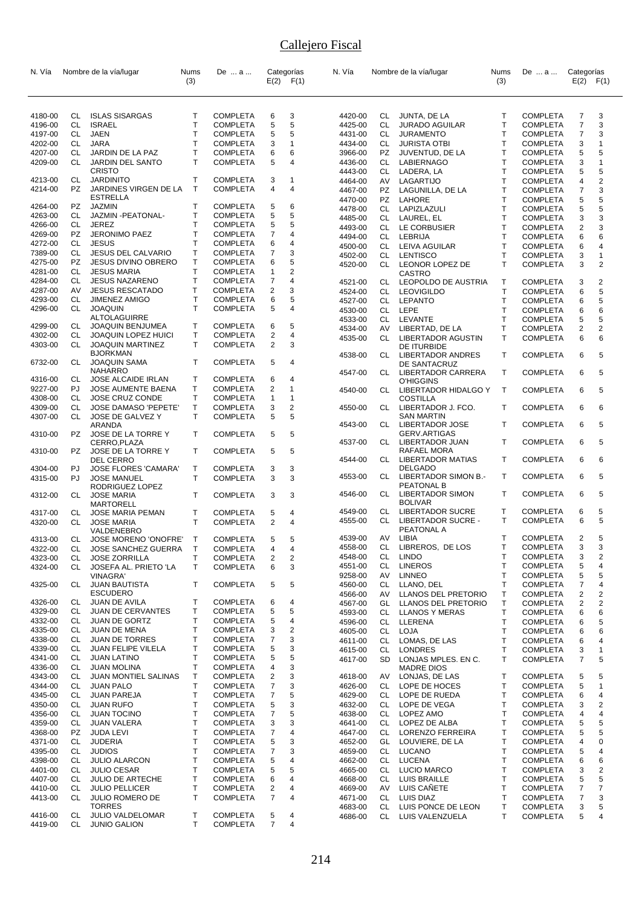# Callejero Fiscal

| N. Vía | | Nombre de la vía/lugar | Nums (3) | De ... a ... | Categorías E(2) | F(1) |
|---|---|---|---|---|---|---|
| 4180-00 | CL | ISLAS SISARGAS | T | COMPLETA | 6 | 3 |
| 4196-00 | CL | ISRAEL | T | COMPLETA | 5 | 5 |
| 4197-00 | CL | JAEN | T | COMPLETA | 5 | 5 |
| 4202-00 | CL | JARA | T | COMPLETA | 3 | 1 |
| 4207-00 | CL | JARDIN DE LA PAZ | T | COMPLETA | 6 | 6 |
| 4209-00 | CL | JARDIN DEL SANTO CRISTO | T | COMPLETA | 5 | 4 |
| 4213-00 | CL | JARDINITO | T | COMPLETA | 3 | 1 |
| 4214-00 | PZ | JARDINES VIRGEN DE LA ESTRELLA | T | COMPLETA | 4 | 4 |
| 4264-00 | PZ | JAZMIN | T | COMPLETA | 5 | 6 |
| 4263-00 | CL | JAZMIN -PEATONAL- | T | COMPLETA | 5 | 5 |
| 4266-00 | CL | JEREZ | T | COMPLETA | 5 | 5 |
| 4269-00 | PZ | JERONIMO PAEZ | T | COMPLETA | 7 | 4 |
| 4272-00 | CL | JESUS | T | COMPLETA | 6 | 4 |
| 7389-00 | CL | JESUS DEL CALVARIO | T | COMPLETA | 7 | 3 |
| 4275-00 | PZ | JESUS DIVINO OBRERO | T | COMPLETA | 6 | 5 |
| 4281-00 | CL | JESUS MARIA | T | COMPLETA | 1 | 2 |
| 4284-00 | CL | JESUS NAZARENO | T | COMPLETA | 7 | 4 |
| 4287-00 | AV | JESUS RESCATADO | T | COMPLETA | 2 | 3 |
| 4293-00 | CL | JIMENEZ AMIGO | T | COMPLETA | 6 | 5 |
| 4296-00 | CL | JOAQUIN ALTOLAGUIRRE | T | COMPLETA | 5 | 4 |
| 4299-00 | CL | JOAQUIN BENJUMEA | T | COMPLETA | 6 | 5 |
| 4302-00 | CL | JOAQUIN LOPEZ HUICI | T | COMPLETA | 2 | 4 |
| 4303-00 | CL | JOAQUIN MARTINEZ BJORKMAN | T | COMPLETA | 2 | 3 |
| 6732-00 | CL | JOAQUIN SAMA NAHARRO | T | COMPLETA | 5 | 4 |
| 4316-00 | CL | JOSE ALCAIDE IRLAN | T | COMPLETA | 6 | 4 |
| 9227-00 | PJ | JOSE AUMENTE BAENA | T | COMPLETA | 2 | 1 |
| 4308-00 | CL | JOSE CRUZ CONDE | T | COMPLETA | 1 | 1 |
| 4309-00 | CL | JOSE DAMASO 'PEPETE' | T | COMPLETA | 3 | 2 |
| 4307-00 | CL | JOSE DE GALVEZ Y ARANDA | T | COMPLETA | 5 | 5 |
| 4310-00 | PZ | JOSE DE LA TORRE Y CERRO,PLAZA | T | COMPLETA | 5 | 5 |
| 4310-00 | PZ | JOSE DE LA TORRE Y DEL CERRO | T | COMPLETA | 5 | 5 |
| 4304-00 | PJ | JOSE FLORES 'CAMARA' | T | COMPLETA | 3 | 3 |
| 4315-00 | PJ | JOSE MANUEL RODRIGUEZ LOPEZ | T | COMPLETA | 3 | 3 |
| 4312-00 | CL | JOSE MARIA MARTORELL | T | COMPLETA | 3 | 3 |
| 4317-00 | CL | JOSE MARIA PEMAN | T | COMPLETA | 5 | 4 |
| 4320-00 | CL | JOSE MARIA VALDENEBRO | T | COMPLETA | 2 | 4 |
| 4313-00 | CL | JOSE MORENO 'ONOFRE' | T | COMPLETA | 5 | 5 |
| 4322-00 | CL | JOSE SANCHEZ GUERRA | T | COMPLETA | 4 | 4 |
| 4323-00 | CL | JOSE ZORRILLA | T | COMPLETA | 2 | 2 |
| 4324-00 | CL | JOSEFA AL. PRIETO 'LA VINAGRA' | T | COMPLETA | 6 | 3 |
| 4325-00 | CL | JUAN BAUTISTA ESCUDERO | T | COMPLETA | 5 | 5 |
| 4326-00 | CL | JUAN DE AVILA | T | COMPLETA | 6 | 4 |
| 4329-00 | CL | JUAN DE CERVANTES | T | COMPLETA | 5 | 5 |
| 4332-00 | CL | JUAN DE GORTZ | T | COMPLETA | 5 | 4 |
| 4335-00 | CL | JUAN DE MENA | T | COMPLETA | 3 | 2 |
| 4338-00 | CL | JUAN DE TORRES | T | COMPLETA | 7 | 3 |
| 4339-00 | CL | JUAN FELIPE VILELA | T | COMPLETA | 5 | 3 |
| 4341-00 | CL | JUAN LATINO | T | COMPLETA | 5 | 5 |
| 4336-00 | CL | JUAN MOLINA | T | COMPLETA | 4 | 3 |
| 4343-00 | CL | JUAN MONTIEL SALINAS | T | COMPLETA | 2 | 3 |
| 4344-00 | CL | JUAN PALO | T | COMPLETA | 7 | 3 |
| 4345-00 | CL | JUAN PAREJA | T | COMPLETA | 7 | 5 |
| 4350-00 | CL | JUAN RUFO | T | COMPLETA | 5 | 3 |
| 4356-00 | CL | JUAN TOCINO | T | COMPLETA | 7 | 5 |
| 4359-00 | CL | JUAN VALERA | T | COMPLETA | 3 | 3 |
| 4368-00 | PZ | JUDA LEVI | T | COMPLETA | 7 | 4 |
| 4371-00 | CL | JUDERIA | T | COMPLETA | 5 | 3 |
| 4395-00 | CL | JUDIOS | T | COMPLETA | 7 | 3 |
| 4398-00 | CL | JULIO ALARCON | T | COMPLETA | 5 | 4 |
| 4401-00 | CL | JULIO CESAR | T | COMPLETA | 5 | 5 |
| 4407-00 | CL | JULIO DE ARTECHE | T | COMPLETA | 6 | 4 |
| 4410-00 | CL | JULIO PELLICER | T | COMPLETA | 2 | 4 |
| 4413-00 | CL | JULIO ROMERO DE TORRES | T | COMPLETA | 7 | 4 |
| 4416-00 | CL | JULIO VALDELOMAR | T | COMPLETA | 5 | 4 |
| 4419-00 | CL | JUNIO GALION | T | COMPLETA | 7 | 4 |
| 4420-00 | CL | JUNTA, DE LA | T | COMPLETA | 7 | 3 |
| 4425-00 | CL | JURADO AGUILAR | T | COMPLETA | 7 | 3 |
| 4431-00 | CL | JURAMENTO | T | COMPLETA | 7 | 3 |
| 4434-00 | CL | JURISTA OTBI | T | COMPLETA | 3 | 1 |
| 3966-00 | PZ | JUVENTUD, DE LA | T | COMPLETA | 5 | 5 |
| 4436-00 | CL | LABIERNAGO | T | COMPLETA | 3 | 1 |
| 4443-00 | CL | LADERA, LA | T | COMPLETA | 5 | 5 |
| 4464-00 | AV | LAGARTIJO | T | COMPLETA | 4 | 2 |
| 4467-00 | PZ | LAGUNILLA, DE LA | T | COMPLETA | 7 | 3 |
| 4470-00 | PZ | LAHORE | T | COMPLETA | 5 | 5 |
| 4478-00 | CL | LAPIZLAZULI | T | COMPLETA | 5 | 5 |
| 4485-00 | CL | LAUREL, EL | T | COMPLETA | 3 | 3 |
| 4493-00 | CL | LE CORBUSIER | T | COMPLETA | 2 | 3 |
| 4494-00 | CL | LEBRIJA | T | COMPLETA | 6 | 6 |
| 4500-00 | CL | LEIVA AGUILAR | T | COMPLETA | 6 | 4 |
| 4502-00 | CL | LENTISCO | T | COMPLETA | 3 | 1 |
| 4520-00 | CL | LEONOR LOPEZ DE CASTRO | T | COMPLETA | 3 | 2 |
| 4521-00 | CL | LEOPOLDO DE AUSTRIA | T | COMPLETA | 3 | 2 |
| 4524-00 | CL | LEOVIGILDO | T | COMPLETA | 6 | 5 |
| 4527-00 | CL | LEPANTO | T | COMPLETA | 6 | 5 |
| 4530-00 | CL | LEPE | T | COMPLETA | 6 | 6 |
| 4533-00 | CL | LEVANTE | T | COMPLETA | 5 | 5 |
| 4534-00 | AV | LIBERTAD, DE LA | T | COMPLETA | 2 | 2 |
| 4535-00 | CL | LIBERTADOR AGUSTIN DE ITURBIDE | T | COMPLETA | 6 | 6 |
| 4538-00 | CL | LIBERTADOR ANDRES DE SANTACRUZ | T | COMPLETA | 6 | 5 |
| 4547-00 | CL | LIBERTADOR CARRERA O'HIGGINS | T | COMPLETA | 6 | 5 |
| 4540-00 | CL | LIBERTADOR HIDALGO Y COSTILLA | T | COMPLETA | 6 | 5 |
| 4550-00 | CL | LIBERTADOR J. FCO. SAN MARTIN | T | COMPLETA | 6 | 6 |
| 4543-00 | CL | LIBERTADOR JOSE GERV.ARTIGAS | T | COMPLETA | 6 | 5 |
| 4537-00 | CL | LIBERTADOR JUAN RAFAEL MORA | T | COMPLETA | 6 | 5 |
| 4544-00 | CL | LIBERTADOR MATIAS DELGADO | T | COMPLETA | 6 | 6 |
| 4553-00 | CL | LIBERTADOR SIMON B.- PEATONAL B | T | COMPLETA | 6 | 5 |
| 4546-00 | CL | LIBERTADOR SIMON BOLIVAR | T | COMPLETA | 6 | 5 |
| 4549-00 | CL | LIBERTADOR SUCRE | T | COMPLETA | 6 | 5 |
| 4555-00 | CL | LIBERTADOR SUCRE - PEATONAL A | T | COMPLETA | 6 | 5 |
| 4539-00 | AV | LIBIA | T | COMPLETA | 2 | 5 |
| 4558-00 | CL | LIBREROS, DE LOS | T | COMPLETA | 3 | 3 |
| 4548-00 | CL | LINDO | T | COMPLETA | 3 | 2 |
| 4551-00 | CL | LINEROS | T | COMPLETA | 5 | 4 |
| 9258-00 | AV | LINNEO | T | COMPLETA | 5 | 5 |
| 4560-00 | CL | LLANO, DEL | T | COMPLETA | 7 | 4 |
| 4566-00 | AV | LLANOS DEL PRETORIO | T | COMPLETA | 2 | 2 |
| 4567-00 | GL | LLANOS DEL PRETORIO | T | COMPLETA | 2 | 2 |
| 4593-00 | CL | LLANOS Y MERAS | T | COMPLETA | 6 | 6 |
| 4596-00 | CL | LLERENA | T | COMPLETA | 6 | 5 |
| 4605-00 | CL | LOJA | T | COMPLETA | 6 | 6 |
| 4611-00 | CL | LOMAS, DE LAS | T | COMPLETA | 6 | 4 |
| 4615-00 | CL | LONDRES | T | COMPLETA | 3 | 1 |
| 4617-00 | SD | LONJAS MPLES. EN C. MADRE DIOS | T | COMPLETA | 7 | 5 |
| 4618-00 | AV | LONJAS, DE LAS | T | COMPLETA | 5 | 5 |
| 4626-00 | CL | LOPE DE HOCES | T | COMPLETA | 5 | 1 |
| 4629-00 | CL | LOPE DE RUEDA | T | COMPLETA | 6 | 4 |
| 4632-00 | CL | LOPE DE VEGA | T | COMPLETA | 3 | 2 |
| 4638-00 | CL | LOPEZ AMO | T | COMPLETA | 4 | 4 |
| 4641-00 | CL | LOPEZ DE ALBA | T | COMPLETA | 5 | 5 |
| 4647-00 | CL | LORENZO FERREIRA | T | COMPLETA | 5 | 5 |
| 4652-00 | GL | LOUVIERE, DE LA | T | COMPLETA | 4 | 0 |
| 4659-00 | CL | LUCANO | T | COMPLETA | 5 | 4 |
| 4662-00 | CL | LUCENA | T | COMPLETA | 6 | 6 |
| 4665-00 | CL | LUCIO MARCO | T | COMPLETA | 3 | 2 |
| 4668-00 | CL | LUIS BRAILLE | T | COMPLETA | 5 | 5 |
| 4669-00 | AV | LUIS CAÑETE | T | COMPLETA | 7 | 7 |
| 4671-00 | CL | LUIS DIAZ | T | COMPLETA | 7 | 3 |
| 4683-00 | CL | LUIS PONCE DE LEON | T | COMPLETA | 3 | 5 |
| 4686-00 | CL | LUIS VALENZUELA | T | COMPLETA | 5 | 4 |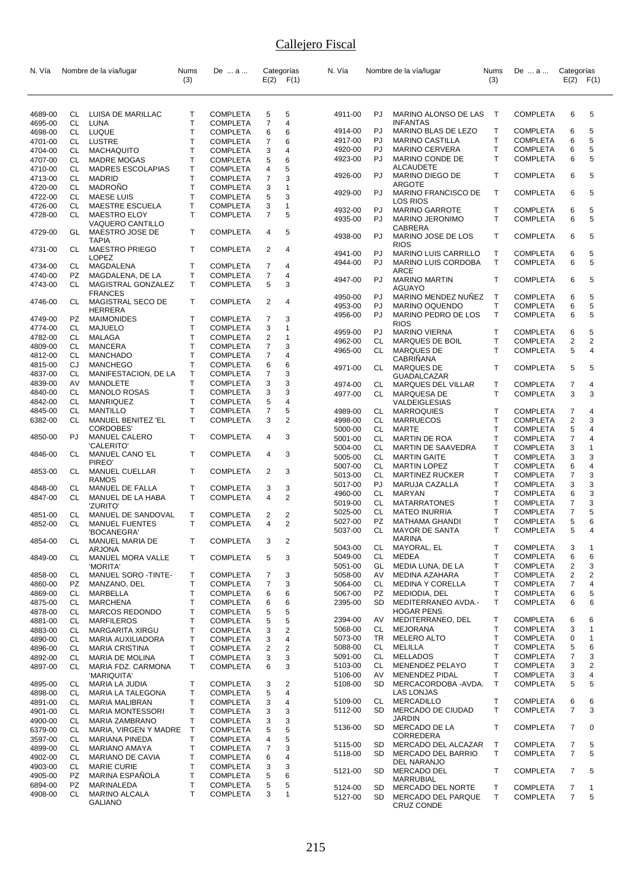# Callejero Fiscal

| N. Vía | | Nombre de la vía/lugar | Nums (3) | De ... a ... | Categorías E(2) | F(1) |
|---|---|---|---|---|---|---|
| 4689-00 | CL | LUISA DE MARILLAC | T | COMPLETA | 5 | 5 |
| 4695-00 | CL | LUNA | T | COMPLETA | 7 | 4 |
| 4698-00 | CL | LUQUE | T | COMPLETA | 6 | 6 |
| 4701-00 | CL | LUSTRE | T | COMPLETA | 7 | 6 |
| 4704-00 | CL | MACHAQUITO | T | COMPLETA | 3 | 4 |
| 4707-00 | CL | MADRE MOGAS | T | COMPLETA | 5 | 6 |
| 4710-00 | CL | MADRES ESCOLAPIAS | T | COMPLETA | 4 | 5 |
| 4713-00 | CL | MADRID | T | COMPLETA | 7 | 3 |
| 4720-00 | CL | MADROÑO | T | COMPLETA | 3 | 1 |
| 4722-00 | CL | MAESE LUIS | T | COMPLETA | 5 | 3 |
| 4726-00 | CL | MAESTRE ESCUELA | T | COMPLETA | 3 | 1 |
| 4728-00 | CL | MAESTRO ELOY VAQUERO CANTILLO | T | COMPLETA | 7 | 5 |
| 4729-00 | GL | MAESTRO JOSE DE TAPIA | T | COMPLETA | 4 | 5 |
| 4731-00 | CL | MAESTRO PRIEGO LOPEZ | T | COMPLETA | 2 | 4 |
| 4734-00 | CL | MAGDALENA | T | COMPLETA | 7 | 4 |
| 4740-00 | PZ | MAGDALENA, DE LA | T | COMPLETA | 7 | 4 |
| 4743-00 | CL | MAGISTRAL GONZALEZ FRANCES | T | COMPLETA | 5 | 3 |
| 4746-00 | CL | MAGISTRAL SECO DE HERRERA | T | COMPLETA | 2 | 4 |
| 4749-00 | PZ | MAIMONIDES | T | COMPLETA | 7 | 3 |
| 4774-00 | CL | MAJUELO | T | COMPLETA | 3 | 1 |
| 4782-00 | CL | MALAGA | T | COMPLETA | 2 | 1 |
| 4809-00 | CL | MANCERA | T | COMPLETA | 7 | 3 |
| 4812-00 | CL | MANCHADO | T | COMPLETA | 7 | 4 |
| 4815-00 | CJ | MANCHEGO | T | COMPLETA | 6 | 6 |
| 4837-00 | CL | MANIFESTACION, DE LA | T | COMPLETA | 7 | 3 |
| 4839-00 | AV | MANOLETE | T | COMPLETA | 3 | 3 |
| 4840-00 | CL | MANOLO ROSAS | T | COMPLETA | 3 | 3 |
| 4842-00 | CL | MANRIQUEZ | T | COMPLETA | 5 | 4 |
| 4845-00 | CL | MANTILLO | T | COMPLETA | 7 | 5 |
| 6382-00 | CL | MANUEL BENITEZ 'EL CORDOBES' | T | COMPLETA | 3 | 2 |
| 4850-00 | PJ | MANUEL CALERO 'CALERITO' | T | COMPLETA | 4 | 3 |
| 4846-00 | CL | MANUEL CANO 'EL PIREO' | T | COMPLETA | 4 | 3 |
| 4853-00 | CL | MANUEL CUELLAR RAMOS | T | COMPLETA | 2 | 3 |
| 4848-00 | CL | MANUEL DE FALLA | T | COMPLETA | 3 | 3 |
| 4847-00 | CL | MANUEL DE LA HABA 'ZURITO' | T | COMPLETA | 4 | 2 |
| 4851-00 | CL | MANUEL DE SANDOVAL | T | COMPLETA | 2 | 2 |
| 4852-00 | CL | MANUEL FUENTES 'BOCANEGRA' | T | COMPLETA | 4 | 2 |
| 4854-00 | CL | MANUEL MARIA DE ARJONA | T | COMPLETA | 3 | 2 |
| 4849-00 | CL | MANUEL MORA VALLE 'MORITA' | T | COMPLETA | 5 | 3 |
| 4858-00 | CL | MANUEL SORO -TINTE- | T | COMPLETA | 7 | 3 |
| 4860-00 | PZ | MANZANO, DEL | T | COMPLETA | 7 | 3 |
| 4869-00 | CL | MARBELLA | T | COMPLETA | 6 | 6 |
| 4875-00 | CL | MARCHENA | T | COMPLETA | 6 | 6 |
| 4878-00 | CL | MARCOS REDONDO | T | COMPLETA | 5 | 5 |
| 4881-00 | CL | MARFILEROS | T | COMPLETA | 5 | 5 |
| 4883-00 | CL | MARGARITA XIRGU | T | COMPLETA | 3 | 2 |
| 4890-00 | CL | MARIA AUXILIADORA | T | COMPLETA | 3 | 4 |
| 4896-00 | CL | MARIA CRISTINA | T | COMPLETA | 2 | 2 |
| 4892-00 | CL | MARIA DE MOLINA | T | COMPLETA | 3 | 3 |
| 4897-00 | CL | MARIA FDZ. CARMONA 'MARIQUITA' | T | COMPLETA | 6 | 3 |
| 4895-00 | CL | MARIA LA JUDIA | T | COMPLETA | 3 | 2 |
| 4898-00 | CL | MARIA LA TALEGONA | T | COMPLETA | 5 | 4 |
| 4891-00 | CL | MARIA MALIBRAN | T | COMPLETA | 3 | 4 |
| 4901-00 | CL | MARIA MONTESSORI | T | COMPLETA | 3 | 3 |
| 4900-00 | CL | MARIA ZAMBRANO | T | COMPLETA | 3 | 3 |
| 6379-00 | CL | MARIA, VIRGEN Y MADRE | T | COMPLETA | 5 | 5 |
| 3597-00 | CL | MARIANA PINEDA | T | COMPLETA | 4 | 5 |
| 4899-00 | CL | MARIANO AMAYA | T | COMPLETA | 7 | 3 |
| 4902-00 | CL | MARIANO DE CAVIA | T | COMPLETA | 6 | 4 |
| 4903-00 | CL | MARIE CURIE | T | COMPLETA | 3 | 3 |
| 4905-00 | PZ | MARINA ESPAÑOLA | T | COMPLETA | 5 | 6 |
| 6894-00 | PZ | MARINALEDA | T | COMPLETA | 5 | 5 |
| 4908-00 | CL | MARINO ALCALA GALIANO | T | COMPLETA | 3 | 1 |
| 4911-00 | PJ | MARINO ALONSO DE LAS INFANTAS | T | COMPLETA | 6 | 5 |
| 4914-00 | PJ | MARINO BLAS DE LEZO | T | COMPLETA | 6 | 5 |
| 4917-00 | PJ | MARINO CASTILLA | T | COMPLETA | 6 | 5 |
| 4920-00 | PJ | MARINO CERVERA | T | COMPLETA | 6 | 5 |
| 4923-00 | PJ | MARINO CONDE DE ALCAUDETE | T | COMPLETA | 6 | 5 |
| 4926-00 | PJ | MARINO DIEGO DE ARGOTE | T | COMPLETA | 6 | 5 |
| 4929-00 | PJ | MARINO FRANCISCO DE LOS RIOS | T | COMPLETA | 6 | 5 |
| 4932-00 | PJ | MARINO GARROTE | T | COMPLETA | 6 | 5 |
| 4935-00 | PJ | MARINO JERONIMO CABRERA | T | COMPLETA | 6 | 5 |
| 4938-00 | PJ | MARINO JOSE DE LOS RIOS | T | COMPLETA | 6 | 5 |
| 4941-00 | PJ | MARINO LUIS CARRILLO | T | COMPLETA | 6 | 5 |
| 4944-00 | PJ | MARINO LUIS CORDOBA ARCE | T | COMPLETA | 6 | 5 |
| 4947-00 | PJ | MARINO MARTIN AGUAYO | T | COMPLETA | 6 | 5 |
| 4950-00 | PJ | MARINO MENDEZ NUÑEZ | T | COMPLETA | 6 | 5 |
| 4953-00 | PJ | MARINO OQUENDO | T | COMPLETA | 6 | 5 |
| 4956-00 | PJ | MARINO PEDRO DE LOS RIOS | T | COMPLETA | 6 | 5 |
| 4959-00 | PJ | MARINO VIERNA | T | COMPLETA | 6 | 5 |
| 4962-00 | CL | MARQUES DE BOIL | T | COMPLETA | 2 | 2 |
| 4965-00 | CL | MARQUES DE CABRIÑANA | T | COMPLETA | 5 | 4 |
| 4971-00 | CL | MARQUES DE GUADALCAZAR | T | COMPLETA | 5 | 5 |
| 4974-00 | CL | MARQUES DEL VILLAR | T | COMPLETA | 7 | 4 |
| 4977-00 | CL | MARQUESA DE VALDEIGLESIAS | T | COMPLETA | 3 | 3 |
| 4989-00 | CL | MARROQUIES | T | COMPLETA | 7 | 4 |
| 4998-00 | CL | MARRUECOS | T | COMPLETA | 2 | 3 |
| 5000-00 | CL | MARTE | T | COMPLETA | 5 | 4 |
| 5001-00 | CL | MARTIN DE ROA | T | COMPLETA | 7 | 4 |
| 5004-00 | CL | MARTIN DE SAAVEDRA | T | COMPLETA | 3 | 1 |
| 5005-00 | CL | MARTIN GAITE | T | COMPLETA | 3 | 3 |
| 5007-00 | CL | MARTIN LOPEZ | T | COMPLETA | 6 | 4 |
| 5013-00 | CL | MARTINEZ RUCKER | T | COMPLETA | 7 | 3 |
| 5017-00 | PJ | MARUJA CAZALLA | T | COMPLETA | 3 | 3 |
| 4960-00 | CL | MARYAN | T | COMPLETA | 6 | 3 |
| 5019-00 | CL | MATARRATONES | T | COMPLETA | 7 | 3 |
| 5025-00 | CL | MATEO INURRIA | T | COMPLETA | 7 | 5 |
| 5027-00 | PZ | MATHAMA GHANDI | T | COMPLETA | 5 | 6 |
| 5037-00 | CL | MAYOR DE SANTA MARINA | T | COMPLETA | 5 | 4 |
| 5043-00 | CL | MAYORAL, EL | T | COMPLETA | 3 | 1 |
| 5049-00 | CL | MEDEA | T | COMPLETA | 6 | 6 |
| 5051-00 | GL | MEDIA LUNA, DE LA | T | COMPLETA | 2 | 3 |
| 5058-00 | AV | MEDINA AZAHARA | T | COMPLETA | 2 | 2 |
| 5064-00 | CL | MEDINA Y CORELLA | T | COMPLETA | 7 | 4 |
| 5067-00 | PZ | MEDIODIA, DEL | T | COMPLETA | 6 | 5 |
| 2395-00 | SD | MEDITERRANEO AVDA.-HOGAR PENS. | T | COMPLETA | 6 | 6 |
| 2394-00 | AV | MEDITERRANEO, DEL | T | COMPLETA | 6 | 6 |
| 5068-00 | CL | MEJORANA | T | COMPLETA | 3 | 1 |
| 5073-00 | TR | MELERO ALTO | T | COMPLETA | 0 | 1 |
| 5088-00 | CL | MELILLA | T | COMPLETA | 5 | 6 |
| 5091-00 | CL | MELLADOS | T | COMPLETA | 7 | 3 |
| 5103-00 | CL | MENENDEZ PELAYO | T | COMPLETA | 3 | 2 |
| 5106-00 | AV | MENENDEZ PIDAL | T | COMPLETA | 3 | 4 |
| 5108-00 | SD | MERCACORDOBA -AVDA. LAS LONJAS | T | COMPLETA | 5 | 5 |
| 5109-00 | CL | MERCADILLO | T | COMPLETA | 6 | 6 |
| 5112-00 | SD | MERCADO DE CIUDAD JARDIN | T | COMPLETA | 7 | 3 |
| 5136-00 | SD | MERCADO DE LA CORREDERA | T | COMPLETA | 7 | 0 |
| 5115-00 | SD | MERCADO DEL ALCAZAR | T | COMPLETA | 7 | 5 |
| 5118-00 | SD | MERCADO DEL BARRIO DEL NARANJO | T | COMPLETA | 7 | 5 |
| 5121-00 | SD | MERCADO DEL MARRUBIAL | T | COMPLETA | 7 | 5 |
| 5124-00 | SD | MERCADO DEL NORTE | T | COMPLETA | 7 | 1 |
| 5127-00 | SD | MERCADO DEL PARQUE CRUZ CONDE | T | COMPLETA | 7 | 5 |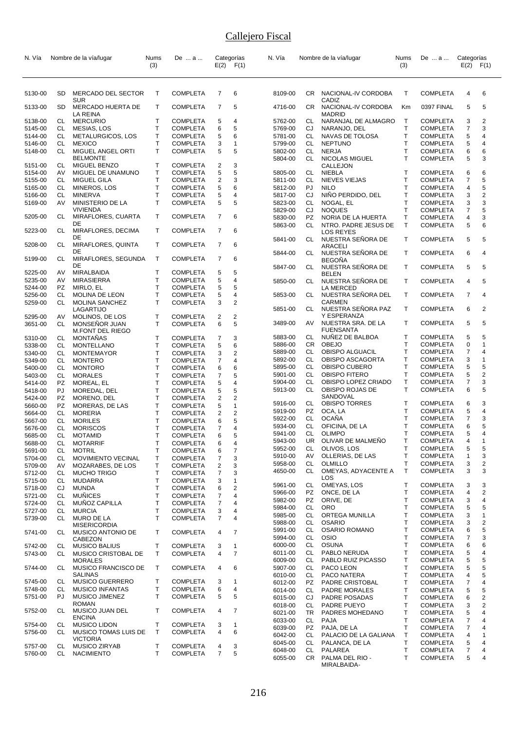# Callejero Fiscal

| N. Vía | | Nombre de la vía/lugar | Nums (3) | De ... a ... | Categorías E(2) | F(1) |
|---|---|---|---|---|---|---|
| 5130-00 | SD | MERCADO DEL SECTOR SUR | T | COMPLETA | 7 | 6 |
| 5133-00 | SD | MERCADO HUERTA DE LA REINA | T | COMPLETA | 7 | 5 |
| 5138-00 | CL | MERCURIO | T | COMPLETA | 5 | 4 |
| 5145-00 | CL | MESIAS, LOS | T | COMPLETA | 6 | 5 |
| 5144-00 | CL | METALURGICOS, LOS | T | COMPLETA | 5 | 6 |
| 5146-00 | CL | MEXICO | T | COMPLETA | 3 | 1 |
| 5148-00 | CL | MIGUEL ANGEL ORTI BELMONTE | T | COMPLETA | 5 | 5 |
| 5151-00 | CL | MIGUEL BENZO | T | COMPLETA | 2 | 3 |
| 5154-00 | AV | MIGUEL DE UNAMUNO | T | COMPLETA | 5 | 5 |
| 5155-00 | CL | MIGUEL GILA | T | COMPLETA | 2 | 3 |
| 5165-00 | CL | MINEROS, LOS | T | COMPLETA | 5 | 6 |
| 5166-00 | CL | MINERVA | T | COMPLETA | 5 | 4 |
| 5169-00 | AV | MINISTERIO DE LA VIVIENDA | T | COMPLETA | 5 | 5 |
| 5205-00 | CL | MIRAFLORES, CUARTA DE | T | COMPLETA | 7 | 6 |
| 5223-00 | CL | MIRAFLORES, DECIMA DE | T | COMPLETA | 7 | 6 |
| 5208-00 | CL | MIRAFLORES, QUINTA DE | T | COMPLETA | 7 | 6 |
| 5199-00 | CL | MIRAFLORES, SEGUNDA DE | T | COMPLETA | 7 | 6 |
| 5225-00 | AV | MIRALBAIDA | T | COMPLETA | 5 | 5 |
| 5235-00 | AV | MIRASIERRA | T | COMPLETA | 5 | 4 |
| 5244-00 | PZ | MIRLO, EL | T | COMPLETA | 5 | 5 |
| 5256-00 | CL | MOLINA DE LEON | T | COMPLETA | 5 | 4 |
| 5259-00 | CL | MOLINA SANCHEZ LAGARTIJO | T | COMPLETA | 3 | 2 |
| 5295-00 | AV | MOLINOS, DE LOS | T | COMPLETA | 2 | 2 |
| 3651-00 | CL | MONSEÑOR JUAN M.FONT DEL RIEGO | T | COMPLETA | 6 | 5 |
| 5310-00 | CL | MONTAÑAS | T | COMPLETA | 7 | 3 |
| 5338-00 | CL | MONTELLANO | T | COMPLETA | 5 | 6 |
| 5340-00 | CL | MONTEMAYOR | T | COMPLETA | 3 | 2 |
| 5349-00 | CL | MONTERO | T | COMPLETA | 7 | 4 |
| 5400-00 | CL | MONTORO | T | COMPLETA | 6 | 6 |
| 5403-00 | CL | MORALES | T | COMPLETA | 7 | 5 |
| 5414-00 | PZ | MOREAL, EL | T | COMPLETA | 5 | 4 |
| 5418-00 | PJ | MOREDAL, DEL | T | COMPLETA | 5 | 5 |
| 5424-00 | PZ | MORENO, DEL | T | COMPLETA | 2 | 2 |
| 5660-00 | PZ | MORERAS, DE LAS | T | COMPLETA | 5 | 1 |
| 5664-00 | CL | MORERIA | T | COMPLETA | 2 | 2 |
| 5667-00 | CL | MORILES | T | COMPLETA | 6 | 5 |
| 5676-00 | CL | MORISCOS | T | COMPLETA | 7 | 4 |
| 5685-00 | CL | MOTAMID | T | COMPLETA | 6 | 5 |
| 5688-00 | CL | MOTARRIF | T | COMPLETA | 6 | 4 |
| 5691-00 | CL | MOTRIL | T | COMPLETA | 6 | 7 |
| 5704-00 | CL | MOVIMIENTO VECINAL | T | COMPLETA | 7 | 3 |
| 5709-00 | AV | MOZARABES, DE LOS | T | COMPLETA | 2 | 3 |
| 5712-00 | CL | MUCHO TRIGO | T | COMPLETA | 7 | 3 |
| 5715-00 | CL | MUDARRA | T | COMPLETA | 3 | 1 |
| 5718-00 | CJ | MUNDA | T | COMPLETA | 6 | 2 |
| 5721-00 | CL | MUÑICES | T | COMPLETA | 7 | 4 |
| 5724-00 | CL | MUÑOZ CAPILLA | T | COMPLETA | 7 | 4 |
| 5727-00 | CL | MURCIA | T | COMPLETA | 3 | 4 |
| 5739-00 | CL | MURO DE LA MISERICORDIA | T | COMPLETA | 7 | 4 |
| 5741-00 | CL | MUSICO ANTONIO DE CABEZON | T | COMPLETA | 4 | 7 |
| 5742-00 | CL | MUSICO BALIUS | T | COMPLETA | 3 | 1 |
| 5743-00 | CL | MUSICO CRISTOBAL DE MORALES | T | COMPLETA | 4 | 7 |
| 5744-00 | CL | MUSICO FRANCISCO DE SALINAS | T | COMPLETA | 4 | 6 |
| 5745-00 | CL | MUSICO GUERRERO | T | COMPLETA | 3 | 1 |
| 5748-00 | CL | MUSICO INFANTAS | T | COMPLETA | 6 | 4 |
| 5751-00 | PJ | MUSICO JIMENEZ ROMAN | T | COMPLETA | 5 | 5 |
| 5752-00 | CL | MUSICO JUAN DEL ENCINA | T | COMPLETA | 4 | 7 |
| 5754-00 | CL | MUSICO LIDON | T | COMPLETA | 3 | 1 |
| 5756-00 | CL | MUSICO TOMAS LUIS DE VICTORIA | T | COMPLETA | 4 | 6 |
| 5757-00 | CL | MUSICO ZIRYAB | T | COMPLETA | 4 | 3 |
| 5760-00 | CL | NACIMIENTO | T | COMPLETA | 7 | 5 |
| 8109-00 | CR | NACIONAL-IV CORDOBA CADIZ | T | COMPLETA | 4 | 6 |
| 4716-00 | CR | NACIONAL-IV CORDOBA MADRID | Km | 0397 FINAL | 5 | 5 |
| 5762-00 | CL | NARANJAL DE ALMAGRO | T | COMPLETA | 3 | 2 |
| 5769-00 | CJ | NARANJO, DEL | T | COMPLETA | 7 | 3 |
| 5781-00 | CL | NAVAS DE TOLOSA | T | COMPLETA | 5 | 4 |
| 5799-00 | CL | NEPTUNO | T | COMPLETA | 5 | 4 |
| 5802-00 | CL | NERJA | T | COMPLETA | 6 | 6 |
| 5804-00 | CL | NICOLAS MIGUEL CALLEJON | T | COMPLETA | 5 | 3 |
| 5805-00 | CL | NIEBLA | T | COMPLETA | 6 | 6 |
| 5811-00 | CL | NIEVES VIEJAS | T | COMPLETA | 7 | 5 |
| 5812-00 | PJ | NILO | T | COMPLETA | 4 | 5 |
| 5817-00 | CJ | NIÑO PERDIDO, DEL | T | COMPLETA | 3 | 2 |
| 5823-00 | CL | NOGAL, EL | T | COMPLETA | 3 | 3 |
| 5829-00 | CJ | NOQUES | T | COMPLETA | 7 | 5 |
| 5830-00 | PZ | NORIA DE LA HUERTA | T | COMPLETA | 4 | 3 |
| 5863-00 | CL | NTRO. PADRE JESUS DE LOS REYES | T | COMPLETA | 5 | 6 |
| 5841-00 | CL | NUESTRA SEÑORA DE ARACELI | T | COMPLETA | 5 | 5 |
| 5844-00 | CL | NUESTRA SEÑORA DE BEGOÑA | T | COMPLETA | 6 | 4 |
| 5847-00 | CL | NUESTRA SEÑORA DE BELEN | T | COMPLETA | 5 | 5 |
| 5850-00 | CL | NUESTRA SEÑORA DE LA MERCED | T | COMPLETA | 4 | 5 |
| 5853-00 | CL | NUESTRA SEÑORA DEL CARMEN | T | COMPLETA | 7 | 4 |
| 5851-00 | CL | NUESTRA SEÑORA PAZ Y ESPERANZA | T | COMPLETA | 6 | 2 |
| 3489-00 | AV | NUESTRA SRA. DE LA FUENSANTA | T | COMPLETA | 5 | 5 |
| 5883-00 | CL | NUÑEZ DE BALBOA | T | COMPLETA | 5 | 5 |
| 5886-00 | CR | OBEJO | T | COMPLETA | 0 | 1 |
| 5889-00 | CL | OBISPO ALGUACIL | T | COMPLETA | 7 | 4 |
| 5892-00 | CL | OBISPO ASCAGORTA | T | COMPLETA | 3 | 1 |
| 5895-00 | CL | OBISPO CUBERO | T | COMPLETA | 5 | 5 |
| 5901-00 | CL | OBISPO FITERO | T | COMPLETA | 5 | 2 |
| 5904-00 | CL | OBISPO LOPEZ CRIADO | T | COMPLETA | 7 | 3 |
| 5913-00 | CL | OBISPO ROJAS DE SANDOVAL | T | COMPLETA | 6 | 5 |
| 5916-00 | CL | OBISPO TORRES | T | COMPLETA | 6 | 3 |
| 5919-00 | PZ | OCA, LA | T | COMPLETA | 5 | 4 |
| 5922-00 | CL | OCAÑA | T | COMPLETA | 7 | 3 |
| 5934-00 | CL | OFICINA, DE LA | T | COMPLETA | 6 | 5 |
| 5941-00 | CL | OLIMPO | T | COMPLETA | 5 | 4 |
| 5943-00 | UR | OLIVAR DE MALMEÑO | T | COMPLETA | 4 | 1 |
| 5952-00 | CL | OLIVOS, LOS | T | COMPLETA | 5 | 5 |
| 5910-00 | AV | OLLERIAS, DE LAS | T | COMPLETA | 1 | 3 |
| 5958-00 | CL | OLMILLO | T | COMPLETA | 3 | 2 |
| 4650-00 | CL | OMEYAS, ADYACENTE A LOS | T | COMPLETA | 3 | 3 |
| 5961-00 | CL | OMEYAS, LOS | T | COMPLETA | 3 | 3 |
| 5966-00 | PZ | ONCE, DE LA | T | COMPLETA | 4 | 2 |
| 5982-00 | PZ | ORIVE, DE | T | COMPLETA | 3 | 4 |
| 5984-00 | CL | ORO | T | COMPLETA | 5 | 5 |
| 5985-00 | CL | ORTEGA MUNILLA | T | COMPLETA | 3 | 1 |
| 5988-00 | CL | OSARIO | T | COMPLETA | 3 | 2 |
| 5991-00 | CL | OSARIO ROMANO | T | COMPLETA | 6 | 5 |
| 5994-00 | CL | OSIO | T | COMPLETA | 7 | 3 |
| 6000-00 | CL | OSUNA | T | COMPLETA | 6 | 6 |
| 6011-00 | CL | PABLO NERUDA | T | COMPLETA | 5 | 4 |
| 6009-00 | CL | PABLO RUIZ PICASSO | T | COMPLETA | 5 | 5 |
| 5907-00 | CL | PACO LEON | T | COMPLETA | 5 | 5 |
| 6010-00 | CL | PACO NATERA | T | COMPLETA | 4 | 5 |
| 6012-00 | PZ | PADRE CRISTOBAL | T | COMPLETA | 7 | 4 |
| 6014-00 | CL | PADRE MORALES | T | COMPLETA | 5 | 5 |
| 6015-00 | CJ | PADRE POSADAS | T | COMPLETA | 6 | 2 |
| 6018-00 | CL | PADRE PUEYO | T | COMPLETA | 3 | 2 |
| 6021-00 | TR | PADRES MOHEDANO | T | COMPLETA | 5 | 4 |
| 6033-00 | CL | PAJA | T | COMPLETA | 7 | 4 |
| 6039-00 | PZ | PAJA, DE LA | T | COMPLETA | 7 | 4 |
| 6042-00 | CL | PALACIO DE LA GALIANA | T | COMPLETA | 4 | 1 |
| 6045-00 | CL | PALANCA, DE LA | T | COMPLETA | 5 | 4 |
| 6048-00 | CL | PALAREA | T | COMPLETA | 7 | 4 |
| 6055-00 | CR | PALMA DEL RIO - MIRALBAIDA- | T | COMPLETA | 5 | 4 |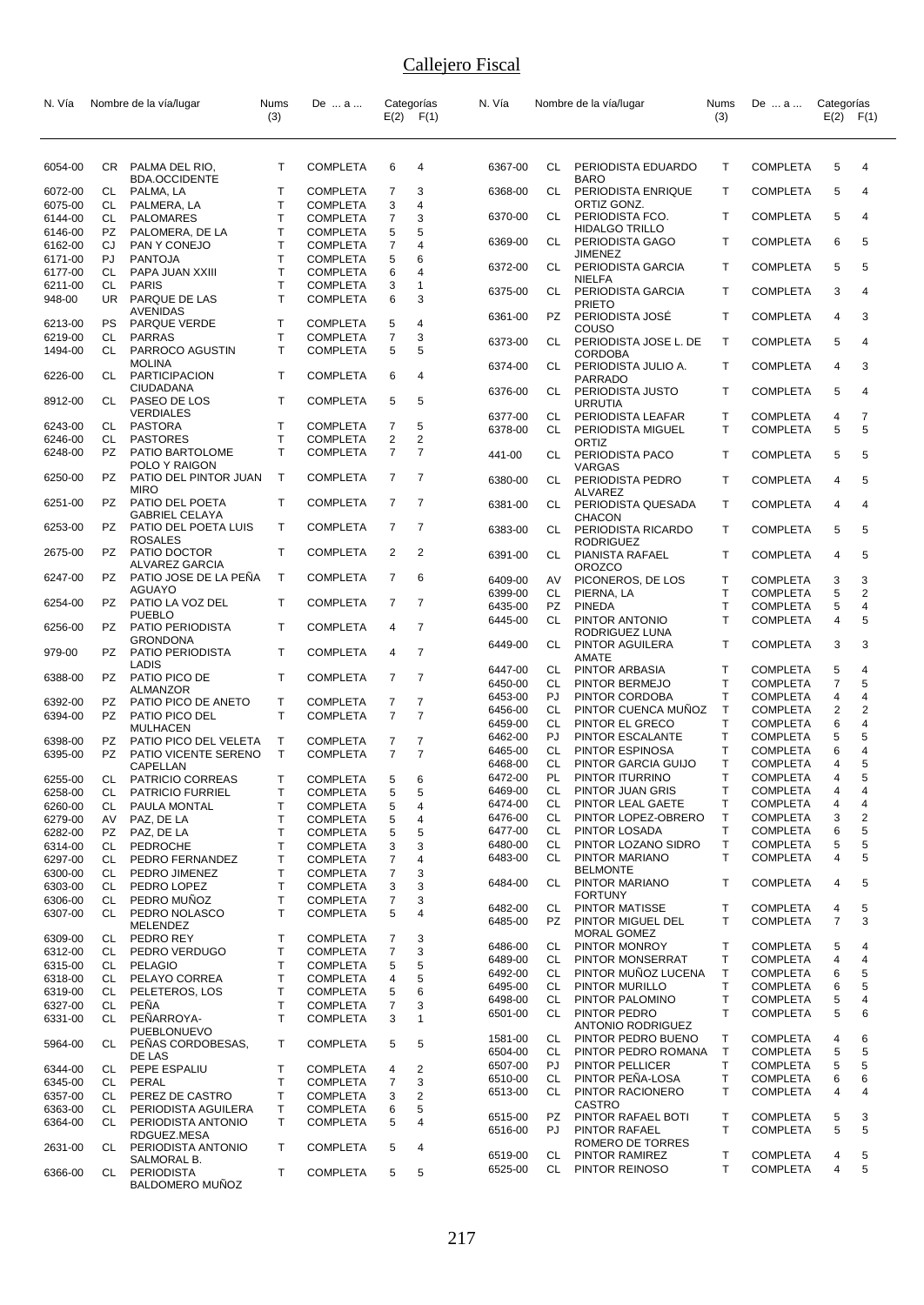# Callejero Fiscal

| N. Vía | | Nombre de la vía/lugar | Nums (3) | De ... a ... | Categorías E(2) | F(1) |
|---|---|---|---|---|---|---|
| 6054-00 | CR | PALMA DEL RIO, BDA.OCCIDENTE | T | COMPLETA | 6 | 4 |
| 6072-00 | CL | PALMA, LA | T | COMPLETA | 7 | 3 |
| 6075-00 | CL | PALMERA, LA | T | COMPLETA | 3 | 4 |
| 6144-00 | CL | PALOMARES | T | COMPLETA | 7 | 3 |
| 6146-00 | PZ | PALOMERA, DE LA | T | COMPLETA | 5 | 5 |
| 6162-00 | CJ | PAN Y CONEJO | T | COMPLETA | 7 | 4 |
| 6171-00 | PJ | PANTOJA | T | COMPLETA | 5 | 6 |
| 6177-00 | CL | PAPA JUAN XXIII | T | COMPLETA | 6 | 4 |
| 6211-00 | CL | PARIS | T | COMPLETA | 3 | 1 |
| 948-00 | UR | PARQUE DE LAS AVENIDAS | T | COMPLETA | 6 | 3 |
| 6213-00 | PS | PARQUE VERDE | T | COMPLETA | 5 | 4 |
| 6219-00 | CL | PARRAS | T | COMPLETA | 7 | 3 |
| 1494-00 | CL | PARROCO AGUSTIN MOLINA | T | COMPLETA | 5 | 5 |
| 6226-00 | CL | PARTICIPACION CIUDADANA | T | COMPLETA | 6 | 4 |
| 8912-00 | CL | PASEO DE LOS VERDIALES | T | COMPLETA | 5 | 5 |
| 6243-00 | CL | PASTORA | T | COMPLETA | 7 | 5 |
| 6246-00 | CL | PASTORES | T | COMPLETA | 2 | 2 |
| 6248-00 | PZ | PATIO BARTOLOME POLO Y RAIGON | T | COMPLETA | 7 | 7 |
| 6250-00 | PZ | PATIO DEL PINTOR JUAN MIRO | T | COMPLETA | 7 | 7 |
| 6251-00 | PZ | PATIO DEL POETA GABRIEL CELAYA | T | COMPLETA | 7 | 7 |
| 6253-00 | PZ | PATIO DEL POETA LUIS ROSALES | T | COMPLETA | 7 | 7 |
| 2675-00 | PZ | PATIO DOCTOR ALVAREZ GARCIA | T | COMPLETA | 2 | 2 |
| 6247-00 | PZ | PATIO JOSE DE LA PEÑA AGUAYO | T | COMPLETA | 7 | 6 |
| 6254-00 | PZ | PATIO LA VOZ DEL PUEBLO | T | COMPLETA | 7 | 7 |
| 6256-00 | PZ | PATIO PERIODISTA GRONDONA | T | COMPLETA | 4 | 7 |
| 979-00 | PZ | PATIO PERIODISTA LADIS | T | COMPLETA | 4 | 7 |
| 6388-00 | PZ | PATIO PICO DE ALMANZOR | T | COMPLETA | 7 | 7 |
| 6392-00 | PZ | PATIO PICO DE ANETO | T | COMPLETA | 7 | 7 |
| 6394-00 | PZ | PATIO PICO DEL MULHACEN | T | COMPLETA | 7 | 7 |
| 6398-00 | PZ | PATIO PICO DEL VELETA | T | COMPLETA | 7 | 7 |
| 6395-00 | PZ | PATIO VICENTE SERENO CAPELLAN | T | COMPLETA | 7 | 7 |
| 6255-00 | CL | PATRICIO CORREAS | T | COMPLETA | 5 | 6 |
| 6258-00 | CL | PATRICIO FURRIEL | T | COMPLETA | 5 | 5 |
| 6260-00 | CL | PAULA MONTAL | T | COMPLETA | 5 | 4 |
| 6279-00 | AV | PAZ, DE LA | T | COMPLETA | 5 | 4 |
| 6282-00 | PZ | PAZ, DE LA | T | COMPLETA | 5 | 5 |
| 6314-00 | CL | PEDROCHE | T | COMPLETA | 3 | 3 |
| 6297-00 | CL | PEDRO FERNANDEZ | T | COMPLETA | 7 | 4 |
| 6300-00 | CL | PEDRO JIMENEZ | T | COMPLETA | 7 | 3 |
| 6303-00 | CL | PEDRO LOPEZ | T | COMPLETA | 3 | 3 |
| 6306-00 | CL | PEDRO MUÑOZ | T | COMPLETA | 7 | 3 |
| 6307-00 | CL | PEDRO NOLASCO MELENDEZ | T | COMPLETA | 5 | 4 |
| 6309-00 | CL | PEDRO REY | T | COMPLETA | 7 | 3 |
| 6312-00 | CL | PEDRO VERDUGO | T | COMPLETA | 7 | 3 |
| 6315-00 | CL | PELAGIO | T | COMPLETA | 5 | 5 |
| 6318-00 | CL | PELAYO CORREA | T | COMPLETA | 4 | 5 |
| 6319-00 | CL | PELETEROS, LOS | T | COMPLETA | 5 | 6 |
| 6327-00 | CL | PEÑA | T | COMPLETA | 7 | 3 |
| 6331-00 | CL | PEÑARROYA-PUEBLONUEVO | T | COMPLETA | 3 | 1 |
| 5964-00 | CL | PEÑAS CORDOBESAS, DE LAS | T | COMPLETA | 5 | 5 |
| 6344-00 | CL | PEPE ESPALIU | T | COMPLETA | 4 | 2 |
| 6345-00 | CL | PERAL | T | COMPLETA | 7 | 3 |
| 6357-00 | CL | PEREZ DE CASTRO | T | COMPLETA | 3 | 2 |
| 6363-00 | CL | PERIODISTA AGUILERA | T | COMPLETA | 6 | 5 |
| 6364-00 | CL | PERIODISTA ANTONIO RDGUEZ.MESA | T | COMPLETA | 5 | 4 |
| 2631-00 | CL | PERIODISTA ANTONIO SALMORAL B. | T | COMPLETA | 5 | 4 |
| 6366-00 | CL | PERIODISTA BALDOMERO MUÑOZ | T | COMPLETA | 5 | 5 |
| 6367-00 | CL | PERIODISTA EDUARDO BARO | T | COMPLETA | 5 | 4 |
| 6368-00 | CL | PERIODISTA ENRIQUE ORTIZ GONZ. | T | COMPLETA | 5 | 4 |
| 6370-00 | CL | PERIODISTA FCO. HIDALGO TRILLO | T | COMPLETA | 5 | 4 |
| 6369-00 | CL | PERIODISTA GAGO JIMENEZ | T | COMPLETA | 6 | 5 |
| 6372-00 | CL | PERIODISTA GARCIA NIELFA | T | COMPLETA | 5 | 5 |
| 6375-00 | CL | PERIODISTA GARCIA PRIETO | T | COMPLETA | 3 | 4 |
| 6361-00 | PZ | PERIODISTA JOSÉ COUSO | T | COMPLETA | 4 | 3 |
| 6373-00 | CL | PERIODISTA JOSE L. DE CORDOBA | T | COMPLETA | 5 | 4 |
| 6374-00 | CL | PERIODISTA JULIO A. PARRADO | T | COMPLETA | 4 | 3 |
| 6376-00 | CL | PERIODISTA JUSTO URRUTIA | T | COMPLETA | 5 | 4 |
| 6377-00 | CL | PERIODISTA LEAFAR | T | COMPLETA | 4 | 7 |
| 6378-00 | CL | PERIODISTA MIGUEL ORTIZ | T | COMPLETA | 5 | 5 |
| 441-00 | CL | PERIODISTA PACO VARGAS | T | COMPLETA | 5 | 5 |
| 6380-00 | CL | PERIODISTA PEDRO ALVAREZ | T | COMPLETA | 4 | 5 |
| 6381-00 | CL | PERIODISTA QUESADA CHACON | T | COMPLETA | 4 | 4 |
| 6383-00 | CL | PERIODISTA RICARDO RODRIGUEZ | T | COMPLETA | 5 | 5 |
| 6391-00 | CL | PIANISTA RAFAEL OROZCO | T | COMPLETA | 4 | 5 |
| 6409-00 | AV | PICONEROS, DE LOS | T | COMPLETA | 3 | 3 |
| 6399-00 | CL | PIERNA, LA | T | COMPLETA | 5 | 2 |
| 6435-00 | PZ | PINEDA | T | COMPLETA | 5 | 4 |
| 6445-00 | CL | PINTOR ANTONIO RODRIGUEZ LUNA | T | COMPLETA | 4 | 5 |
| 6449-00 | CL | PINTOR AGUILERA AMATE | T | COMPLETA | 3 | 3 |
| 6447-00 | CL | PINTOR ARBASIA | T | COMPLETA | 5 | 4 |
| 6450-00 | CL | PINTOR BERMEJO | T | COMPLETA | 7 | 5 |
| 6453-00 | PJ | PINTOR CORDOBA | T | COMPLETA | 4 | 4 |
| 6456-00 | CL | PINTOR CUENCA MUÑOZ | T | COMPLETA | 2 | 2 |
| 6459-00 | CL | PINTOR EL GRECO | T | COMPLETA | 6 | 4 |
| 6462-00 | PJ | PINTOR ESCALANTE | T | COMPLETA | 5 | 5 |
| 6465-00 | CL | PINTOR ESPINOSA | T | COMPLETA | 6 | 4 |
| 6468-00 | CL | PINTOR GARCIA GUIJO | T | COMPLETA | 4 | 5 |
| 6472-00 | PL | PINTOR ITURRINO | T | COMPLETA | 4 | 5 |
| 6469-00 | CL | PINTOR JUAN GRIS | T | COMPLETA | 4 | 4 |
| 6474-00 | CL | PINTOR LEAL GAETE | T | COMPLETA | 4 | 4 |
| 6476-00 | CL | PINTOR LOPEZ-OBRERO | T | COMPLETA | 3 | 2 |
| 6477-00 | CL | PINTOR LOSADA | T | COMPLETA | 6 | 5 |
| 6480-00 | CL | PINTOR LOZANO SIDRO | T | COMPLETA | 5 | 5 |
| 6483-00 | CL | PINTOR MARIANO BELMONTE | T | COMPLETA | 4 | 5 |
| 6484-00 | CL | PINTOR MARIANO FORTUNY | T | COMPLETA | 4 | 5 |
| 6482-00 | CL | PINTOR MATISSE | T | COMPLETA | 4 | 5 |
| 6485-00 | PZ | PINTOR MIGUEL DEL MORAL GOMEZ | T | COMPLETA | 7 | 3 |
| 6486-00 | CL | PINTOR MONROY | T | COMPLETA | 5 | 4 |
| 6489-00 | CL | PINTOR MONSERRAT | T | COMPLETA | 4 | 4 |
| 6492-00 | CL | PINTOR MUÑOZ LUCENA | T | COMPLETA | 6 | 5 |
| 6495-00 | CL | PINTOR MURILLO | T | COMPLETA | 6 | 5 |
| 6498-00 | CL | PINTOR PALOMINO | T | COMPLETA | 5 | 4 |
| 6501-00 | CL | PINTOR PEDRO ANTONIO RODRIGUEZ | T | COMPLETA | 5 | 6 |
| 1581-00 | CL | PINTOR PEDRO BUENO | T | COMPLETA | 4 | 6 |
| 6504-00 | CL | PINTOR PEDRO ROMANA | T | COMPLETA | 5 | 5 |
| 6507-00 | PJ | PINTOR PELLICER | T | COMPLETA | 5 | 5 |
| 6510-00 | CL | PINTOR PEÑA-LOSA | T | COMPLETA | 6 | 6 |
| 6513-00 | CL | PINTOR RACIONERO CASTRO | T | COMPLETA | 4 | 4 |
| 6515-00 | PZ | PINTOR RAFAEL BOTI | T | COMPLETA | 5 | 3 |
| 6516-00 | PJ | PINTOR RAFAEL ROMERO DE TORRES | T | COMPLETA | 5 | 5 |
| 6519-00 | CL | PINTOR RAMIREZ | T | COMPLETA | 4 | 5 |
| 6525-00 | CL | PINTOR REINOSO | T | COMPLETA | 4 | 5 |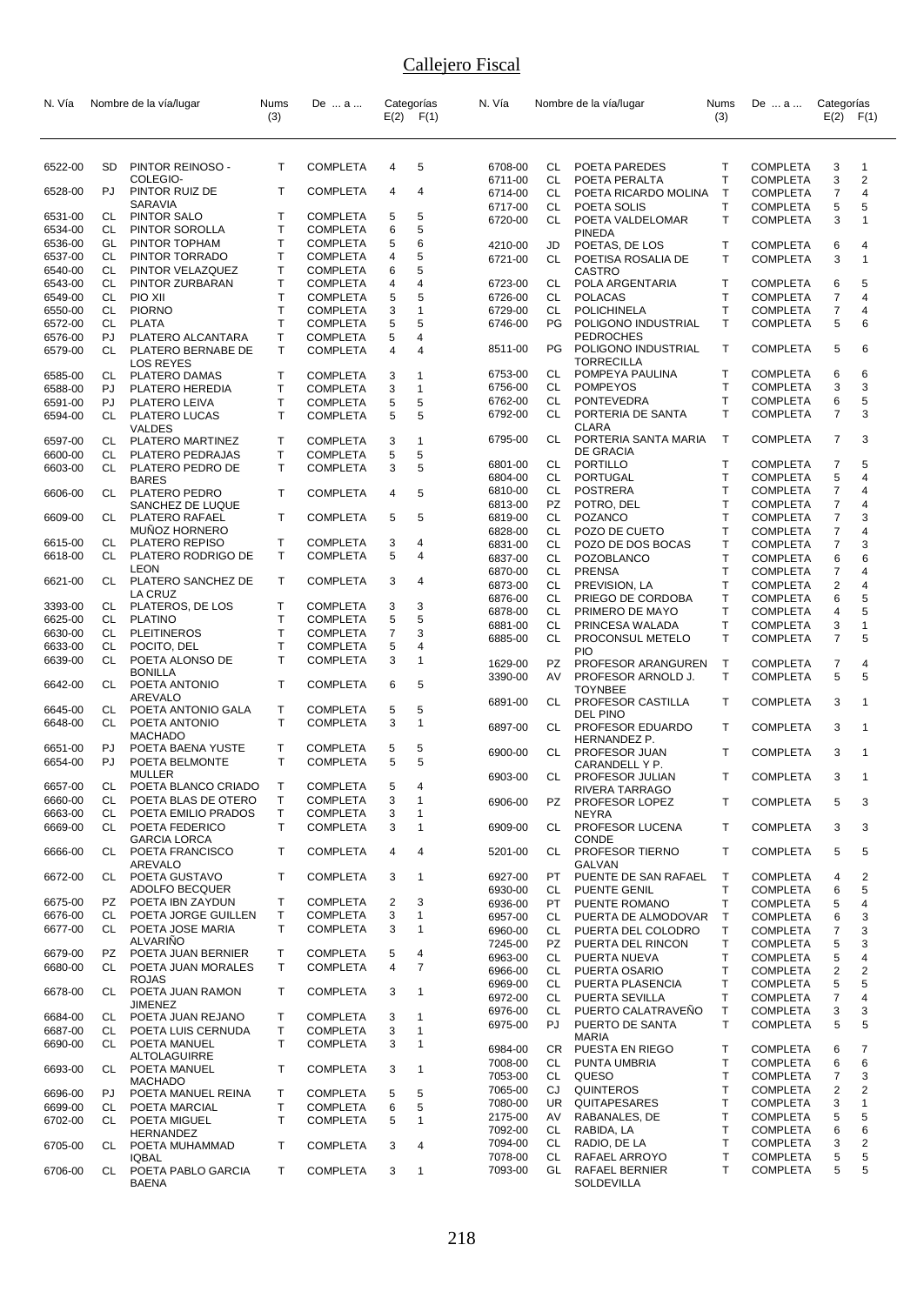# Callejero Fiscal

| N. Vía | | Nombre de la vía/lugar | Nums (3) | De ... a ... | Categorías E(2) | F(1) |
|---|---|---|---|---|---|---|
| 6522-00 | SD | PINTOR REINOSO -COLEGIO- | T | COMPLETA | 4 | 5 |
| 6528-00 | PJ | PINTOR RUIZ DE SARAVIA | T | COMPLETA | 4 | 4 |
| 6531-00 | CL | PINTOR SALO | T | COMPLETA | 5 | 5 |
| 6534-00 | CL | PINTOR SOROLLA | T | COMPLETA | 6 | 5 |
| 6536-00 | GL | PINTOR TOPHAM | T | COMPLETA | 5 | 6 |
| 6537-00 | CL | PINTOR TORRADO | T | COMPLETA | 4 | 5 |
| 6540-00 | CL | PINTOR VELAZQUEZ | T | COMPLETA | 6 | 5 |
| 6543-00 | CL | PINTOR ZURBARAN | T | COMPLETA | 4 | 4 |
| 6549-00 | CL | PIO XII | T | COMPLETA | 5 | 5 |
| 6550-00 | CL | PIORNO | T | COMPLETA | 3 | 1 |
| 6572-00 | CL | PLATA | T | COMPLETA | 5 | 5 |
| 6576-00 | PJ | PLATERO ALCANTARA | T | COMPLETA | 5 | 4 |
| 6579-00 | CL | PLATERO BERNABE DE LOS REYES | T | COMPLETA | 4 | 4 |
| 6585-00 | CL | PLATERO DAMAS | T | COMPLETA | 3 | 1 |
| 6588-00 | PJ | PLATERO HEREDIA | T | COMPLETA | 3 | 1 |
| 6591-00 | PJ | PLATERO LEIVA | T | COMPLETA | 5 | 5 |
| 6594-00 | CL | PLATERO LUCAS VALDES | T | COMPLETA | 5 | 5 |
| 6597-00 | CL | PLATERO MARTINEZ | T | COMPLETA | 3 | 1 |
| 6600-00 | CL | PLATERO PEDRAJAS | T | COMPLETA | 5 | 5 |
| 6603-00 | CL | PLATERO PEDRO DE BARES | T | COMPLETA | 3 | 5 |
| 6606-00 | CL | PLATERO PEDRO SANCHEZ DE LUQUE | T | COMPLETA | 4 | 5 |
| 6609-00 | CL | PLATERO RAFAEL MUÑOZ HORNERO | T | COMPLETA | 5 | 5 |
| 6615-00 | CL | PLATERO REPISO | T | COMPLETA | 3 | 4 |
| 6618-00 | CL | PLATERO RODRIGO DE LEON | T | COMPLETA | 5 | 4 |
| 6621-00 | CL | PLATERO SANCHEZ DE LA CRUZ | T | COMPLETA | 3 | 4 |
| 3393-00 | CL | PLATEROS, DE LOS | T | COMPLETA | 3 | 3 |
| 6625-00 | CL | PLATINO | T | COMPLETA | 5 | 5 |
| 6630-00 | CL | PLEITINEROS | T | COMPLETA | 7 | 3 |
| 6633-00 | CL | POCITO, DEL | T | COMPLETA | 5 | 4 |
| 6639-00 | CL | POETA ALONSO DE BONILLA | T | COMPLETA | 3 | 1 |
| 6642-00 | CL | POETA ANTONIO AREVALO | T | COMPLETA | 6 | 5 |
| 6645-00 | CL | POETA ANTONIO GALA | T | COMPLETA | 5 | 5 |
| 6648-00 | CL | POETA ANTONIO MACHADO | T | COMPLETA | 3 | 1 |
| 6651-00 | PJ | POETA BAENA YUSTE | T | COMPLETA | 5 | 5 |
| 6654-00 | PJ | POETA BELMONTE MULLER | T | COMPLETA | 5 | 5 |
| 6657-00 | CL | POETA BLANCO CRIADO | T | COMPLETA | 5 | 4 |
| 6660-00 | CL | POETA BLAS DE OTERO | T | COMPLETA | 3 | 1 |
| 6663-00 | CL | POETA EMILIO PRADOS | T | COMPLETA | 3 | 1 |
| 6669-00 | CL | POETA FEDERICO GARCIA LORCA | T | COMPLETA | 3 | 1 |
| 6666-00 | CL | POETA FRANCISCO AREVALO | T | COMPLETA | 4 | 4 |
| 6672-00 | CL | POETA GUSTAVO ADOLFO BECQUER | T | COMPLETA | 3 | 1 |
| 6675-00 | PZ | POETA IBN ZAYDUN | T | COMPLETA | 2 | 3 |
| 6676-00 | CL | POETA JORGE GUILLEN | T | COMPLETA | 3 | 1 |
| 6677-00 | CL | POETA JOSE MARIA ALVARIÑO | T | COMPLETA | 3 | 1 |
| 6679-00 | PZ | POETA JUAN BERNIER | T | COMPLETA | 5 | 4 |
| 6680-00 | CL | POETA JUAN MORALES ROJAS | T | COMPLETA | 4 | 7 |
| 6678-00 | CL | POETA JUAN RAMON JIMENEZ | T | COMPLETA | 3 | 1 |
| 6684-00 | CL | POETA JUAN REJANO | T | COMPLETA | 3 | 1 |
| 6687-00 | CL | POETA LUIS CERNUDA | T | COMPLETA | 3 | 1 |
| 6690-00 | CL | POETA MANUEL ALTOLAGUIRRE | T | COMPLETA | 3 | 1 |
| 6693-00 | CL | POETA MANUEL MACHADO | T | COMPLETA | 3 | 1 |
| 6696-00 | PJ | POETA MANUEL REINA | T | COMPLETA | 5 | 5 |
| 6699-00 | CL | POETA MARCIAL | T | COMPLETA | 6 | 5 |
| 6702-00 | CL | POETA MIGUEL HERNANDEZ | T | COMPLETA | 5 | 1 |
| 6705-00 | CL | POETA MUHAMMAD IQBAL | T | COMPLETA | 3 | 4 |
| 6706-00 | CL | POETA PABLO GARCIA BAENA | T | COMPLETA | 3 | 1 |
| 6708-00 | CL | POETA PAREDES | T | COMPLETA | 3 | 1 |
| 6711-00 | CL | POETA PERALTA | T | COMPLETA | 3 | 2 |
| 6714-00 | CL | POETA RICARDO MOLINA | T | COMPLETA | 7 | 4 |
| 6717-00 | CL | POETA SOLIS | T | COMPLETA | 5 | 5 |
| 6720-00 | CL | POETA VALDELOMAR PINEDA | T | COMPLETA | 3 | 1 |
| 4210-00 | JD | POETAS, DE LOS | T | COMPLETA | 6 | 4 |
| 6721-00 | CL | POETISA ROSALIA DE CASTRO | T | COMPLETA | 3 | 1 |
| 6723-00 | CL | POLA ARGENTARIA | T | COMPLETA | 6 | 5 |
| 6726-00 | CL | POLACAS | T | COMPLETA | 7 | 4 |
| 6729-00 | CL | POLICHINELA | T | COMPLETA | 7 | 4 |
| 6746-00 | PG | POLIGONO INDUSTRIAL PEDROCHES | T | COMPLETA | 5 | 6 |
| 8511-00 | PG | POLIGONO INDUSTRIAL TORRECILLA | T | COMPLETA | 5 | 6 |
| 6753-00 | CL | POMPEYA PAULINA | T | COMPLETA | 6 | 6 |
| 6756-00 | CL | POMPEYOS | T | COMPLETA | 3 | 3 |
| 6762-00 | CL | PONTEVEDRA | T | COMPLETA | 6 | 5 |
| 6792-00 | CL | PORTERIA DE SANTA CLARA | T | COMPLETA | 7 | 3 |
| 6795-00 | CL | PORTERIA SANTA MARIA DE GRACIA | T | COMPLETA | 7 | 3 |
| 6801-00 | CL | PORTILLO | T | COMPLETA | 7 | 5 |
| 6804-00 | CL | PORTUGAL | T | COMPLETA | 5 | 4 |
| 6810-00 | CL | POSTRERA | T | COMPLETA | 7 | 4 |
| 6813-00 | PZ | POTRO, DEL | T | COMPLETA | 7 | 4 |
| 6819-00 | CL | POZANCO | T | COMPLETA | 7 | 3 |
| 6828-00 | CL | POZO DE CUETO | T | COMPLETA | 7 | 4 |
| 6831-00 | CL | POZO DE DOS BOCAS | T | COMPLETA | 7 | 3 |
| 6837-00 | CL | POZOBLANCO | T | COMPLETA | 6 | 6 |
| 6870-00 | CL | PRENSA | T | COMPLETA | 7 | 4 |
| 6873-00 | CL | PREVISION, LA | T | COMPLETA | 2 | 4 |
| 6876-00 | CL | PRIEGO DE CORDOBA | T | COMPLETA | 6 | 5 |
| 6878-00 | CL | PRIMERO DE MAYO | T | COMPLETA | 4 | 5 |
| 6881-00 | CL | PRINCESA WALADA | T | COMPLETA | 3 | 1 |
| 6885-00 | CL | PROCONSUL METELO PIO | T | COMPLETA | 7 | 5 |
| 1629-00 | PZ | PROFESOR ARANGUREN | T | COMPLETA | 7 | 4 |
| 3390-00 | AV | PROFESOR ARNOLD J. TOYNBEE | T | COMPLETA | 5 | 5 |
| 6891-00 | CL | PROFESOR CASTILLA DEL PINO | T | COMPLETA | 3 | 1 |
| 6897-00 | CL | PROFESOR EDUARDO HERNANDEZ P. | T | COMPLETA | 3 | 1 |
| 6900-00 | CL | PROFESOR JUAN CARANDELL Y P. | T | COMPLETA | 3 | 1 |
| 6903-00 | CL | PROFESOR JULIAN RIVERA TARRAGO | T | COMPLETA | 3 | 1 |
| 6906-00 | PZ | PROFESOR LOPEZ NEYRA | T | COMPLETA | 5 | 3 |
| 6909-00 | CL | PROFESOR LUCENA CONDE | T | COMPLETA | 3 | 3 |
| 5201-00 | CL | PROFESOR TIERNO GALVAN | T | COMPLETA | 5 | 5 |
| 6927-00 | PT | PUENTE DE SAN RAFAEL | T | COMPLETA | 4 | 2 |
| 6930-00 | CL | PUENTE GENIL | T | COMPLETA | 6 | 5 |
| 6936-00 | PT | PUENTE ROMANO | T | COMPLETA | 5 | 4 |
| 6957-00 | CL | PUERTA DE ALMODOVAR | T | COMPLETA | 6 | 3 |
| 6960-00 | CL | PUERTA DEL COLODRO | T | COMPLETA | 7 | 3 |
| 7245-00 | PZ | PUERTA DEL RINCON | T | COMPLETA | 5 | 3 |
| 6963-00 | CL | PUERTA NUEVA | T | COMPLETA | 5 | 4 |
| 6966-00 | CL | PUERTA OSARIO | T | COMPLETA | 2 | 2 |
| 6969-00 | CL | PUERTA PLASENCIA | T | COMPLETA | 5 | 5 |
| 6972-00 | CL | PUERTA SEVILLA | T | COMPLETA | 7 | 4 |
| 6976-00 | CL | PUERTO CALATRAVEÑO | T | COMPLETA | 3 | 3 |
| 6975-00 | PJ | PUERTO DE SANTA MARIA | T | COMPLETA | 5 | 5 |
| 6984-00 | CR | PUESTA EN RIEGO | T | COMPLETA | 6 | 7 |
| 7008-00 | CL | PUNTA UMBRIA | T | COMPLETA | 6 | 6 |
| 7053-00 | CL | QUESO | T | COMPLETA | 7 | 3 |
| 7065-00 | CJ | QUINTEROS | T | COMPLETA | 2 | 2 |
| 7080-00 | UR | QUITAPESARES | T | COMPLETA | 3 | 1 |
| 2175-00 | AV | RABANALES, DE | T | COMPLETA | 5 | 5 |
| 7092-00 | CL | RABIDA, LA | T | COMPLETA | 6 | 6 |
| 7094-00 | CL | RADIO, DE LA | T | COMPLETA | 3 | 2 |
| 7078-00 | CL | RAFAEL ARROYO | T | COMPLETA | 5 | 5 |
| 7093-00 | GL | RAFAEL BERNIER SOLDEVILLA | T | COMPLETA | 5 | 5 |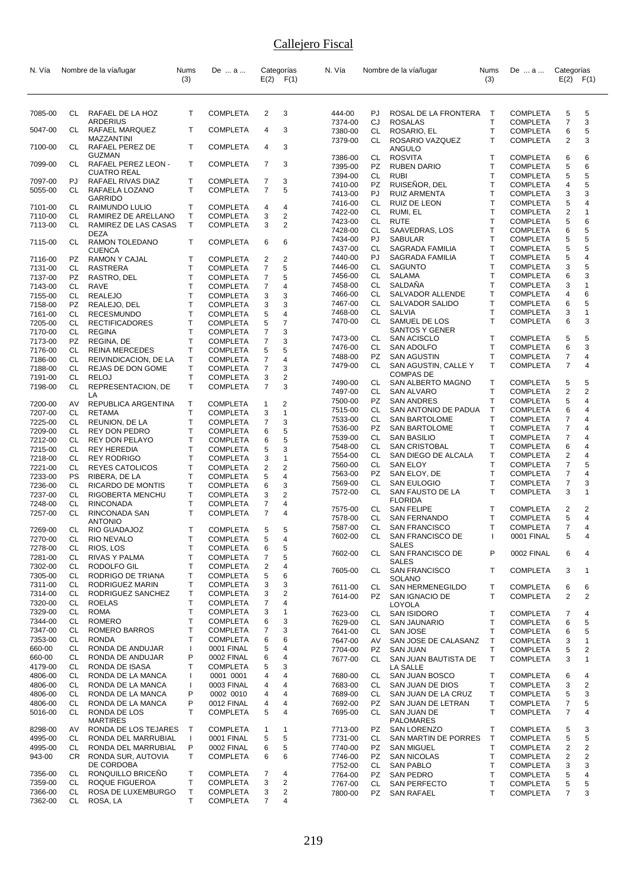# Callejero Fiscal

| N. Vía | | Nombre de la vía/lugar | Nums (3) | De ... a ... | Categorías E(2) | F(1) |
|---|---|---|---|---|---|---|
| 7085-00 | CL | RAFAEL DE LA HOZ ARDERIUS | T | COMPLETA | 2 | 3 |
| 5047-00 | CL | RAFAEL MARQUEZ MAZZANTINI | T | COMPLETA | 4 | 3 |
| 7100-00 | CL | RAFAEL PEREZ DE GUZMAN | T | COMPLETA | 4 | 3 |
| 7099-00 | CL | RAFAEL PEREZ LEON - CUATRO REAL | T | COMPLETA | 7 | 3 |
| 7097-00 | PJ | RAFAEL RIVAS DIAZ | T | COMPLETA | 7 | 3 |
| 5055-00 | CL | RAFAELA LOZANO GARRIDO | T | COMPLETA | 7 | 5 |
| 7101-00 | CL | RAIMUNDO LULIO | T | COMPLETA | 4 | 4 |
| 7110-00 | CL | RAMIREZ DE ARELLANO | T | COMPLETA | 3 | 2 |
| 7113-00 | CL | RAMIREZ DE LAS CASAS DEZA | T | COMPLETA | 3 | 2 |
| 7115-00 | CL | RAMON TOLEDANO CUENCA | T | COMPLETA | 6 | 6 |
| 7116-00 | PZ | RAMON Y CAJAL | T | COMPLETA | 2 | 2 |
| 7131-00 | CL | RASTRERA | T | COMPLETA | 7 | 5 |
| 7137-00 | PZ | RASTRO, DEL | T | COMPLETA | 7 | 5 |
| 7143-00 | CL | RAVE | T | COMPLETA | 7 | 4 |
| 7155-00 | CL | REALEJO | T | COMPLETA | 3 | 3 |
| 7158-00 | PZ | REALEJO, DEL | T | COMPLETA | 3 | 3 |
| 7161-00 | CL | RECESMUNDO | T | COMPLETA | 5 | 4 |
| 7205-00 | CL | RECTIFICADORES | T | COMPLETA | 5 | 7 |
| 7170-00 | CL | REGINA | T | COMPLETA | 7 | 3 |
| 7173-00 | PZ | REGINA, DE | T | COMPLETA | 7 | 3 |
| 7176-00 | CL | REINA MERCEDES | T | COMPLETA | 5 | 5 |
| 7186-00 | CL | REIVINDICACION, DE LA | T | COMPLETA | 7 | 4 |
| 7188-00 | CL | REJAS DE DON GOME | T | COMPLETA | 7 | 3 |
| 7191-00 | CL | RELOJ | T | COMPLETA | 3 | 2 |
| 7198-00 | CL | REPRESENTACION, DE LA | T | COMPLETA | 7 | 3 |
| 7200-00 | AV | REPUBLICA ARGENTINA | T | COMPLETA | 1 | 2 |
| 7207-00 | CL | RETAMA | T | COMPLETA | 3 | 1 |
| 7225-00 | CL | REUNION, DE LA | T | COMPLETA | 7 | 3 |
| 7209-00 | CL | REY DON PEDRO | T | COMPLETA | 6 | 5 |
| 7212-00 | CL | REY DON PELAYO | T | COMPLETA | 6 | 5 |
| 7215-00 | CL | REY HEREDIA | T | COMPLETA | 5 | 3 |
| 7218-00 | CL | REY RODRIGO | T | COMPLETA | 3 | 1 |
| 7221-00 | CL | REYES CATOLICOS | T | COMPLETA | 2 | 2 |
| 7233-00 | PS | RIBERA, DE LA | T | COMPLETA | 5 | 4 |
| 7236-00 | CL | RICARDO DE MONTIS | T | COMPLETA | 6 | 3 |
| 7237-00 | CL | RIGOBERTA MENCHU | T | COMPLETA | 3 | 2 |
| 7248-00 | CL | RINCONADA | T | COMPLETA | 7 | 4 |
| 7257-00 | CL | RINCONADA SAN ANTONIO | T | COMPLETA | 7 | 4 |
| 7269-00 | CL | RIO GUADAJOZ | T | COMPLETA | 5 | 5 |
| 7270-00 | CL | RIO NEVALO | T | COMPLETA | 5 | 4 |
| 7278-00 | CL | RIOS, LOS | T | COMPLETA | 6 | 5 |
| 7281-00 | CL | RIVAS Y PALMA | T | COMPLETA | 7 | 5 |
| 7302-00 | CL | RODOLFO GIL | T | COMPLETA | 2 | 4 |
| 7305-00 | CL | RODRIGO DE TRIANA | T | COMPLETA | 5 | 6 |
| 7311-00 | CL | RODRIGUEZ MARIN | T | COMPLETA | 3 | 3 |
| 7314-00 | CL | RODRIGUEZ SANCHEZ | T | COMPLETA | 3 | 2 |
| 7320-00 | CL | ROELAS | T | COMPLETA | 7 | 4 |
| 7329-00 | CL | ROMA | T | COMPLETA | 3 | 1 |
| 7344-00 | CL | ROMERO | T | COMPLETA | 6 | 3 |
| 7347-00 | CL | ROMERO BARROS | T | COMPLETA | 7 | 3 |
| 7353-00 | CL | RONDA | T | COMPLETA | 6 | 6 |
| 660-00 | CL | RONDA DE ANDUJAR | I | 0001 FINAL | 5 | 4 |
| 660-00 | CL | RONDA DE ANDUJAR | P | 0002 FINAL | 6 | 4 |
| 4179-00 | CL | RONDA DE ISASA | T | COMPLETA | 5 | 3 |
| 4806-00 | CL | RONDA DE LA MANCA | I | 0001 0001 | 4 | 4 |
| 4806-00 | CL | RONDA DE LA MANCA | I | 0003 FINAL | 4 | 4 |
| 4806-00 | CL | RONDA DE LA MANCA | P | 0002 0010 | 4 | 4 |
| 4806-00 | CL | RONDA DE LA MANCA | P | 0012 FINAL | 4 | 4 |
| 5016-00 | CL | RONDA DE LOS MARTIRES | T | COMPLETA | 5 | 4 |
| 8298-00 | AV | RONDA DE LOS TEJARES | T | COMPLETA | 1 | 1 |
| 4995-00 | CL | RONDA DEL MARRUBIAL | I | 0001 FINAL | 5 | 5 |
| 4995-00 | CL | RONDA DEL MARRUBIAL | P | 0002 FINAL | 6 | 5 |
| 943-00 | CR | RONDA SUR, AUTOVIA DE CORDOBA | T | COMPLETA | 6 | 6 |
| 7356-00 | CL | RONQUILLO BRICEÑO | T | COMPLETA | 7 | 4 |
| 7359-00 | CL | ROQUE FIGUEROA | T | COMPLETA | 3 | 2 |
| 7366-00 | CL | ROSA DE LUXEMBURGO | T | COMPLETA | 3 | 2 |
| 7362-00 | CL | ROSA, LA | T | COMPLETA | 7 | 4 |
| 444-00 | PJ | ROSAL DE LA FRONTERA | T | COMPLETA | 5 | 5 |
| 7374-00 | CJ | ROSALAS | T | COMPLETA | 7 | 3 |
| 7380-00 | CL | ROSARIO, EL | T | COMPLETA | 6 | 5 |
| 7379-00 | CL | ROSARIO VAZQUEZ ANGULO | T | COMPLETA | 2 | 3 |
| 7386-00 | CL | ROSVITA | T | COMPLETA | 6 | 6 |
| 7395-00 | PZ | RUBEN DARIO | T | COMPLETA | 5 | 6 |
| 7394-00 | CL | RUBI | T | COMPLETA | 5 | 5 |
| 7410-00 | PZ | RUISEÑOR, DEL | T | COMPLETA | 4 | 5 |
| 7413-00 | PJ | RUIZ ARMENTA | T | COMPLETA | 3 | 3 |
| 7416-00 | CL | RUIZ DE LEON | T | COMPLETA | 5 | 4 |
| 7422-00 | CL | RUMI, EL | T | COMPLETA | 2 | 1 |
| 7423-00 | CL | RUTE | T | COMPLETA | 5 | 6 |
| 7428-00 | CL | SAAVEDRAS, LOS | T | COMPLETA | 6 | 5 |
| 7434-00 | PJ | SABULAR | T | COMPLETA | 5 | 5 |
| 7437-00 | CL | SAGRADA FAMILIA | T | COMPLETA | 5 | 5 |
| 7440-00 | PJ | SAGRADA FAMILIA | T | COMPLETA | 5 | 4 |
| 7446-00 | CL | SAGUNTO | T | COMPLETA | 3 | 5 |
| 7456-00 | CL | SALAMA | T | COMPLETA | 6 | 3 |
| 7458-00 | CL | SALDAÑA | T | COMPLETA | 3 | 1 |
| 7466-00 | CL | SALVADOR ALLENDE | T | COMPLETA | 4 | 6 |
| 7467-00 | CL | SALVADOR SALIDO | T | COMPLETA | 6 | 5 |
| 7468-00 | CL | SALVIA | T | COMPLETA | 3 | 1 |
| 7470-00 | CL | SAMUEL DE LOS SANTOS Y GENER | T | COMPLETA | 6 | 3 |
| 7473-00 | CL | SAN ACISCLO | T | COMPLETA | 5 | 5 |
| 7476-00 | CL | SAN ADOLFO | T | COMPLETA | 6 | 3 |
| 7488-00 | PZ | SAN AGUSTIN | T | COMPLETA | 7 | 4 |
| 7479-00 | CL | SAN AGUSTIN, CALLE Y COMPAS DE | T | COMPLETA | 7 | 4 |
| 7490-00 | CL | SAN ALBERTO MAGNO | T | COMPLETA | 5 | 5 |
| 7497-00 | CL | SAN ALVARO | T | COMPLETA | 2 | 2 |
| 7500-00 | PZ | SAN ANDRES | T | COMPLETA | 5 | 4 |
| 7515-00 | CL | SAN ANTONIO DE PADUA | T | COMPLETA | 6 | 4 |
| 7533-00 | CL | SAN BARTOLOME | T | COMPLETA | 7 | 4 |
| 7536-00 | PZ | SAN BARTOLOME | T | COMPLETA | 7 | 4 |
| 7539-00 | CL | SAN BASILIO | T | COMPLETA | 7 | 4 |
| 7548-00 | CL | SAN CRISTOBAL | T | COMPLETA | 6 | 4 |
| 7554-00 | CL | SAN DIEGO DE ALCALA | T | COMPLETA | 2 | 4 |
| 7560-00 | CL | SAN ELOY | T | COMPLETA | 7 | 5 |
| 7563-00 | PZ | SAN ELOY, DE | T | COMPLETA | 7 | 4 |
| 7569-00 | CL | SAN EULOGIO | T | COMPLETA | 7 | 3 |
| 7572-00 | CL | SAN FAUSTO DE LA FLORIDA | T | COMPLETA | 3 | 1 |
| 7575-00 | CL | SAN FELIPE | T | COMPLETA | 2 | 2 |
| 7578-00 | CL | SAN FERNANDO | T | COMPLETA | 5 | 4 |
| 7587-00 | CL | SAN FRANCISCO | T | COMPLETA | 7 | 4 |
| 7602-00 | CL | SAN FRANCISCO DE SALES | I | 0001 FINAL | 5 | 4 |
| 7602-00 | CL | SAN FRANCISCO DE SALES | P | 0002 FINAL | 6 | 4 |
| 7605-00 | CL | SAN FRANCISCO SOLANO | T | COMPLETA | 3 | 1 |
| 7611-00 | CL | SAN HERMENEGILDO | T | COMPLETA | 6 | 6 |
| 7614-00 | PZ | SAN IGNACIO DE LOYOLA | T | COMPLETA | 2 | 2 |
| 7623-00 | CL | SAN ISIDORO | T | COMPLETA | 7 | 4 |
| 7629-00 | CL | SAN JAUNARIO | T | COMPLETA | 6 | 5 |
| 7641-00 | CL | SAN JOSE | T | COMPLETA | 6 | 5 |
| 7647-00 | AV | SAN JOSE DE CALASANZ | T | COMPLETA | 3 | 1 |
| 7704-00 | PZ | SAN JUAN | T | COMPLETA | 5 | 2 |
| 7677-00 | CL | SAN JUAN BAUTISTA DE LA SALLE | T | COMPLETA | 3 | 1 |
| 7680-00 | CL | SAN JUAN BOSCO | T | COMPLETA | 6 | 4 |
| 7683-00 | CL | SAN JUAN DE DIOS | T | COMPLETA | 3 | 2 |
| 7689-00 | CL | SAN JUAN DE LA CRUZ | T | COMPLETA | 5 | 3 |
| 7692-00 | PZ | SAN JUAN DE LETRAN | T | COMPLETA | 7 | 5 |
| 7695-00 | CL | SAN JUAN DE PALOMARES | T | COMPLETA | 7 | 4 |
| 7713-00 | PZ | SAN LORENZO | T | COMPLETA | 5 | 3 |
| 7731-00 | CL | SAN MARTIN DE PORRES | T | COMPLETA | 5 | 5 |
| 7740-00 | PZ | SAN MIGUEL | T | COMPLETA | 2 | 2 |
| 7746-00 | PZ | SAN NICOLAS | T | COMPLETA | 2 | 2 |
| 7752-00 | CL | SAN PABLO | T | COMPLETA | 3 | 3 |
| 7764-00 | PZ | SAN PEDRO | T | COMPLETA | 5 | 4 |
| 7767-00 | CL | SAN PERFECTO | T | COMPLETA | 5 | 5 |
| 7800-00 | PZ | SAN RAFAEL | T | COMPLETA | 7 | 3 |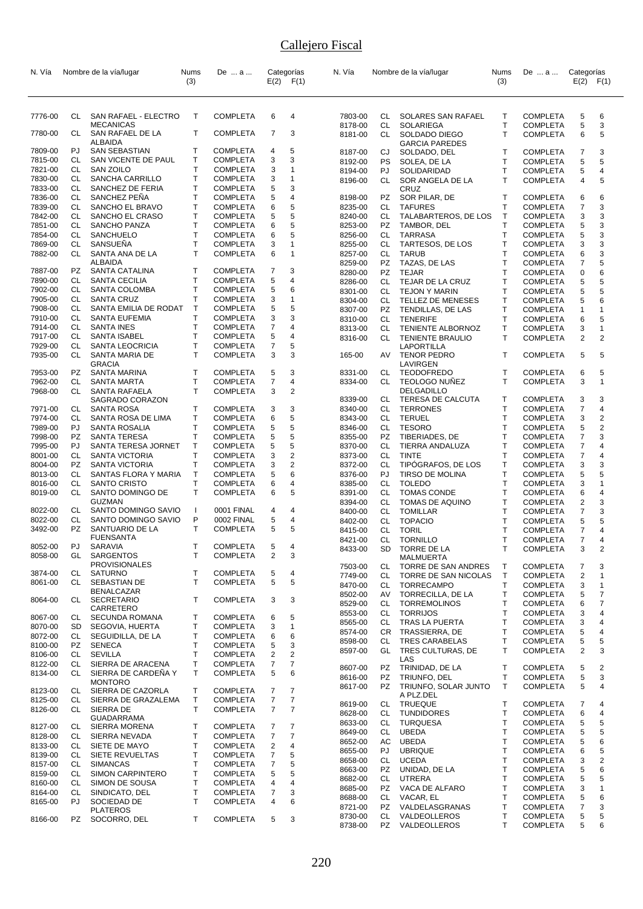# Callejero Fiscal

| N. Vía | | Nombre de la vía/lugar | Nums (3) | De ... a ... | Categorías E(2) | F(1) |
|---|---|---|---|---|---|---|
| 7776-00 | CL | SAN RAFAEL - ELECTRO MECANICAS | T | COMPLETA | 6 | 4 |
| 7780-00 | CL | SAN RAFAEL DE LA ALBAIDA | T | COMPLETA | 7 | 3 |
| 7809-00 | PJ | SAN SEBASTIAN | T | COMPLETA | 4 | 5 |
| 7815-00 | CL | SAN VICENTE DE PAUL | T | COMPLETA | 3 | 3 |
| 7821-00 | CL | SAN ZOILO | T | COMPLETA | 3 | 1 |
| 7830-00 | CL | SANCHA CARRILLO | T | COMPLETA | 3 | 1 |
| 7833-00 | CL | SANCHEZ DE FERIA | T | COMPLETA | 5 | 3 |
| 7836-00 | CL | SANCHEZ PEÑA | T | COMPLETA | 5 | 4 |
| 7839-00 | CL | SANCHO EL BRAVO | T | COMPLETA | 6 | 5 |
| 7842-00 | CL | SANCHO EL CRASO | T | COMPLETA | 5 | 5 |
| 7851-00 | CL | SANCHO PANZA | T | COMPLETA | 6 | 5 |
| 7854-00 | CL | SANCHUELO | T | COMPLETA | 6 | 5 |
| 7869-00 | CL | SANSUEÑA | T | COMPLETA | 3 | 1 |
| 7882-00 | CL | SANTA ANA DE LA ALBAIDA | T | COMPLETA | 6 | 1 |
| 7887-00 | PZ | SANTA CATALINA | T | COMPLETA | 7 | 3 |
| 7890-00 | CL | SANTA CECILIA | T | COMPLETA | 5 | 4 |
| 7902-00 | CL | SANTA COLOMBA | T | COMPLETA | 5 | 6 |
| 7905-00 | CL | SANTA CRUZ | T | COMPLETA | 3 | 1 |
| 7908-00 | CL | SANTA EMILIA DE RODAT | T | COMPLETA | 5 | 5 |
| 7910-00 | CL | SANTA EUFEMIA | T | COMPLETA | 3 | 3 |
| 7914-00 | CL | SANTA INES | T | COMPLETA | 7 | 4 |
| 7917-00 | CL | SANTA ISABEL | T | COMPLETA | 5 | 4 |
| 7929-00 | CL | SANTA LEOCRICIA | T | COMPLETA | 7 | 5 |
| 7935-00 | CL | SANTA MARIA DE GRACIA | T | COMPLETA | 3 | 3 |
| 7953-00 | PZ | SANTA MARINA | T | COMPLETA | 5 | 3 |
| 7962-00 | CL | SANTA MARTA | T | COMPLETA | 7 | 4 |
| 7968-00 | CL | SANTA RAFAELA SAGRADO CORAZON | T | COMPLETA | 3 | 2 |
| 7971-00 | CL | SANTA ROSA | T | COMPLETA | 3 | 3 |
| 7974-00 | CL | SANTA ROSA DE LIMA | T | COMPLETA | 6 | 5 |
| 7989-00 | PJ | SANTA ROSALIA | T | COMPLETA | 5 | 5 |
| 7998-00 | PZ | SANTA TERESA | T | COMPLETA | 5 | 5 |
| 7995-00 | PJ | SANTA TERESA JORNET | T | COMPLETA | 5 | 5 |
| 8001-00 | CL | SANTA VICTORIA | T | COMPLETA | 3 | 2 |
| 8004-00 | PZ | SANTA VICTORIA | T | COMPLETA | 3 | 2 |
| 8013-00 | CL | SANTAS FLORA Y MARIA | T | COMPLETA | 5 | 6 |
| 8016-00 | CL | SANTO CRISTO | T | COMPLETA | 6 | 4 |
| 8019-00 | CL | SANTO DOMINGO DE GUZMAN | T | COMPLETA | 6 | 5 |
| 8022-00 | CL | SANTO DOMINGO SAVIO | I | 0001 FINAL | 4 | 4 |
| 8022-00 | CL | SANTO DOMINGO SAVIO | P | 0002 FINAL | 5 | 4 |
| 3492-00 | PZ | SANTUARIO DE LA FUENSANTA | T | COMPLETA | 5 | 5 |
| 8052-00 | PJ | SARAVIA | T | COMPLETA | 5 | 4 |
| 8058-00 | GL | SARGENTOS PROVISIONALES | T | COMPLETA | 2 | 3 |
| 3874-00 | CL | SATURNO | T | COMPLETA | 5 | 4 |
| 8061-00 | CL | SEBASTIAN DE BENALCAZAR | T | COMPLETA | 5 | 5 |
| 8064-00 | CL | SECRETARIO CARRETERO | T | COMPLETA | 3 | 3 |
| 8067-00 | CL | SECUNDA ROMANA | T | COMPLETA | 6 | 5 |
| 8070-00 | SD | SEGOVIA, HUERTA | T | COMPLETA | 3 | 1 |
| 8072-00 | CL | SEGUIDILLA, DE LA | T | COMPLETA | 6 | 6 |
| 8100-00 | PZ | SENECA | T | COMPLETA | 5 | 3 |
| 8106-00 | CL | SEVILLA | T | COMPLETA | 2 | 2 |
| 8122-00 | CL | SIERRA DE ARACENA | T | COMPLETA | 7 | 7 |
| 8134-00 | CL | SIERRA DE CARDEÑA Y MONTORO | T | COMPLETA | 5 | 6 |
| 8123-00 | CL | SIERRA DE CAZORLA | T | COMPLETA | 7 | 7 |
| 8125-00 | CL | SIERRA DE GRAZALEMA | T | COMPLETA | 7 | 7 |
| 8126-00 | CL | SIERRA DE GUADARRAMA | T | COMPLETA | 7 | 7 |
| 8127-00 | CL | SIERRA MORENA | T | COMPLETA | 7 | 7 |
| 8128-00 | CL | SIERRA NEVADA | T | COMPLETA | 7 | 7 |
| 8133-00 | CL | SIETE DE MAYO | T | COMPLETA | 2 | 4 |
| 8139-00 | CL | SIETE REVUELTAS | T | COMPLETA | 7 | 5 |
| 8157-00 | CL | SIMANCAS | T | COMPLETA | 7 | 5 |
| 8159-00 | CL | SIMON CARPINTERO | T | COMPLETA | 5 | 5 |
| 8160-00 | CL | SIMON DE SOUSA | T | COMPLETA | 4 | 4 |
| 8164-00 | CL | SINDICATO, DEL | T | COMPLETA | 7 | 3 |
| 8165-00 | PJ | SOCIEDAD DE PLATEROS | T | COMPLETA | 4 | 6 |
| 8166-00 | PZ | SOCORRO, DEL | T | COMPLETA | 5 | 3 |
| 7803-00 | CL | SOLARES SAN RAFAEL | T | COMPLETA | 5 | 6 |
| 8178-00 | CL | SOLARIEGA | T | COMPLETA | 5 | 3 |
| 8181-00 | CL | SOLDADO DIEGO GARCIA PAREDES | T | COMPLETA | 6 | 5 |
| 8187-00 | CJ | SOLDADO, DEL | T | COMPLETA | 7 | 3 |
| 8192-00 | PS | SOLEA, DE LA | T | COMPLETA | 5 | 5 |
| 8194-00 | PJ | SOLIDARIDAD | T | COMPLETA | 5 | 4 |
| 8196-00 | CL | SOR ANGELA DE LA CRUZ | T | COMPLETA | 4 | 5 |
| 8198-00 | PZ | SOR PILAR, DE | T | COMPLETA | 6 | 6 |
| 8235-00 | CL | TAFURES | T | COMPLETA | 7 | 3 |
| 8240-00 | CL | TALABARTEROS, DE LOS | T | COMPLETA | 3 | 3 |
| 8253-00 | PZ | TAMBOR, DEL | T | COMPLETA | 5 | 3 |
| 8256-00 | CL | TARRASA | T | COMPLETA | 5 | 3 |
| 8255-00 | CL | TARTESOS, DE LOS | T | COMPLETA | 3 | 3 |
| 8257-00 | CL | TARUB | T | COMPLETA | 6 | 3 |
| 8259-00 | PZ | TAZAS, DE LAS | T | COMPLETA | 7 | 5 |
| 8280-00 | PZ | TEJAR | T | COMPLETA | 0 | 6 |
| 8286-00 | CL | TEJAR DE LA CRUZ | T | COMPLETA | 5 | 5 |
| 8301-00 | CL | TEJON Y MARIN | T | COMPLETA | 5 | 5 |
| 8304-00 | CL | TELLEZ DE MENESES | T | COMPLETA | 5 | 6 |
| 8307-00 | PZ | TENDILLAS, DE LAS | T | COMPLETA | 1 | 1 |
| 8310-00 | CL | TENERIFE | T | COMPLETA | 6 | 5 |
| 8313-00 | CL | TENIENTE ALBORNOZ | T | COMPLETA | 3 | 1 |
| 8316-00 | CL | TENIENTE BRAULIO LAPORTILLA | T | COMPLETA | 2 | 2 |
| 165-00 | AV | TENOR PEDRO LAVIRGEN | T | COMPLETA | 5 | 5 |
| 8331-00 | CL | TEODOFREDO | T | COMPLETA | 6 | 5 |
| 8334-00 | CL | TEOLOGO NUÑEZ DELGADILLO | T | COMPLETA | 3 | 1 |
| 8339-00 | CL | TERESA DE CALCUTA | T | COMPLETA | 3 | 3 |
| 8340-00 | CL | TERRONES | T | COMPLETA | 7 | 4 |
| 8343-00 | CL | TERUEL | T | COMPLETA | 3 | 2 |
| 8346-00 | CL | TESORO | T | COMPLETA | 5 | 2 |
| 8355-00 | PZ | TIBERIADES, DE | T | COMPLETA | 7 | 3 |
| 8370-00 | CL | TIERRA ANDALUZA | T | COMPLETA | 7 | 4 |
| 8373-00 | CL | TINTE | T | COMPLETA | 7 | 4 |
| 8372-00 | CL | TIPÓGRAFOS, DE LOS | T | COMPLETA | 3 | 3 |
| 8376-00 | PJ | TIRSO DE MOLINA | T | COMPLETA | 5 | 5 |
| 8385-00 | CL | TOLEDO | T | COMPLETA | 3 | 1 |
| 8391-00 | CL | TOMAS CONDE | T | COMPLETA | 6 | 4 |
| 8394-00 | CL | TOMAS DE AQUINO | T | COMPLETA | 2 | 3 |
| 8400-00 | CL | TOMILLAR | T | COMPLETA | 7 | 3 |
| 8402-00 | CL | TOPACIO | T | COMPLETA | 5 | 5 |
| 8415-00 | CL | TORIL | T | COMPLETA | 7 | 4 |
| 8421-00 | CL | TORNILLO | T | COMPLETA | 7 | 4 |
| 8433-00 | SD | TORRE DE LA MALMUERTA | T | COMPLETA | 3 | 2 |
| 7503-00 | CL | TORRE DE SAN ANDRES | T | COMPLETA | 7 | 3 |
| 7749-00 | CL | TORRE DE SAN NICOLAS | T | COMPLETA | 2 | 1 |
| 8470-00 | CL | TORRECAMPO | T | COMPLETA | 3 | 1 |
| 8502-00 | AV | TORRECILLA, DE LA | T | COMPLETA | 5 | 7 |
| 8529-00 | CL | TORREMOLINOS | T | COMPLETA | 6 | 7 |
| 8553-00 | CL | TORRIJOS | T | COMPLETA | 3 | 4 |
| 8565-00 | CL | TRAS LA PUERTA | T | COMPLETA | 3 | 4 |
| 8574-00 | CR | TRASSIERRA, DE | T | COMPLETA | 5 | 4 |
| 8598-00 | CL | TRES CARABELAS | T | COMPLETA | 5 | 5 |
| 8597-00 | GL | TRES CULTURAS, DE LAS | T | COMPLETA | 2 | 3 |
| 8607-00 | PZ | TRINIDAD, DE LA | T | COMPLETA | 5 | 2 |
| 8616-00 | PZ | TRIUNFO, DEL | T | COMPLETA | 5 | 3 |
| 8617-00 | PZ | TRIUNFO, SOLAR JUNTO A PLZ.DEL | T | COMPLETA | 5 | 4 |
| 8619-00 | CL | TRUEQUE | T | COMPLETA | 7 | 4 |
| 8628-00 | CL | TUNDIDORES | T | COMPLETA | 6 | 4 |
| 8633-00 | CL | TURQUESA | T | COMPLETA | 5 | 5 |
| 8649-00 | CL | UBEDA | T | COMPLETA | 5 | 5 |
| 8652-00 | AC | UBEDA | T | COMPLETA | 5 | 6 |
| 8655-00 | PJ | UBRIQUE | T | COMPLETA | 6 | 5 |
| 8658-00 | CL | UCEDA | T | COMPLETA | 3 | 2 |
| 8663-00 | PZ | UNIDAD, DE LA | T | COMPLETA | 5 | 6 |
| 8682-00 | CL | UTRERA | T | COMPLETA | 5 | 5 |
| 8685-00 | PZ | VACA DE ALFARO | T | COMPLETA | 3 | 1 |
| 8688-00 | CL | VACAR, EL | T | COMPLETA | 5 | 6 |
| 8721-00 | PZ | VALDELASGRANAS | T | COMPLETA | 7 | 3 |
| 8730-00 | CL | VALDEOLLEROS | T | COMPLETA | 5 | 5 |
| 8738-00 | PZ | VALDEOLLEROS | T | COMPLETA | 5 | 6 |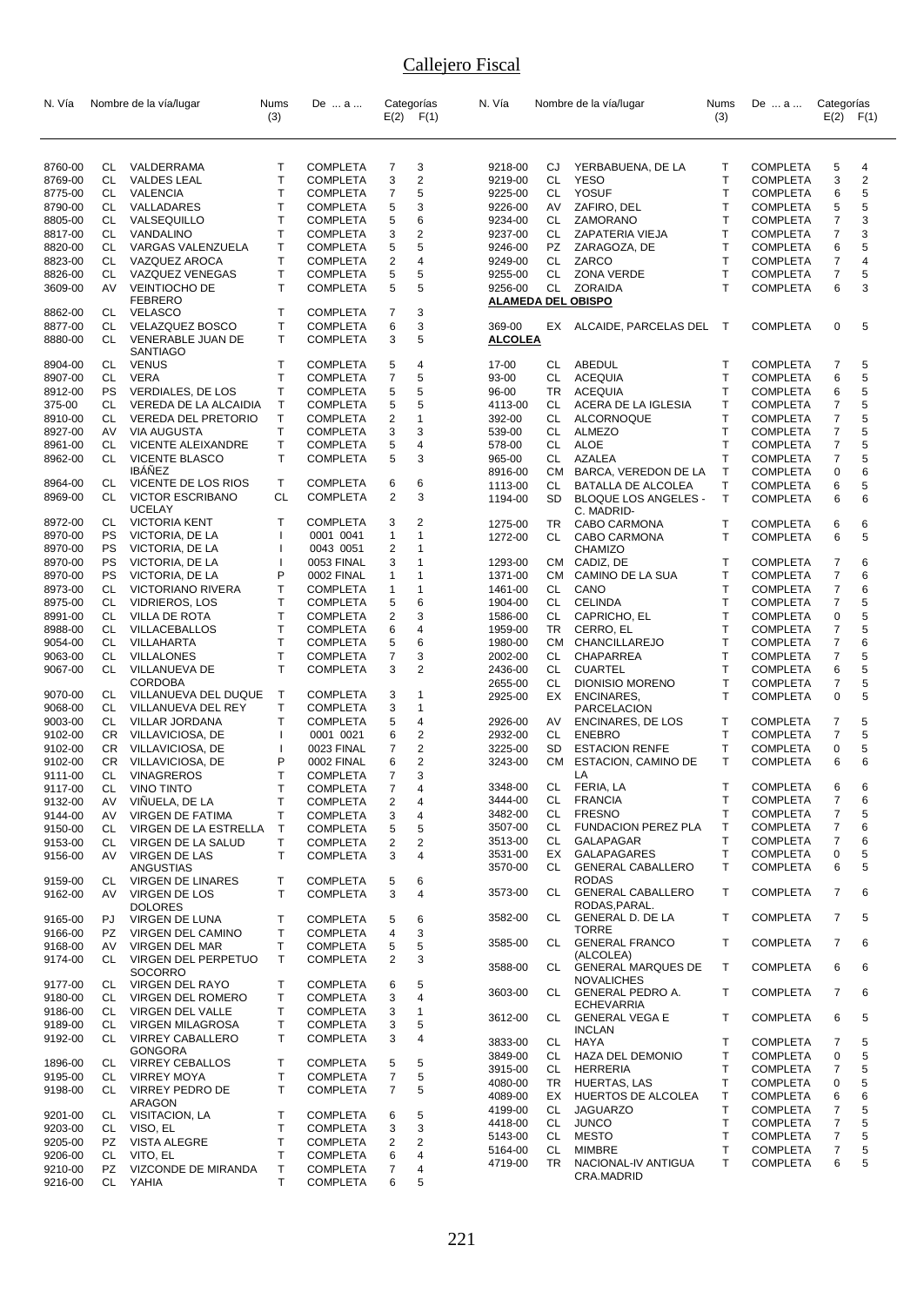# Callejero Fiscal

| N. Vía | | Nombre de la vía/lugar | Nums (3) | De ... a ... | Categorías E(2) | F(1) |
|---|---|---|---|---|---|---|
| 8760-00 | CL | VALDERRAMA | T | COMPLETA | 7 | 3 |
| 8769-00 | CL | VALDES LEAL | T | COMPLETA | 3 | 2 |
| 8775-00 | CL | VALENCIA | T | COMPLETA | 7 | 5 |
| 8790-00 | CL | VALLADARES | T | COMPLETA | 5 | 3 |
| 8805-00 | CL | VALSEQUILLO | T | COMPLETA | 5 | 6 |
| 8817-00 | CL | VANDALINO | T | COMPLETA | 3 | 2 |
| 8820-00 | CL | VARGAS VALENZUELA | T | COMPLETA | 5 | 5 |
| 8823-00 | CL | VAZQUEZ AROCA | T | COMPLETA | 2 | 4 |
| 8826-00 | CL | VAZQUEZ VENEGAS | T | COMPLETA | 5 | 5 |
| 3609-00 | AV | VEINTIOCHO DE FEBRERO | T | COMPLETA | 5 | 5 |
| 8862-00 | CL | VELASCO | T | COMPLETA | 7 | 3 |
| 8877-00 | CL | VELAZQUEZ BOSCO | T | COMPLETA | 6 | 3 |
| 8880-00 | CL | VENERABLE JUAN DE SANTIAGO | T | COMPLETA | 3 | 5 |
| 8904-00 | CL | VENUS | T | COMPLETA | 5 | 4 |
| 8907-00 | CL | VERA | T | COMPLETA | 7 | 5 |
| 8912-00 | PS | VERDIALES, DE LOS | T | COMPLETA | 5 | 5 |
| 375-00 | CL | VEREDA DE LA ALCAIDIA | T | COMPLETA | 5 | 5 |
| 8910-00 | CL | VEREDA DEL PRETORIO | T | COMPLETA | 2 | 1 |
| 8927-00 | AV | VIA AUGUSTA | T | COMPLETA | 3 | 3 |
| 8961-00 | CL | VICENTE ALEIXANDRE | T | COMPLETA | 5 | 4 |
| 8962-00 | CL | VICENTE BLASCO IBÁÑEZ | T | COMPLETA | 5 | 3 |
| 8964-00 | CL | VICENTE DE LOS RIOS | T | COMPLETA | 6 | 6 |
| 8969-00 | CL | VICTOR ESCRIBANO UCELAY | CL | COMPLETA | 2 | 3 |
| 8972-00 | CL | VICTORIA KENT | T | COMPLETA | 3 | 2 |
| 8970-00 | PS | VICTORIA, DE LA | I | 0001 0041 | 1 | 1 |
| 8970-00 | PS | VICTORIA, DE LA | I | 0043 0051 | 2 | 1 |
| 8970-00 | PS | VICTORIA, DE LA | I | 0053 FINAL | 3 | 1 |
| 8970-00 | PS | VICTORIA, DE LA | P | 0002 FINAL | 1 | 1 |
| 8973-00 | CL | VICTORIANO RIVERA | T | COMPLETA | 1 | 1 |
| 8975-00 | CL | VIDRIEROS, LOS | T | COMPLETA | 5 | 6 |
| 8991-00 | CL | VILLA DE ROTA | T | COMPLETA | 2 | 3 |
| 8988-00 | CL | VILLACEBALLOS | T | COMPLETA | 6 | 4 |
| 9054-00 | CL | VILLAHARTA | T | COMPLETA | 5 | 6 |
| 9063-00 | CL | VILLALONES | T | COMPLETA | 7 | 3 |
| 9067-00 | CL | VILLANUEVA DE CORDOBA | T | COMPLETA | 3 | 2 |
| 9070-00 | CL | VILLANUEVA DEL DUQUE | T | COMPLETA | 3 | 1 |
| 9068-00 | CL | VILLANUEVA DEL REY | T | COMPLETA | 3 | 1 |
| 9003-00 | CL | VILLAR JORDANA | T | COMPLETA | 5 | 4 |
| 9102-00 | CR | VILLAVICIOSA, DE | I | 0001 0021 | 6 | 2 |
| 9102-00 | CR | VILLAVICIOSA, DE | I | 0023 FINAL | 7 | 2 |
| 9102-00 | CR | VILLAVICIOSA, DE | P | 0002 FINAL | 6 | 2 |
| 9111-00 | CL | VINAGREROS | T | COMPLETA | 7 | 3 |
| 9117-00 | CL | VINO TINTO | T | COMPLETA | 7 | 4 |
| 9132-00 | AV | VIÑUELA, DE LA | T | COMPLETA | 2 | 4 |
| 9144-00 | AV | VIRGEN DE FATIMA | T | COMPLETA | 3 | 4 |
| 9150-00 | CL | VIRGEN DE LA ESTRELLA | T | COMPLETA | 5 | 5 |
| 9153-00 | CL | VIRGEN DE LA SALUD | T | COMPLETA | 2 | 2 |
| 9156-00 | AV | VIRGEN DE LAS ANGUSTIAS | T | COMPLETA | 3 | 4 |
| 9159-00 | CL | VIRGEN DE LINARES | T | COMPLETA | 5 | 6 |
| 9162-00 | AV | VIRGEN DE LOS DOLORES | T | COMPLETA | 3 | 4 |
| 9165-00 | PJ | VIRGEN DE LUNA | T | COMPLETA | 5 | 6 |
| 9166-00 | PZ | VIRGEN DEL CAMINO | T | COMPLETA | 4 | 3 |
| 9168-00 | AV | VIRGEN DEL MAR | T | COMPLETA | 5 | 5 |
| 9174-00 | CL | VIRGEN DEL PERPETUO SOCORRO | T | COMPLETA | 2 | 3 |
| 9177-00 | CL | VIRGEN DEL RAYO | T | COMPLETA | 6 | 5 |
| 9180-00 | CL | VIRGEN DEL ROMERO | T | COMPLETA | 3 | 4 |
| 9186-00 | CL | VIRGEN DEL VALLE | T | COMPLETA | 3 | 1 |
| 9189-00 | CL | VIRGEN MILAGROSA | T | COMPLETA | 3 | 5 |
| 9192-00 | CL | VIRREY CABALLERO GONGORA | T | COMPLETA | 3 | 4 |
| 1896-00 | CL | VIRREY CEBALLOS | T | COMPLETA | 5 | 5 |
| 9195-00 | CL | VIRREY MOYA | T | COMPLETA | 7 | 5 |
| 9198-00 | CL | VIRREY PEDRO DE ARAGON | T | COMPLETA | 7 | 5 |
| 9201-00 | CL | VISITACION, LA | T | COMPLETA | 6 | 5 |
| 9203-00 | CL | VISO, EL | T | COMPLETA | 3 | 3 |
| 9205-00 | PZ | VISTA ALEGRE | T | COMPLETA | 2 | 2 |
| 9206-00 | CL | VITO, EL | T | COMPLETA | 6 | 4 |
| 9210-00 | PZ | VIZCONDE DE MIRANDA | T | COMPLETA | 7 | 4 |
| 9216-00 | CL | YAHIA | T | COMPLETA | 6 | 5 |
| 9218-00 | CJ | YERBABUENA, DE LA | T | COMPLETA | 5 | 4 |
| 9219-00 | CL | YESO | T | COMPLETA | 3 | 2 |
| 9225-00 | CL | YOSUF | T | COMPLETA | 6 | 5 |
| 9226-00 | AV | ZAFIRO, DEL | T | COMPLETA | 5 | 5 |
| 9234-00 | CL | ZAMORANO | T | COMPLETA | 7 | 3 |
| 9237-00 | CL | ZAPATERIA VIEJA | T | COMPLETA | 7 | 3 |
| 9246-00 | PZ | ZARAGOZA, DE | T | COMPLETA | 6 | 5 |
| 9249-00 | CL | ZARCO | T | COMPLETA | 7 | 4 |
| 9255-00 | CL | ZONA VERDE | T | COMPLETA | 7 | 5 |
| 9256-00 | CL | ZORAIDA | T | COMPLETA | 6 | 3 |

**ALAMEDA DEL OBISPO**

| N. Vía | | Nombre de la vía/lugar | Nums (3) | De ... a ... | Categorías E(2) | F(1) |
|---|---|---|---|---|---|---|
| 369-00 | EX | ALCAIDE, PARCELAS DEL | T | COMPLETA | 0 | 5 |

**ALCOLEA**

| N. Vía | | Nombre de la vía/lugar | Nums (3) | De ... a ... | Categorías E(2) | F(1) |
|---|---|---|---|---|---|---|
| 17-00 | CL | ABEDUL | T | COMPLETA | 7 | 5 |
| 93-00 | CL | ACEQUIA | T | COMPLETA | 6 | 5 |
| 96-00 | TR | ACEQUIA | T | COMPLETA | 6 | 5 |
| 4113-00 | CL | ACERA DE LA IGLESIA | T | COMPLETA | 7 | 5 |
| 392-00 | CL | ALCORNOQUE | T | COMPLETA | 7 | 5 |
| 539-00 | CL | ALMEZO | T | COMPLETA | 7 | 5 |
| 578-00 | CL | ALOE | T | COMPLETA | 7 | 5 |
| 965-00 | CL | AZALEA | T | COMPLETA | 7 | 5 |
| 8916-00 | CM | BARCA, VEREDON DE LA | T | COMPLETA | 0 | 6 |
| 1113-00 | CL | BATALLA DE ALCOLEA | T | COMPLETA | 6 | 5 |
| 1194-00 | SD | BLOQUE LOS ANGELES - C. MADRID- | T | COMPLETA | 6 | 6 |
| 1275-00 | TR | CABO CARMONA | T | COMPLETA | 6 | 6 |
| 1272-00 | CL | CABO CARMONA CHAMIZO | T | COMPLETA | 6 | 5 |
| 1293-00 | CM | CADIZ, DE | T | COMPLETA | 7 | 6 |
| 1371-00 | CM | CAMINO DE LA SUA | T | COMPLETA | 7 | 6 |
| 1461-00 | CL | CANO | T | COMPLETA | 7 | 6 |
| 1904-00 | CL | CELINDA | T | COMPLETA | 7 | 5 |
| 1586-00 | CL | CAPRICHO, EL | T | COMPLETA | 0 | 5 |
| 1959-00 | TR | CERRO, EL | T | COMPLETA | 7 | 5 |
| 1980-00 | CM | CHANCILLAREJO | T | COMPLETA | 7 | 6 |
| 2002-00 | CL | CHAPARREA | T | COMPLETA | 7 | 5 |
| 2436-00 | CL | CUARTEL | T | COMPLETA | 6 | 5 |
| 2655-00 | CL | DIONISIO MORENO | T | COMPLETA | 7 | 5 |
| 2925-00 | EX | ENCINARES, PARCELACION | T | COMPLETA | 0 | 5 |
| 2926-00 | AV | ENCINARES, DE LOS | T | COMPLETA | 7 | 5 |
| 2932-00 | CL | ENEBRO | T | COMPLETA | 7 | 5 |
| 3225-00 | SD | ESTACION RENFE | T | COMPLETA | 0 | 5 |
| 3243-00 | CM | ESTACION, CAMINO DE LA | T | COMPLETA | 6 | 6 |
| 3348-00 | CL | FERIA, LA | T | COMPLETA | 6 | 6 |
| 3444-00 | CL | FRANCIA | T | COMPLETA | 7 | 6 |
| 3482-00 | CL | FRESNO | T | COMPLETA | 7 | 5 |
| 3507-00 | CL | FUNDACION PEREZ PLA | T | COMPLETA | 7 | 6 |
| 3513-00 | CL | GALAPAGAR | T | COMPLETA | 7 | 6 |
| 3531-00 | EX | GALAPAGARES | T | COMPLETA | 0 | 5 |
| 3570-00 | CL | GENERAL CABALLERO RODAS | T | COMPLETA | 6 | 5 |
| 3573-00 | CL | GENERAL CABALLERO RODAS,PARAL. | T | COMPLETA | 7 | 6 |
| 3582-00 | CL | GENERAL D. DE LA TORRE | T | COMPLETA | 7 | 5 |
| 3585-00 | CL | GENERAL FRANCO (ALCOLEA) | T | COMPLETA | 7 | 6 |
| 3588-00 | CL | GENERAL MARQUES DE NOVALICHES | T | COMPLETA | 6 | 6 |
| 3603-00 | CL | GENERAL PEDRO A. ECHEVARRIA | T | COMPLETA | 7 | 6 |
| 3612-00 | CL | GENERAL VEGA E INCLAN | T | COMPLETA | 6 | 5 |
| 3833-00 | CL | HAYA | T | COMPLETA | 7 | 5 |
| 3849-00 | CL | HAZA DEL DEMONIO | T | COMPLETA | 0 | 5 |
| 3915-00 | CL | HERRERIA | T | COMPLETA | 7 | 5 |
| 4080-00 | TR | HUERTAS, LAS | T | COMPLETA | 0 | 5 |
| 4089-00 | EX | HUERTOS DE ALCOLEA | T | COMPLETA | 6 | 6 |
| 4199-00 | CL | JAGUARZO | T | COMPLETA | 7 | 5 |
| 4418-00 | CL | JUNCO | T | COMPLETA | 7 | 5 |
| 5143-00 | CL | MESTO | T | COMPLETA | 7 | 5 |
| 5164-00 | CL | MIMBRE | T | COMPLETA | 7 | 5 |
| 4719-00 | TR | NACIONAL-IV ANTIGUA CRA.MADRID | T | COMPLETA | 6 | 5 |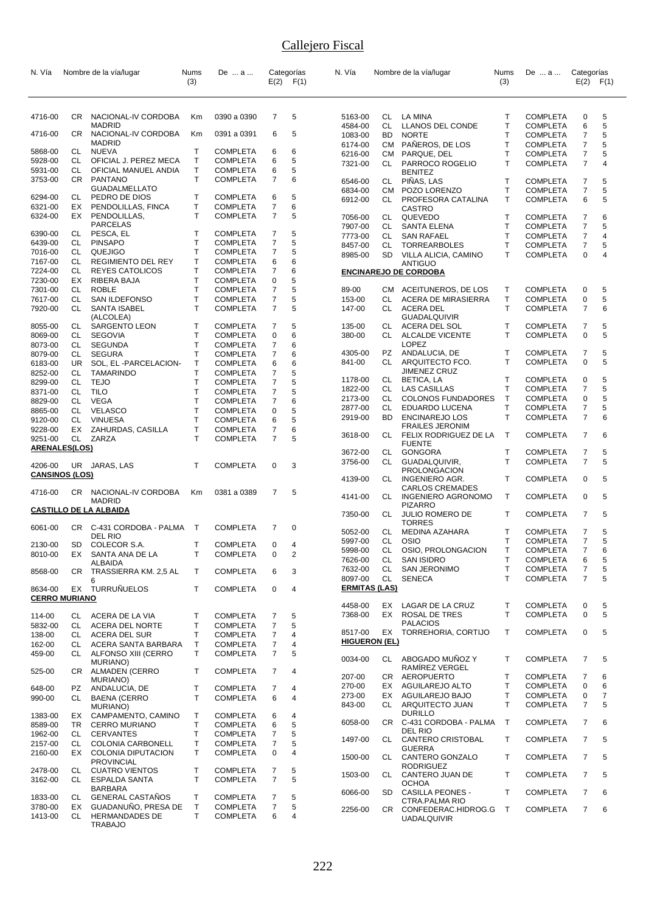# Callejero Fiscal

| N. Vía | | Nombre de la vía/lugar | Nums (3) | De ... a ... | Categorías E(2) | F(1) |
|---|---|---|---|---|---|---|
| 4716-00 | CR | NACIONAL-IV CORDOBA MADRID | Km | 0390 a 0390 | 7 | 5 |
| 4716-00 | CR | NACIONAL-IV CORDOBA MADRID | Km | 0391 a 0391 | 6 | 5 |
| 5868-00 | CL | NUEVA | T | COMPLETA | 6 | 6 |
| 5928-00 | CL | OFICIAL J. PEREZ MECA | T | COMPLETA | 6 | 5 |
| 5931-00 | CL | OFICIAL MANUEL ANDIA | T | COMPLETA | 6 | 5 |
| 3753-00 | CR | PANTANO GUADALMELLATO | T | COMPLETA | 7 | 6 |
| 6294-00 | CL | PEDRO DE DIOS | T | COMPLETA | 6 | 5 |
| 6321-00 | EX | PENDOLILLAS, FINCA | T | COMPLETA | 7 | 6 |
| 6324-00 | EX | PENDOLILLAS, PARCELAS | T | COMPLETA | 7 | 5 |
| 6390-00 | CL | PESCA, EL | T | COMPLETA | 7 | 5 |
| 6439-00 | CL | PINSAPO | T | COMPLETA | 7 | 5 |
| 7016-00 | CL | QUEJIGO | T | COMPLETA | 7 | 5 |
| 7167-00 | CL | REGIMIENTO DEL REY | T | COMPLETA | 6 | 6 |
| 7224-00 | CL | REYES CATOLICOS | T | COMPLETA | 7 | 6 |
| 7230-00 | EX | RIBERA BAJA | T | COMPLETA | 0 | 5 |
| 7301-00 | CL | ROBLE | T | COMPLETA | 7 | 5 |
| 7617-00 | CL | SAN ILDEFONSO | T | COMPLETA | 7 | 5 |
| 7920-00 | CL | SANTA ISABEL (ALCOLEA) | T | COMPLETA | 7 | 5 |
| 8055-00 | CL | SARGENTO LEON | T | COMPLETA | 7 | 5 |
| 8069-00 | CL | SEGOVIA | T | COMPLETA | 0 | 6 |
| 8073-00 | CL | SEGUNDA | T | COMPLETA | 7 | 6 |
| 8079-00 | CL | SEGURA | T | COMPLETA | 7 | 6 |
| 6183-00 | UR | SOL, EL -PARCELACION- | T | COMPLETA | 6 | 6 |
| 8252-00 | CL | TAMARINDO | T | COMPLETA | 7 | 5 |
| 8299-00 | CL | TEJO | T | COMPLETA | 7 | 5 |
| 8371-00 | CL | TILO | T | COMPLETA | 7 | 5 |
| 8829-00 | CL | VEGA | T | COMPLETA | 7 | 6 |
| 8865-00 | CL | VELASCO | T | COMPLETA | 0 | 5 |
| 9120-00 | CL | VINUESA | T | COMPLETA | 6 | 5 |
| 9228-00 | EX | ZAHURDAS, CASILLA | T | COMPLETA | 7 | 6 |
| 9251-00 | CL | ZARZA | T | COMPLETA | 7 | 5 |

**ARENALES(LOS)**

| N. Vía | | Nombre de la vía/lugar | Nums (3) | De ... a ... | Categorías E(2) | F(1) |
|---|---|---|---|---|---|---|
| 4206-00 | UR | JARAS, LAS | T | COMPLETA | 0 | 3 |

**CANSINOS (LOS)**

| N. Vía | | Nombre de la vía/lugar | Nums (3) | De ... a ... | Categorías E(2) | F(1) |
|---|---|---|---|---|---|---|
| 4716-00 | CR | NACIONAL-IV CORDOBA MADRID | Km | 0381 a 0389 | 7 | 5 |

**CASTILLO DE LA ALBAIDA**

| N. Vía | | Nombre de la vía/lugar | Nums (3) | De ... a ... | Categorías E(2) | F(1) |
|---|---|---|---|---|---|---|
| 6061-00 | CR | C-431 CORDOBA - PALMA DEL RIO | T | COMPLETA | 7 | 0 |
| 2130-00 | SD | COLECOR S.A. | T | COMPLETA | 0 | 4 |
| 8010-00 | EX | SANTA ANA DE LA ALBAIDA | T | COMPLETA | 0 | 2 |
| 8568-00 | CR | TRASSIERRA KM. 2,5 AL 6 | T | COMPLETA | 6 | 3 |
| 8634-00 | EX | TURRUÑUELOS | T | COMPLETA | 0 | 4 |

**CERRO MURIANO**

| N. Vía | | Nombre de la vía/lugar | Nums (3) | De ... a ... | Categorías E(2) | F(1) |
|---|---|---|---|---|---|---|
| 114-00 | CL | ACERA DE LA VIA | T | COMPLETA | 7 | 5 |
| 5832-00 | CL | ACERA DEL NORTE | T | COMPLETA | 7 | 5 |
| 138-00 | CL | ACERA DEL SUR | T | COMPLETA | 7 | 4 |
| 162-00 | CL | ACERA SANTA BARBARA | T | COMPLETA | 7 | 4 |
| 459-00 | CL | ALFONSO XIII (CERRO MURIANO) | T | COMPLETA | 7 | 5 |
| 525-00 | CR | ALMADEN (CERRO MURIANO) | T | COMPLETA | 7 | 4 |
| 648-00 | PZ | ANDALUCIA, DE | T | COMPLETA | 7 | 4 |
| 990-00 | CL | BAENA (CERRO MURIANO) | T | COMPLETA | 6 | 4 |
| 1383-00 | EX | CAMPAMENTO, CAMINO | T | COMPLETA | 6 | 4 |
| 8589-00 | TR | CERRO MURIANO | T | COMPLETA | 6 | 5 |
| 1962-00 | CL | CERVANTES | T | COMPLETA | 7 | 5 |
| 2157-00 | CL | COLONIA CARBONELL | T | COMPLETA | 7 | 5 |
| 2160-00 | EX | COLONIA DIPUTACION PROVINCIAL | T | COMPLETA | 0 | 4 |
| 2478-00 | CL | CUATRO VIENTOS | T | COMPLETA | 7 | 5 |
| 3162-00 | CL | ESPALDA SANTA BARBARA | T | COMPLETA | 7 | 5 |
| 1833-00 | CL | GENERAL CASTAÑOS | T | COMPLETA | 7 | 5 |
| 3780-00 | EX | GUADANUÑO, PRESA DE | T | COMPLETA | 7 | 5 |
| 1413-00 | CL | HERMANDADES DE TRABAJO | T | COMPLETA | 6 | 4 |
| 5163-00 | CL | LA MINA | T | COMPLETA | 0 | 5 |
| 4584-00 | CL | LLANOS DEL CONDE | T | COMPLETA | 6 | 5 |
| 1083-00 | BD | NORTE | T | COMPLETA | 7 | 5 |
| 6174-00 | CM | PAÑEROS, DE LOS | T | COMPLETA | 7 | 5 |
| 6216-00 | CM | PARQUE, DEL | T | COMPLETA | 7 | 5 |
| 7321-00 | CL | PARROCO ROGELIO BENITEZ | T | COMPLETA | 7 | 4 |
| 6546-00 | CL | PIÑAS, LAS | T | COMPLETA | 7 | 5 |
| 6834-00 | CM | POZO LORENZO | T | COMPLETA | 7 | 5 |
| 6912-00 | CL | PROFESORA CATALINA CASTRO | T | COMPLETA | 6 | 5 |
| 7056-00 | CL | QUEVEDO | T | COMPLETA | 7 | 6 |
| 7907-00 | CL | SANTA ELENA | T | COMPLETA | 7 | 5 |
| 7773-00 | CL | SAN RAFAEL | T | COMPLETA | 7 | 4 |
| 8457-00 | CL | TORREARBOLES | T | COMPLETA | 7 | 5 |
| 8985-00 | SD | VILLA ALICIA, CAMINO ANTIGUO | T | COMPLETA | 0 | 4 |

**ENCINAREJO DE CORDOBA**

| N. Vía | | Nombre de la vía/lugar | Nums (3) | De ... a ... | Categorías E(2) | F(1) |
|---|---|---|---|---|---|---|
| 89-00 | CM | ACEITUNEROS, DE LOS | T | COMPLETA | 0 | 5 |
| 153-00 | CL | ACERA DE MIRASIERRA | T | COMPLETA | 0 | 5 |
| 147-00 | CL | ACERA DEL GUADALQUIVIR | T | COMPLETA | 7 | 6 |
| 135-00 | CL | ACERA DEL SOL | T | COMPLETA | 7 | 5 |
| 380-00 | CL | ALCALDE VICENTE LOPEZ | T | COMPLETA | 0 | 5 |
| 4305-00 | PZ | ANDALUCIA, DE | T | COMPLETA | 7 | 5 |
| 841-00 | CL | ARQUITECTO FCO. JIMENEZ CRUZ | T | COMPLETA | 0 | 5 |
| 1178-00 | CL | BETICA, LA | T | COMPLETA | 0 | 5 |
| 1822-00 | CL | LAS CASILLAS | T | COMPLETA | 7 | 5 |
| 2173-00 | CL | COLONOS FUNDADORES | T | COMPLETA | 0 | 5 |
| 2877-00 | CL | EDUARDO LUCENA | T | COMPLETA | 7 | 5 |
| 2919-00 | BD | ENCINAREJO LOS FRAILES JERONIM | T | COMPLETA | 7 | 6 |
| 3618-00 | CL | FELIX RODRIGUEZ DE LA FUENTE | T | COMPLETA | 7 | 6 |
| 3672-00 | CL | GONGORA | T | COMPLETA | 7 | 5 |
| 3756-00 | CL | GUADALQUIVIR, PROLONGACION | T | COMPLETA | 7 | 5 |
| 4139-00 | CL | INGENIERO AGR. CARLOS CREMADES | T | COMPLETA | 0 | 5 |
| 4141-00 | CL | INGENIERO AGRONOMO PIZARRO | T | COMPLETA | 0 | 5 |
| 7350-00 | CL | JULIO ROMERO DE TORRES | T | COMPLETA | 7 | 5 |
| 5052-00 | CL | MEDINA AZAHARA | T | COMPLETA | 7 | 5 |
| 5997-00 | CL | OSIO | T | COMPLETA | 7 | 5 |
| 5998-00 | CL | OSIO, PROLONGACION | T | COMPLETA | 7 | 6 |
| 7626-00 | CL | SAN ISIDRO | T | COMPLETA | 6 | 5 |
| 7632-00 | CL | SAN JERONIMO | T | COMPLETA | 7 | 5 |
| 8097-00 | CL | SENECA | T | COMPLETA | 7 | 5 |

**ERMITAS (LAS)**

| N. Vía | | Nombre de la vía/lugar | Nums (3) | De ... a ... | Categorías E(2) | F(1) |
|---|---|---|---|---|---|---|
| 4458-00 | EX | LAGAR DE LA CRUZ | T | COMPLETA | 0 | 5 |
| 7368-00 | EX | ROSAL DE TRES PALACIOS | T | COMPLETA | 0 | 5 |
| 8517-00 | EX | TORREHORIA, CORTIJO | T | COMPLETA | 0 | 5 |

**HIGUERON (EL)**

| N. Vía | | Nombre de la vía/lugar | Nums (3) | De ... a ... | Categorías E(2) | F(1) |
|---|---|---|---|---|---|---|
| 0034-00 | CL | ABOGADO MUÑOZ Y RAMÍREZ VERGEL | T | COMPLETA | 7 | 5 |
| 207-00 | CR | AEROPUERTO | T | COMPLETA | 7 | 6 |
| 270-00 | EX | AGUILAREJO ALTO | T | COMPLETA | 0 | 6 |
| 273-00 | EX | AGUILAREJO BAJO | T | COMPLETA | 0 | 7 |
| 843-00 | CL | ARQUITECTO JUAN DURILLO | T | COMPLETA | 7 | 5 |
| 6058-00 | CR | C-431 CORDOBA - PALMA DEL RIO | T | COMPLETA | 7 | 6 |
| 1497-00 | CL | CANTERO CRISTOBAL GUERRA | T | COMPLETA | 7 | 5 |
| 1500-00 | CL | CANTERO GONZALO RODRIGUEZ | T | COMPLETA | 7 | 5 |
| 1503-00 | CL | CANTERO JUAN DE OCHOA | T | COMPLETA | 7 | 5 |
| 6066-00 | SD | CASILLA PEONES - CTRA.PALMA RIO | T | COMPLETA | 7 | 6 |
| 2256-00 | CR | CONFEDERAC.HIDROG.G UADALQUIVIR | T | COMPLETA | 7 | 6 |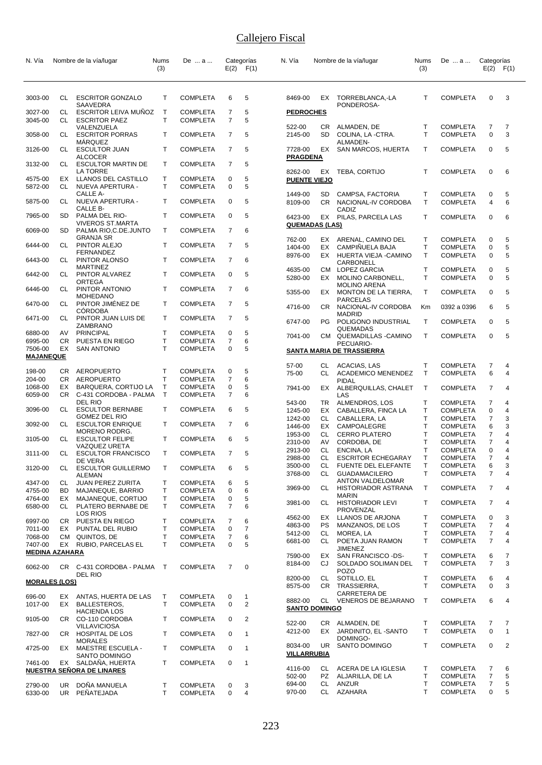# Callejero Fiscal

| N. Vía | | Nombre de la vía/lugar | Nums (3) | De ... a ... | Categorías E(2) | F(1) |
|---|---|---|---|---|---|---|
| 3003-00 | CL | ESCRITOR GONZALO SAAVEDRA | T | COMPLETA | 6 | 5 |
| 3027-00 | CL | ESCRITOR LEIVA MUÑOZ | T | COMPLETA | 7 | 5 |
| 3045-00 | CL | ESCRITOR PAEZ VALENZUELA | T | COMPLETA | 7 | 5 |
| 3058-00 | CL | ESCRITOR PORRAS MÁRQUEZ | T | COMPLETA | 7 | 5 |
| 3126-00 | CL | ESCULTOR JUAN ALCOCER | T | COMPLETA | 7 | 5 |
| 3132-00 | CL | ESCULTOR MARTIN DE LA TORRE | T | COMPLETA | 7 | 5 |
| 4575-00 | EX | LLANOS DEL CASTILLO | T | COMPLETA | 0 | 5 |
| 5872-00 | CL | NUEVA APERTURA - CALLE A- | T | COMPLETA | 0 | 5 |
| 5875-00 | CL | NUEVA APERTURA - CALLE B- | T | COMPLETA | 0 | 5 |
| 7965-00 | SD | PALMA DEL RIO-VIVEROS ST.MARTA | T | COMPLETA | 0 | 5 |
| 6069-00 | SD | PALMA RIO,C.DE.JUNTO GRANJA SR | T | COMPLETA | 7 | 6 |
| 6444-00 | CL | PINTOR ALEJO FERNANDEZ | T | COMPLETA | 7 | 5 |
| 6443-00 | CL | PINTOR ALONSO MARTINEZ | T | COMPLETA | 7 | 6 |
| 6442-00 | CL | PINTOR ALVAREZ ORTEGA | T | COMPLETA | 0 | 5 |
| 6446-00 | CL | PINTOR ANTONIO MOHEDANO | T | COMPLETA | 7 | 6 |
| 6470-00 | CL | PINTOR JIMÉNEZ DE CÓRDOBA | T | COMPLETA | 7 | 5 |
| 6471-00 | CL | PINTOR JUAN LUIS DE ZAMBRANO | T | COMPLETA | 7 | 5 |
| 6880-00 | AV | PRINCIPAL | T | COMPLETA | 0 | 5 |
| 6995-00 | CR | PUESTA EN RIEGO | T | COMPLETA | 7 | 6 |
| 7506-00 | EX | SAN ANTONIO | T | COMPLETA | 0 | 5 |
| **MAJANEQUE** | | | | | | |
| 198-00 | CR | AEROPUERTO | T | COMPLETA | 0 | 5 |
| 204-00 | CR | AEROPUERTO | T | COMPLETA | 7 | 6 |
| 1068-00 | EX | BARQUERA, CORTIJO LA | T | COMPLETA | 0 | 5 |
| 6059-00 | CR | C-431 CORDOBA - PALMA DEL RIO | T | COMPLETA | 7 | 6 |
| 3096-00 | CL | ESCULTOR BERNABE GOMEZ DEL RIO | T | COMPLETA | 6 | 5 |
| 3092-00 | CL | ESCULTOR ENRIQUE MORENO RODRG. | T | COMPLETA | 7 | 6 |
| 3105-00 | CL | ESCULTOR FELIPE VAZQUEZ URETA | T | COMPLETA | 6 | 5 |
| 3111-00 | CL | ESCULTOR FRANCISCO DE VERA | T | COMPLETA | 7 | 5 |
| 3120-00 | CL | ESCULTOR GUILLERMO ALEMAN | T | COMPLETA | 6 | 5 |
| 4347-00 | CL | JUAN PEREZ ZURITA | T | COMPLETA | 6 | 5 |
| 4755-00 | BD | MAJANEQUE, BARRIO | T | COMPLETA | 0 | 6 |
| 4764-00 | EX | MAJANEQUE, CORTIJO | T | COMPLETA | 0 | 5 |
| 6580-00 | CL | PLATERO BERNABE DE LOS RIOS | T | COMPLETA | 7 | 6 |
| 6997-00 | CR | PUESTA EN RIEGO | T | COMPLETA | 7 | 6 |
| 7011-00 | EX | PUNTAL DEL RUBIO | T | COMPLETA | 0 | 7 |
| 7068-00 | CM | QUINTOS, DE | T | COMPLETA | 7 | 6 |
| 7407-00 | EX | RUBIO, PARCELAS EL | T | COMPLETA | 0 | 5 |
| **MEDINA AZAHARA** | | | | | | |
| 6062-00 | CR | C-431 CORDOBA - PALMA DEL RIO | T | COMPLETA | 7 | 0 |
| **MORALES (LOS)** | | | | | | |
| 696-00 | EX | ANTAS, HUERTA DE LAS | T | COMPLETA | 0 | 1 |
| 1017-00 | EX | BALLESTEROS, HACIENDA LOS | T | COMPLETA | 0 | 2 |
| 9105-00 | CR | CO-110 CORDOBA VILLAVICIOSA | T | COMPLETA | 0 | 2 |
| 7827-00 | CR | HOSPITAL DE LOS MORALES | T | COMPLETA | 0 | 1 |
| 4725-00 | EX | MAESTRE ESCUELA - SANTO DOMINGO | T | COMPLETA | 0 | 1 |
| 7461-00 | EX | SALDAÑA, HUERTA | T | COMPLETA | 0 | 1 |
| **NUESTRA SEÑORA DE LINARES** | | | | | | |
| 2790-00 | UR | DOÑA MANUELA | T | COMPLETA | 0 | 3 |
| 6330-00 | UR | PEÑATEJADA | T | COMPLETA | 0 | 4 |
| 8469-00 | EX | TORREBLANCA,-LA PONDEROSA- | T | COMPLETA | 0 | 3 |
| **PEDROCHES** | | | | | | |
| 522-00 | CR | ALMADEN, DE | T | COMPLETA | 7 | 7 |
| 2145-00 | SD | COLINA, LA -CTRA. ALMADEN- | T | COMPLETA | 0 | 3 |
| 7728-00 | EX | SAN MARCOS, HUERTA | T | COMPLETA | 0 | 5 |
| **PRAGDENA** | | | | | | |
| 8262-00 | EX | TEBA, CORTIJO | T | COMPLETA | 0 | 6 |
| **PUENTE VIEJO** | | | | | | |
| 1449-00 | SD | CAMPSA, FACTORIA | T | COMPLETA | 0 | 5 |
| 8109-00 | CR | NACIONAL-IV CORDOBA CADIZ | T | COMPLETA | 4 | 6 |
| 6423-00 | EX | PILAS, PARCELA LAS | T | COMPLETA | 0 | 6 |
| **QUEMADAS (LAS)** | | | | | | |
| 762-00 | EX | ARENAL, CAMINO DEL | T | COMPLETA | 0 | 5 |
| 1404-00 | EX | CAMPIÑUELA BAJA | T | COMPLETA | 0 | 5 |
| 8976-00 | EX | HUERTA VIEJA -CAMINO CARBONELL | T | COMPLETA | 0 | 5 |
| 4635-00 | CM | LOPEZ GARCIA | T | COMPLETA | 0 | 5 |
| 5280-00 | EX | MOLINO CARBONELL, MOLINO ARENA | T | COMPLETA | 0 | 5 |
| 5355-00 | EX | MONTON DE LA TIERRA, PARCELAS | T | COMPLETA | 0 | 5 |
| 4716-00 | CR | NACIONAL-IV CORDOBA MADRID | Km | 0392 a 0396 | 6 | 5 |
| 6747-00 | PG | POLIGONO INDUSTRIAL QUEMADAS | T | COMPLETA | 0 | 5 |
| 7041-00 | CM | QUEMADILLAS -CAMINO PECUARIO- | T | COMPLETA | 0 | 5 |
| **SANTA MARIA DE TRASSIERRA** | | | | | | |
| 57-00 | CL | ACACIAS, LAS | T | COMPLETA | 7 | 4 |
| 75-00 | CL | ACADEMICO MENENDEZ PIDAL | T | COMPLETA | 6 | 4 |
| 7941-00 | EX | ALBERQUILLAS, CHALET LAS | T | COMPLETA | 7 | 4 |
| 543-00 | TR | ALMENDROS, LOS | T | COMPLETA | 7 | 4 |
| 1245-00 | EX | CABALLERA, FINCA LA | T | COMPLETA | 0 | 4 |
| 1242-00 | CL | CABALLERA, LA | T | COMPLETA | 7 | 3 |
| 1446-00 | EX | CAMPOALEGRE | T | COMPLETA | 6 | 3 |
| 1953-00 | CL | CERRO PLATERO | T | COMPLETA | 7 | 4 |
| 2310-00 | AV | CORDOBA, DE | T | COMPLETA | 7 | 4 |
| 2913-00 | CL | ENCINA, LA | T | COMPLETA | 0 | 4 |
| 2988-00 | CL | ESCRITOR ECHEGARAY | T | COMPLETA | 7 | 4 |
| 3500-00 | CL | FUENTE DEL ELEFANTE | T | COMPLETA | 6 | 3 |
| 3768-00 | CL | GUADAMACILERO ANTON VALDELOMAR | T | COMPLETA | 7 | 4 |
| 3969-00 | CL | HISTORIADOR ASTRANA MARIN | T | COMPLETA | 7 | 4 |
| 3981-00 | CL | HISTORIADOR LEVI PROVENZAL | T | COMPLETA | 7 | 4 |
| 4562-00 | EX | LLANOS DE ARJONA | T | COMPLETA | 0 | 3 |
| 4863-00 | PS | MANZANOS, DE LOS | T | COMPLETA | 7 | 4 |
| 5412-00 | CL | MOREA, LA | T | COMPLETA | 7 | 4 |
| 6681-00 | CL | POETA JUAN RAMON JIMENEZ | T | COMPLETA | 7 | 4 |
| 7590-00 | EX | SAN FRANCISCO -DS- | T | COMPLETA | 6 | 7 |
| 8184-00 | CJ | SOLDADO SOLIMAN DEL POZO | T | COMPLETA | 7 | 3 |
| 8200-00 | CL | SOTILLO, EL | T | COMPLETA | 6 | 4 |
| 8575-00 | CR | TRASSIERRA, CARRETERA DE | T | COMPLETA | 0 | 3 |
| 8882-00 | CL | VENEROS DE BEJARANO | T | COMPLETA | 6 | 4 |
| **SANTO DOMINGO** | | | | | | |
| 522-00 | CR | ALMADEN, DE | T | COMPLETA | 7 | 7 |
| 4212-00 | EX | JARDINITO, EL -SANTO DOMINGO- | T | COMPLETA | 0 | 1 |
| 8034-00 | UR | SANTO DOMINGO | T | COMPLETA | 0 | 2 |
| **VILLARRUBIA** | | | | | | |
| 4116-00 | CL | ACERA DE LA IGLESIA | T | COMPLETA | 7 | 6 |
| 502-00 | PZ | ALJARILLA, DE LA | T | COMPLETA | 7 | 5 |
| 694-00 | CL | ANZUR | T | COMPLETA | 7 | 5 |
| 970-00 | CL | AZAHARA | T | COMPLETA | 0 | 5 |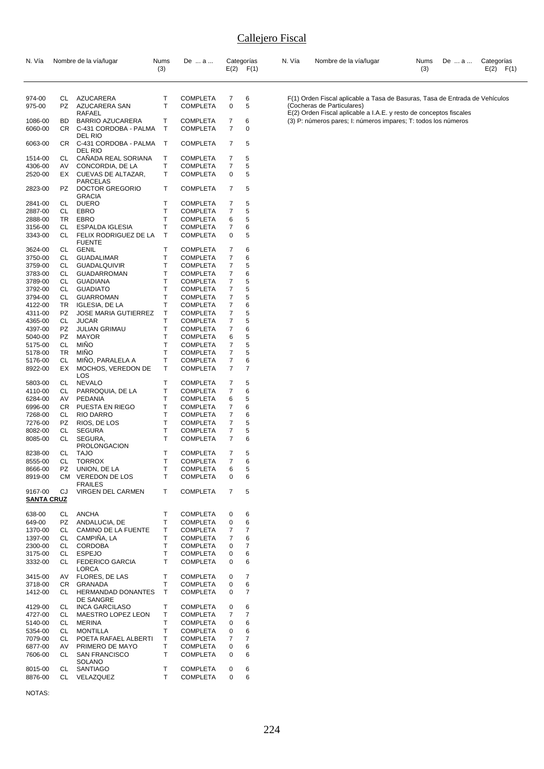# Callejero Fiscal

| N. Vía | | Nombre de la vía/lugar | Nums (3) | De ... a ... | Categorías E(2) | F(1) |
|---|---|---|---|---|---|---|
| 974-00 | CL | AZUCARERA | T | COMPLETA | 7 | 6 |
| 975-00 | PZ | AZUCARERA SAN RAFAEL | T | COMPLETA | 0 | 5 |
| 1086-00 | BD | BARRIO AZUCARERA | T | COMPLETA | 7 | 6 |
| 6060-00 | CR | C-431 CORDOBA - PALMA DEL RIO | T | COMPLETA | 7 | 0 |
| 6063-00 | CR | C-431 CORDOBA - PALMA DEL RIO | T | COMPLETA | 7 | 5 |
| 1514-00 | CL | CAÑADA REAL SORIANA | T | COMPLETA | 7 | 5 |
| 4306-00 | AV | CONCORDIA, DE LA | T | COMPLETA | 7 | 5 |
| 2520-00 | EX | CUEVAS DE ALTAZAR, PARCELAS | T | COMPLETA | 0 | 5 |
| 2823-00 | PZ | DOCTOR GREGORIO GRACIA | T | COMPLETA | 7 | 5 |
| 2841-00 | CL | DUERO | T | COMPLETA | 7 | 5 |
| 2887-00 | CL | EBRO | T | COMPLETA | 7 | 5 |
| 2888-00 | TR | EBRO | T | COMPLETA | 6 | 5 |
| 3156-00 | CL | ESPALDA IGLESIA | T | COMPLETA | 7 | 6 |
| 3343-00 | CL | FELIX RODRIGUEZ DE LA FUENTE | T | COMPLETA | 0 | 5 |
| 3624-00 | CL | GENIL | T | COMPLETA | 7 | 6 |
| 3750-00 | CL | GUADALIMAR | T | COMPLETA | 7 | 6 |
| 3759-00 | CL | GUADALQUIVIR | T | COMPLETA | 7 | 5 |
| 3783-00 | CL | GUADARROMAN | T | COMPLETA | 7 | 6 |
| 3789-00 | CL | GUADIANA | T | COMPLETA | 7 | 5 |
| 3792-00 | CL | GUADIATO | T | COMPLETA | 7 | 5 |
| 3794-00 | CL | GUARROMAN | T | COMPLETA | 7 | 5 |
| 4122-00 | TR | IGLESIA, DE LA | T | COMPLETA | 7 | 6 |
| 4311-00 | PZ | JOSE MARIA GUTIERREZ | T | COMPLETA | 7 | 5 |
| 4365-00 | CL | JUCAR | T | COMPLETA | 7 | 5 |
| 4397-00 | PZ | JULIAN GRIMAU | T | COMPLETA | 7 | 6 |
| 5040-00 | PZ | MAYOR | T | COMPLETA | 6 | 5 |
| 5175-00 | CL | MIÑO | T | COMPLETA | 7 | 5 |
| 5178-00 | TR | MIÑO | T | COMPLETA | 7 | 5 |
| 5176-00 | CL | MIÑO, PARALELA A | T | COMPLETA | 7 | 6 |
| 8922-00 | EX | MOCHOS, VEREDON DE LOS | T | COMPLETA | 7 | 7 |
| 5803-00 | CL | NEVALO | T | COMPLETA | 7 | 5 |
| 4110-00 | CL | PARROQUIA, DE LA | T | COMPLETA | 7 | 6 |
| 6284-00 | AV | PEDANIA | T | COMPLETA | 6 | 5 |
| 6996-00 | CR | PUESTA EN RIEGO | T | COMPLETA | 7 | 6 |
| 7268-00 | CL | RIO DARRO | T | COMPLETA | 7 | 6 |
| 7276-00 | PZ | RIOS, DE LOS | T | COMPLETA | 7 | 5 |
| 8082-00 | CL | SEGURA | T | COMPLETA | 7 | 5 |
| 8085-00 | CL | SEGURA, PROLONGACION | T | COMPLETA | 7 | 6 |
| 8238-00 | CL | TAJO | T | COMPLETA | 7 | 5 |
| 8555-00 | CL | TORROX | T | COMPLETA | 7 | 6 |
| 8666-00 | PZ | UNION, DE LA | T | COMPLETA | 6 | 5 |
| 8919-00 | CM | VEREDON DE LOS FRAILES | T | COMPLETA | 0 | 6 |
| 9167-00 | CJ | VIRGEN DEL CARMEN | T | COMPLETA | 7 | 5 |
| **SANTA CRUZ** | | | | | | |
| 638-00 | CL | ANCHA | T | COMPLETA | 0 | 6 |
| 649-00 | PZ | ANDALUCIA, DE | T | COMPLETA | 0 | 6 |
| 1370-00 | CL | CAMINO DE LA FUENTE | T | COMPLETA | 7 | 7 |
| 1397-00 | CL | CAMPIÑA, LA | T | COMPLETA | 7 | 6 |
| 2300-00 | CL | CORDOBA | T | COMPLETA | 0 | 7 |
| 3175-00 | CL | ESPEJO | T | COMPLETA | 0 | 6 |
| 3332-00 | CL | FEDERICO GARCIA LORCA | T | COMPLETA | 0 | 6 |
| 3415-00 | AV | FLORES, DE LAS | T | COMPLETA | 0 | 7 |
| 3718-00 | CR | GRANADA | T | COMPLETA | 0 | 6 |
| 1412-00 | CL | HERMANDAD DONANTES DE SANGRE | T | COMPLETA | 0 | 7 |
| 4129-00 | CL | INCA GARCILASO | T | COMPLETA | 0 | 6 |
| 4727-00 | CL | MAESTRO LOPEZ LEON | T | COMPLETA | 7 | 7 |
| 5140-00 | CL | MERINA | T | COMPLETA | 0 | 6 |
| 5354-00 | CL | MONTILLA | T | COMPLETA | 0 | 6 |
| 7079-00 | CL | POETA RAFAEL ALBERTI | T | COMPLETA | 7 | 7 |
| 6877-00 | AV | PRIMERO DE MAYO | T | COMPLETA | 0 | 6 |
| 7606-00 | CL | SAN FRANCISCO SOLANO | T | COMPLETA | 0 | 6 |
| 8015-00 | CL | SANTIAGO | T | COMPLETA | 0 | 6 |
| 8876-00 | CL | VELAZQUEZ | T | COMPLETA | 0 | 6 |

F(1) Orden Fiscal aplicable a Tasa de Basuras, Tasa de Entrada de Vehículos (Cocheras de Particulares)
E(2) Orden Fiscal aplicable a I.A.E. y resto de conceptos fiscales
(3) P: números pares; I: números impares; T: todos los números

NOTAS: